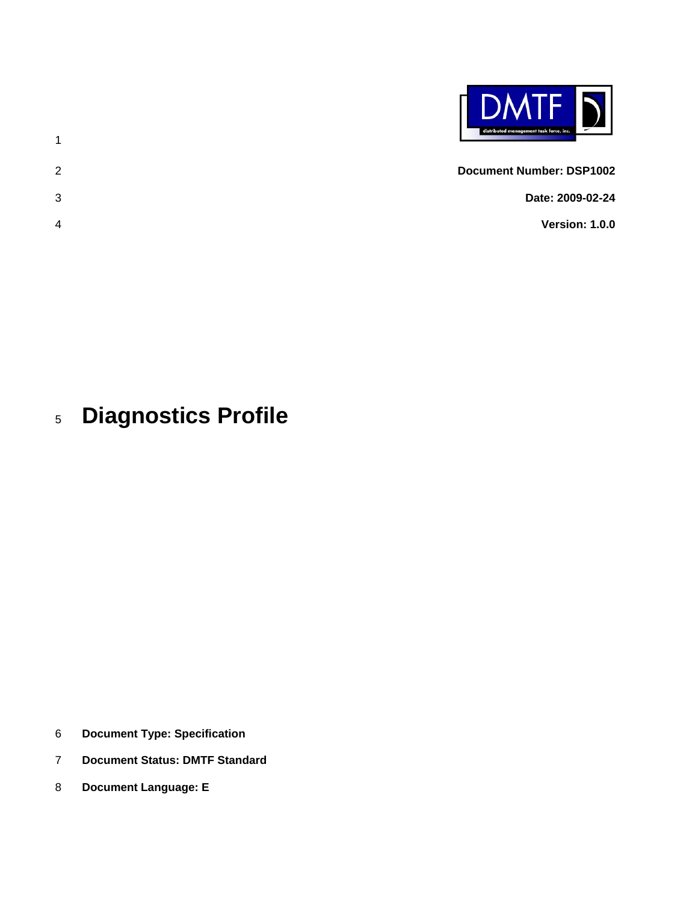**Document Number: DSP1002**

**Date: 2009-02-24**

**Version: 1.0.0**

# Diagnostics Profile

**Document Type: Specification**

**Document Status: DMTF Standard**

**Document Language: E**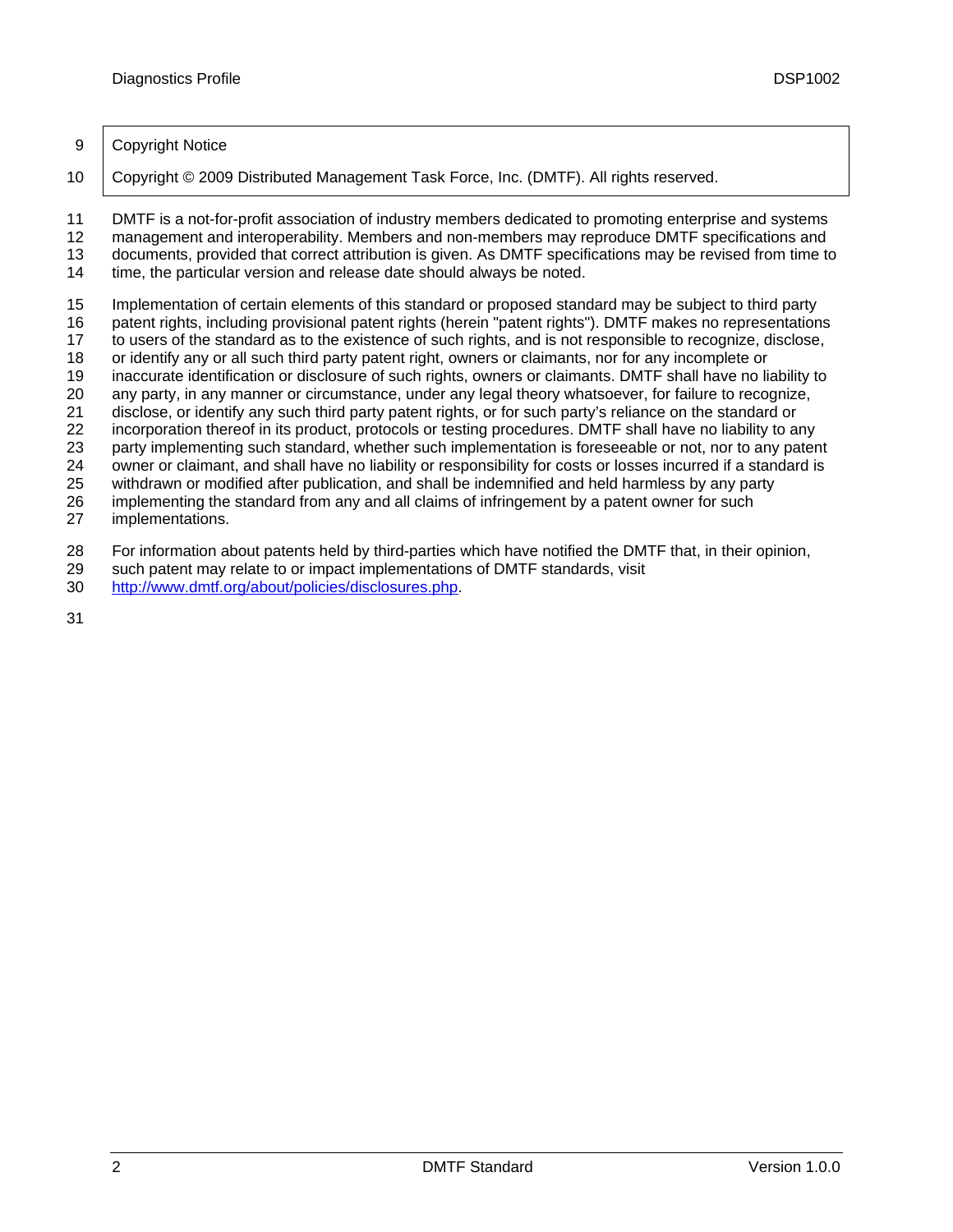Copyright Notice

Copyright © 2009 Distributed Management Task Force, Inc. (DMTF). All rights reserved.

DMTF is a not-for-profit association of industry members dedicated to promoting enterprise and systems management and interoperability. Members and non-members may reproduce DMTF specifications and documents, provided that correct attribution is given. As DMTF specifications may be revised from time to time, the particular version and release date should always be noted.

Implementation of certain elements of this standard or proposed standard may be subject to third party patent rights, including provisional patent rights (herein "patent rights"). DMTF makes no representations to users of the standard as to the existence of such rights, and is not responsible to recognize, disclose, or identify any or all such third party patent right, owners or claimants, nor for any incomplete or inaccurate identification or disclosure of such rights, owners or claimants. DMTF shall have no liability to any party, in any manner or circumstance, under any legal theory whatsoever, for failure to recognize, disclose, or identify any such third party patent rights, or for such party's reliance on the standard or incorporation thereof in its product, protocols or testing procedures. DMTF shall have no liability to any party implementing such standard, whether such implementation is foreseeable or not, nor to any patent owner or claimant, and shall have no liability or responsibility for costs or losses incurred if a standard is withdrawn or modified after publication, and shall be indemnified and held harmless by any party implementing the standard from any and all claims of infringement by a patent owner for such implementations.

For information about patents held by third-parties which have notified the DMTF that, in their opinion, such patent may relate to or impact implementations of DMTF standards, visit http://www.dmtf.org/about/policies/disclosures.php.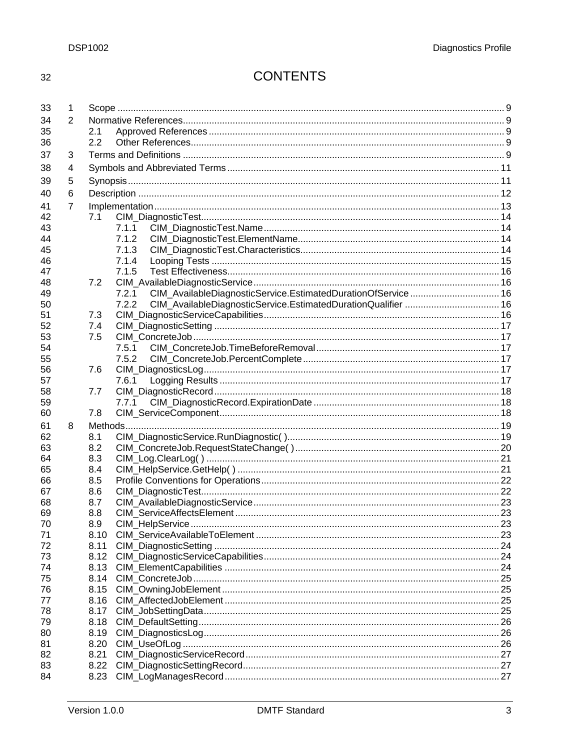# CONTENTS

1 Scope ... 9
2 Normative References ... 9
  2.1 Approved References ... 9
  2.2 Other References ... 9
3 Terms and Definitions ... 9
4 Symbols and Abbreviated Terms ... 11
5 Synopsis ... 11
6 Description ... 12
7 Implementation ... 13
  7.1 CIM_DiagnosticTest ... 14
    7.1.1 CIM_DiagnosticTest.Name ... 14
    7.1.2 CIM_DiagnosticTest.ElementName ... 14
    7.1.3 CIM_DiagnosticTest.Characteristics ... 14
    7.1.4 Looping Tests ... 15
    7.1.5 Test Effectiveness ... 16
  7.2 CIM_AvailableDiagnosticService ... 16
    7.2.1 CIM_AvailableDiagnosticService.EstimatedDurationOfService ... 16
    7.2.2 CIM_AvailableDiagnosticService.EstimatedDurationQualifier ... 16
  7.3 CIM_DiagnosticServiceCapabilities ... 16
  7.4 CIM_DiagnosticSetting ... 17
  7.5 CIM_ConcreteJob ... 17
    7.5.1 CIM_ConcreteJob.TimeBeforeRemoval ... 17
    7.5.2 CIM_ConcreteJob.PercentComplete ... 17
  7.6 CIM_DiagnosticsLog ... 17
    7.6.1 Logging Results ... 17
  7.7 CIM_DiagnosticRecord ... 18
    7.7.1 CIM_DiagnosticRecord.ExpirationDate ... 18
  7.8 CIM_ServiceComponent ... 18
8 Methods ... 19
  8.1 CIM_DiagnosticService.RunDiagnostic( ) ... 19
  8.2 CIM_ConcreteJob.RequestStateChange( ) ... 20
  8.3 CIM_Log.ClearLog( ) ... 21
  8.4 CIM_HelpService.GetHelp( ) ... 21
  8.5 Profile Conventions for Operations ... 22
  8.6 CIM_DiagnosticTest ... 22
  8.7 CIM_AvailableDiagnosticService ... 23
  8.8 CIM_ServiceAffectsElement ... 23
  8.9 CIM_HelpService ... 23
  8.10 CIM_ServiceAvailableToElement ... 23
  8.11 CIM_DiagnosticSetting ... 24
  8.12 CIM_DiagnosticServiceCapabilities ... 24
  8.13 CIM_ElementCapabilities ... 24
  8.14 CIM_ConcreteJob ... 25
  8.15 CIM_OwningJobElement ... 25
  8.16 CIM_AffectedJobElement ... 25
  8.17 CIM_JobSettingData ... 25
  8.18 CIM_DefaultSetting ... 26
  8.19 CIM_DiagnosticsLog ... 26
  8.20 CIM_UseOfLog ... 26
  8.21 CIM_DiagnosticServiceRecord ... 27
  8.22 CIM_DiagnosticSettingRecord ... 27
  8.23 CIM_LogManagesRecord ... 27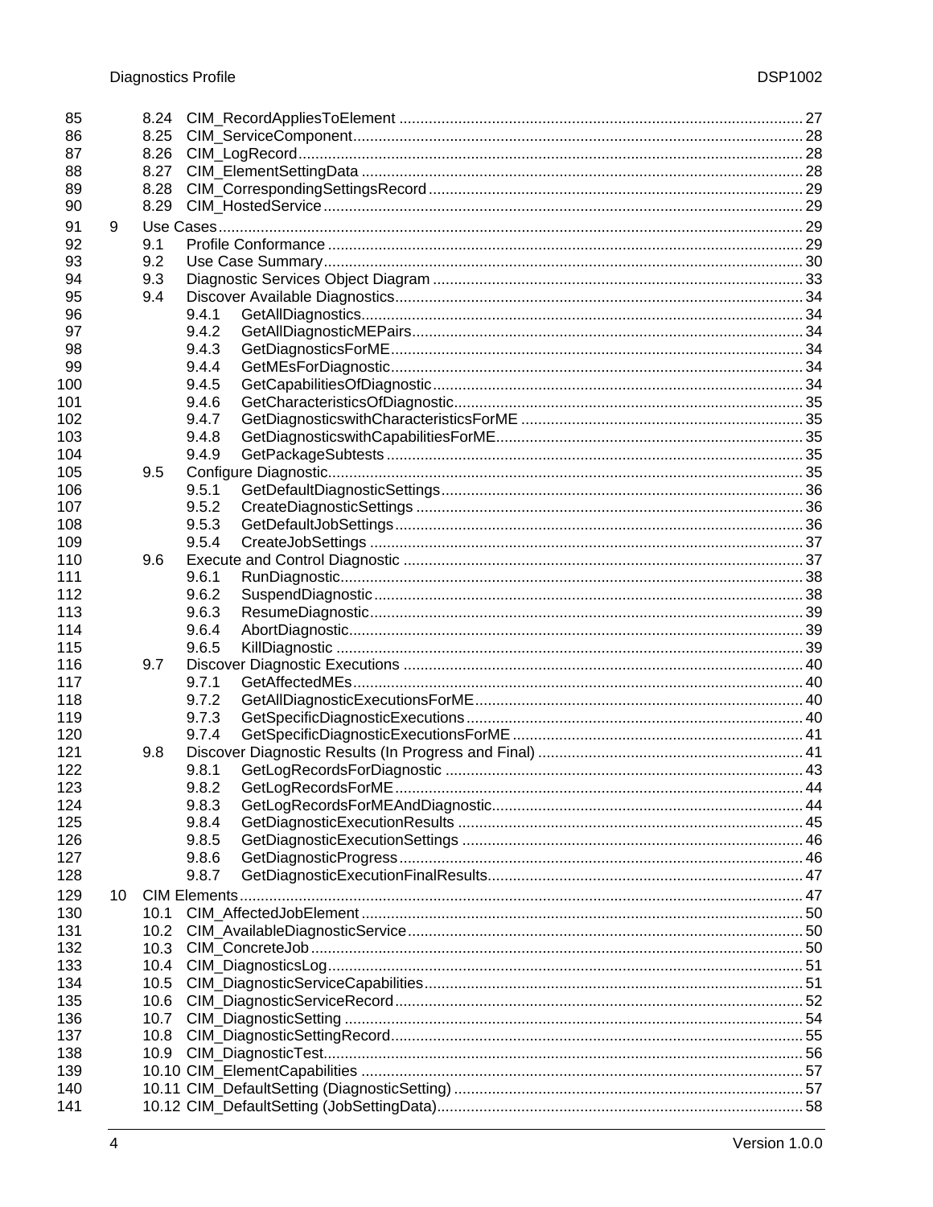85 8.24 CIM_RecordAppliesToElement ............................................................................................ 27
86 8.25 CIM_ServiceComponent...................................................................................................... 28
87 8.26 CIM_LogRecord.................................................................................................................. 28
88 8.27 CIM_ElementSettingData .................................................................................................... 28
89 8.28 CIM_CorrespondingSettingsRecord.................................................................................... 29
90 8.29 CIM_HostedService ............................................................................................................ 29
91 9 Use Cases.................................................................................................................................... 29
92 9.1 Profile Conformance ........................................................................................................... 29
93 9.2 Use Case Summary............................................................................................................ 30
94 9.3 Diagnostic Services Object Diagram .................................................................................. 33
95 9.4 Discover Available Diagnostics........................................................................................... 34
96 9.4.1 GetAllDiagnostics..................................................................................................... 34
97 9.4.2 GetAllDiagnosticMEPairs.......................................................................................... 34
98 9.4.3 GetDiagnosticsForME............................................................................................... 34
99 9.4.4 GetMEsForDiagnostic............................................................................................... 34
100 9.4.5 GetCapabilitiesOfDiagnostic..................................................................................... 34
101 9.4.6 GetCharacteristicsOfDiagnostic................................................................................ 35
102 9.4.7 GetDiagnosticswithCharacteristicsForME ................................................................. 35
103 9.4.8 GetDiagnosticswithCapabilitiesForME...................................................................... 35
104 9.4.9 GetPackageSubtests ................................................................................................ 35
105 9.5 Configure Diagnostic........................................................................................................... 35
106 9.5.1 GetDefaultDiagnosticSettings................................................................................... 36
107 9.5.2 CreateDiagnosticSettings ......................................................................................... 36
108 9.5.3 GetDefaultJobSettings.............................................................................................. 36
109 9.5.4 CreateJobSettings .................................................................................................... 37
110 9.6 Execute and Control Diagnostic ......................................................................................... 37
111 9.6.1 RunDiagnostic........................................................................................................... 38
112 9.6.2 SuspendDiagnostic................................................................................................... 38
113 9.6.3 ResumeDiagnostic.................................................................................................... 39
114 9.6.4 AbortDiagnostic......................................................................................................... 39
115 9.6.5 KillDiagnostic ............................................................................................................ 39
116 9.7 Discover Diagnostic Executions ......................................................................................... 40
117 9.7.1 GetAffectedMEs........................................................................................................ 40
118 9.7.2 GetAllDiagnosticExecutionsForME........................................................................... 40
119 9.7.3 GetSpecificDiagnosticExecutions............................................................................. 40
120 9.7.4 GetSpecificDiagnosticExecutionsForME .................................................................. 41
121 9.8 Discover Diagnostic Results (In Progress and Final) .......................................................... 41
122 9.8.1 GetLogRecordsForDiagnostic .................................................................................. 43
123 9.8.2 GetLogRecordsForME.............................................................................................. 44
124 9.8.3 GetLogRecordsForMEAndDiagnostic....................................................................... 44
125 9.8.4 GetDiagnosticExecutionResults ............................................................................... 45
126 9.8.5 GetDiagnosticExecutionSettings .............................................................................. 46
127 9.8.6 GetDiagnosticProgress............................................................................................. 46
128 9.8.7 GetDiagnosticExecutionFinalResults........................................................................ 47
129 10 CIM Elements................................................................................................................................ 47
130 10.1 CIM_AffectedJobElement.................................................................................................... 50
131 10.2 CIM_AvailableDiagnosticService......................................................................................... 50
132 10.3 CIM_ConcreteJob................................................................................................................ 50
133 10.4 CIM_DiagnosticsLog............................................................................................................ 51
134 10.5 CIM_DiagnosticServiceCapabilities..................................................................................... 51
135 10.6 CIM_DiagnosticServiceRecord............................................................................................ 52
136 10.7 CIM_DiagnosticSetting ........................................................................................................ 54
137 10.8 CIM_DiagnosticSettingRecord............................................................................................. 55
138 10.9 CIM_DiagnosticTest............................................................................................................. 56
139 10.10 CIM_ElementCapabilities .................................................................................................... 57
140 10.11 CIM_DefaultSetting (DiagnosticSetting) .............................................................................. 57
141 10.12 CIM_DefaultSetting (JobSettingData).................................................................................. 58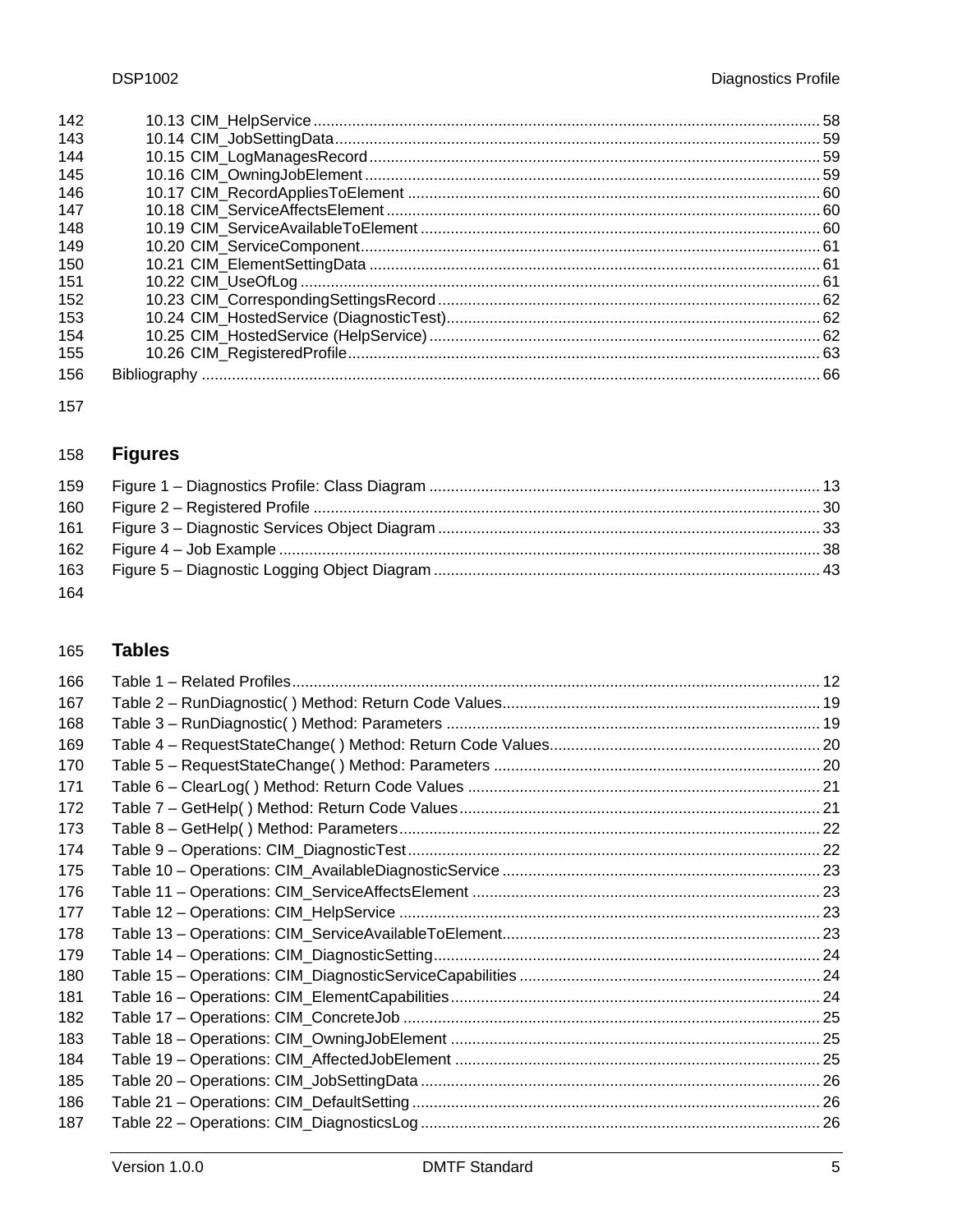10.13 CIM_HelpService ..... 58
10.14 CIM_JobSettingData ..... 59
10.15 CIM_LogManagesRecord ..... 59
10.16 CIM_OwningJobElement ..... 59
10.17 CIM_RecordAppliesToElement ..... 60
10.18 CIM_ServiceAffectsElement ..... 60
10.19 CIM_ServiceAvailableToElement ..... 60
10.20 CIM_ServiceComponent ..... 61
10.21 CIM_ElementSettingData ..... 61
10.22 CIM_UseOfLog ..... 61
10.23 CIM_CorrespondingSettingsRecord ..... 62
10.24 CIM_HostedService (DiagnosticTest) ..... 62
10.25 CIM_HostedService (HelpService) ..... 62
10.26 CIM_RegisteredProfile ..... 63

Bibliography ..... 66

## Figures

Figure 1 – Diagnostics Profile: Class Diagram ..... 13
Figure 2 – Registered Profile ..... 30
Figure 3 – Diagnostic Services Object Diagram ..... 33
Figure 4 – Job Example ..... 38
Figure 5 – Diagnostic Logging Object Diagram ..... 43

## Tables

Table 1 – Related Profiles ..... 12
Table 2 – RunDiagnostic( ) Method: Return Code Values ..... 19
Table 3 – RunDiagnostic( ) Method: Parameters ..... 19
Table 4 – RequestStateChange( ) Method: Return Code Values ..... 20
Table 5 – RequestStateChange( ) Method: Parameters ..... 20
Table 6 – ClearLog( ) Method: Return Code Values ..... 21
Table 7 – GetHelp( ) Method: Return Code Values ..... 21
Table 8 – GetHelp( ) Method: Parameters ..... 22
Table 9 – Operations: CIM_DiagnosticTest ..... 22
Table 10 – Operations: CIM_AvailableDiagnosticService ..... 23
Table 11 – Operations: CIM_ServiceAffectsElement ..... 23
Table 12 – Operations: CIM_HelpService ..... 23
Table 13 – Operations: CIM_ServiceAvailableToElement ..... 23
Table 14 – Operations: CIM_DiagnosticSetting ..... 24
Table 15 – Operations: CIM_DiagnosticServiceCapabilities ..... 24
Table 16 – Operations: CIM_ElementCapabilities ..... 24
Table 17 – Operations: CIM_ConcreteJob ..... 25
Table 18 – Operations: CIM_OwningJobElement ..... 25
Table 19 – Operations: CIM_AffectedJobElement ..... 25
Table 20 – Operations: CIM_JobSettingData ..... 26
Table 21 – Operations: CIM_DefaultSetting ..... 26
Table 22 – Operations: CIM_DiagnosticsLog ..... 26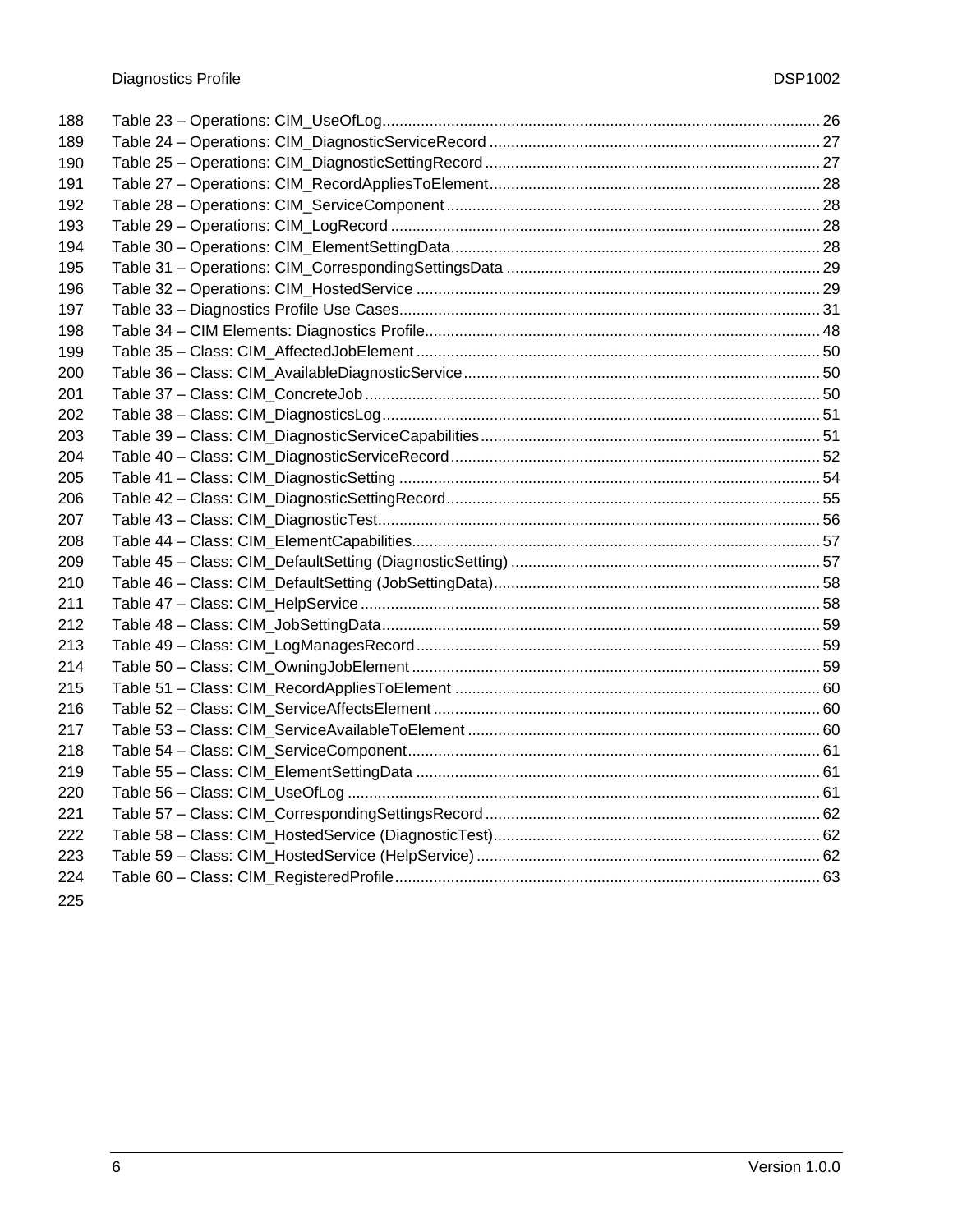188 Table 23 – Operations: CIM_UseOfLog ..................................................................................................... 26
189 Table 24 – Operations: CIM_DiagnosticServiceRecord ............................................................................ 27
190 Table 25 – Operations: CIM_DiagnosticSettingRecord ............................................................................. 27
191 Table 27 – Operations: CIM_RecordAppliesToElement ............................................................................ 28
192 Table 28 – Operations: CIM_ServiceComponent ...................................................................................... 28
193 Table 29 – Operations: CIM_LogRecord ................................................................................................... 28
194 Table 30 – Operations: CIM_ElementSettingData ..................................................................................... 28
195 Table 31 – Operations: CIM_CorrespondingSettingsData ......................................................................... 29
196 Table 32 – Operations: CIM_HostedService ............................................................................................. 29
197 Table 33 – Diagnostics Profile Use Cases ................................................................................................. 31
198 Table 34 – CIM Elements: Diagnostics Profile ........................................................................................... 48
199 Table 35 – Class: CIM_AffectedJobElement ............................................................................................. 50
200 Table 36 – Class: CIM_AvailableDiagnosticService .................................................................................. 50
201 Table 37 – Class: CIM_ConcreteJob ......................................................................................................... 50
202 Table 38 – Class: CIM_DiagnosticsLog ..................................................................................................... 51
203 Table 39 – Class: CIM_DiagnosticServiceCapabilities .............................................................................. 51
204 Table 40 – Class: CIM_DiagnosticServiceRecord ..................................................................................... 52
205 Table 41 – Class: CIM_DiagnosticSetting ................................................................................................. 54
206 Table 42 – Class: CIM_DiagnosticSettingRecord ...................................................................................... 55
207 Table 43 – Class: CIM_DiagnosticTest ...................................................................................................... 56
208 Table 44 – Class: CIM_ElementCapabilities .............................................................................................. 57
209 Table 45 – Class: CIM_DefaultSetting (DiagnosticSetting) ....................................................................... 57
210 Table 46 – Class: CIM_DefaultSetting (JobSettingData) ........................................................................... 58
211 Table 47 – Class: CIM_HelpService .......................................................................................................... 58
212 Table 48 – Class: CIM_JobSettingData ..................................................................................................... 59
213 Table 49 – Class: CIM_LogManagesRecord ............................................................................................. 59
214 Table 50 – Class: CIM_OwningJobElement .............................................................................................. 59
215 Table 51 – Class: CIM_RecordAppliesToElement .................................................................................... 60
216 Table 52 – Class: CIM_ServiceAffectsElement ......................................................................................... 60
217 Table 53 – Class: CIM_ServiceAvailableToElement ................................................................................. 60
218 Table 54 – Class: CIM_ServiceComponent ............................................................................................... 61
219 Table 55 – Class: CIM_ElementSettingData ............................................................................................. 61
220 Table 56 – Class: CIM_UseOfLog ............................................................................................................. 61
221 Table 57 – Class: CIM_CorrespondingSettingsRecord ............................................................................. 62
222 Table 58 – Class: CIM_HostedService (DiagnosticTest) ........................................................................... 62
223 Table 59 – Class: CIM_HostedService (HelpService) ............................................................................... 62
224 Table 60 – Class: CIM_RegisteredProfile .................................................................................................. 63
225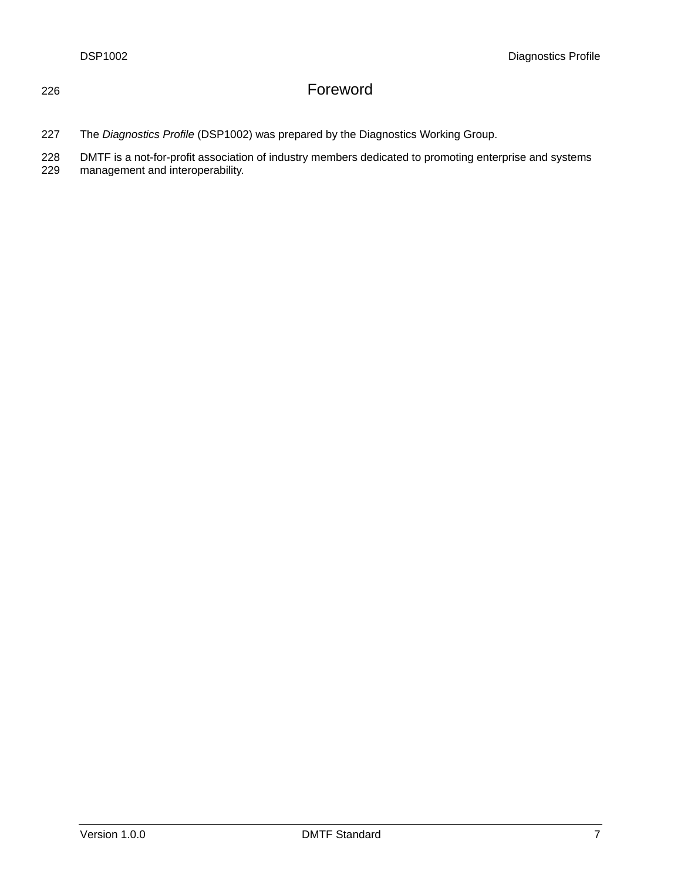# Foreword

The *Diagnostics Profile* (DSP1002) was prepared by the Diagnostics Working Group.

DMTF is a not-for-profit association of industry members dedicated to promoting enterprise and systems management and interoperability.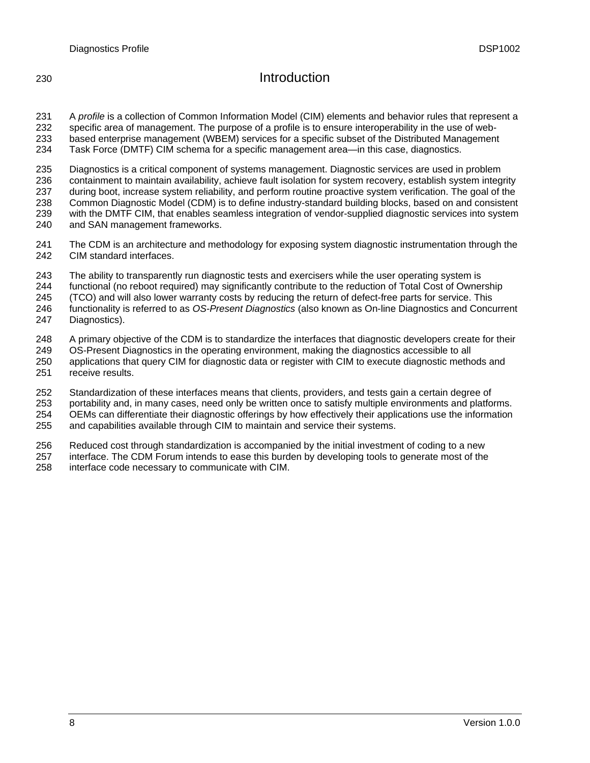# Introduction

A *profile* is a collection of Common Information Model (CIM) elements and behavior rules that represent a specific area of management. The purpose of a profile is to ensure interoperability in the use of web-based enterprise management (WBEM) services for a specific subset of the Distributed Management Task Force (DMTF) CIM schema for a specific management area—in this case, diagnostics.

Diagnostics is a critical component of systems management. Diagnostic services are used in problem containment to maintain availability, achieve fault isolation for system recovery, establish system integrity during boot, increase system reliability, and perform routine proactive system verification. The goal of the Common Diagnostic Model (CDM) is to define industry-standard building blocks, based on and consistent with the DMTF CIM, that enables seamless integration of vendor-supplied diagnostic services into system and SAN management frameworks.

The CDM is an architecture and methodology for exposing system diagnostic instrumentation through the CIM standard interfaces.

The ability to transparently run diagnostic tests and exercisers while the user operating system is functional (no reboot required) may significantly contribute to the reduction of Total Cost of Ownership (TCO) and will also lower warranty costs by reducing the return of defect-free parts for service. This functionality is referred to as *OS-Present Diagnostics* (also known as On-line Diagnostics and Concurrent Diagnostics).

A primary objective of the CDM is to standardize the interfaces that diagnostic developers create for their OS-Present Diagnostics in the operating environment, making the diagnostics accessible to all applications that query CIM for diagnostic data or register with CIM to execute diagnostic methods and receive results.

Standardization of these interfaces means that clients, providers, and tests gain a certain degree of portability and, in many cases, need only be written once to satisfy multiple environments and platforms. OEMs can differentiate their diagnostic offerings by how effectively their applications use the information and capabilities available through CIM to maintain and service their systems.

Reduced cost through standardization is accompanied by the initial investment of coding to a new interface. The CDM Forum intends to ease this burden by developing tools to generate most of the interface code necessary to communicate with CIM.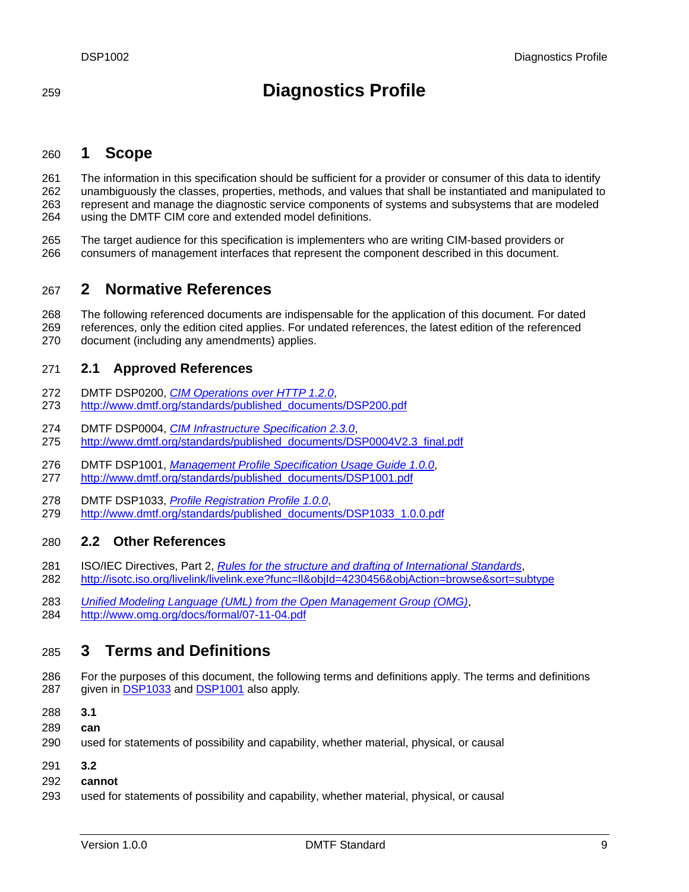# Diagnostics Profile

## 1 Scope

The information in this specification should be sufficient for a provider or consumer of this data to identify unambiguously the classes, properties, methods, and values that shall be instantiated and manipulated to represent and manage the diagnostic service components of systems and subsystems that are modeled using the DMTF CIM core and extended model definitions.

The target audience for this specification is implementers who are writing CIM-based providers or consumers of management interfaces that represent the component described in this document.

## 2 Normative References

The following referenced documents are indispensable for the application of this document. For dated references, only the edition cited applies. For undated references, the latest edition of the referenced document (including any amendments) applies.

### 2.1 Approved References

DMTF DSP0200, *CIM Operations over HTTP 1.2.0*,
http://www.dmtf.org/standards/published_documents/DSP200.pdf

DMTF DSP0004, *CIM Infrastructure Specification 2.3.0*,
http://www.dmtf.org/standards/published_documents/DSP0004V2.3_final.pdf

DMTF DSP1001, *Management Profile Specification Usage Guide 1.0.0*,
http://www.dmtf.org/standards/published_documents/DSP1001.pdf

DMTF DSP1033, *Profile Registration Profile 1.0.0*,
http://www.dmtf.org/standards/published_documents/DSP1033_1.0.0.pdf

### 2.2 Other References

ISO/IEC Directives, Part 2, *Rules for the structure and drafting of International Standards*,
http://isotc.iso.org/livelink/livelink.exe?func=ll&objId=4230456&objAction=browse&sort=subtype

*Unified Modeling Language (UML) from the Open Management Group (OMG)*,
http://www.omg.org/docs/formal/07-11-04.pdf

## 3 Terms and Definitions

For the purposes of this document, the following terms and definitions apply. The terms and definitions given in DSP1033 and DSP1001 also apply.

**3.1**

**can**

used for statements of possibility and capability, whether material, physical, or causal

**3.2**

**cannot**

used for statements of possibility and capability, whether material, physical, or causal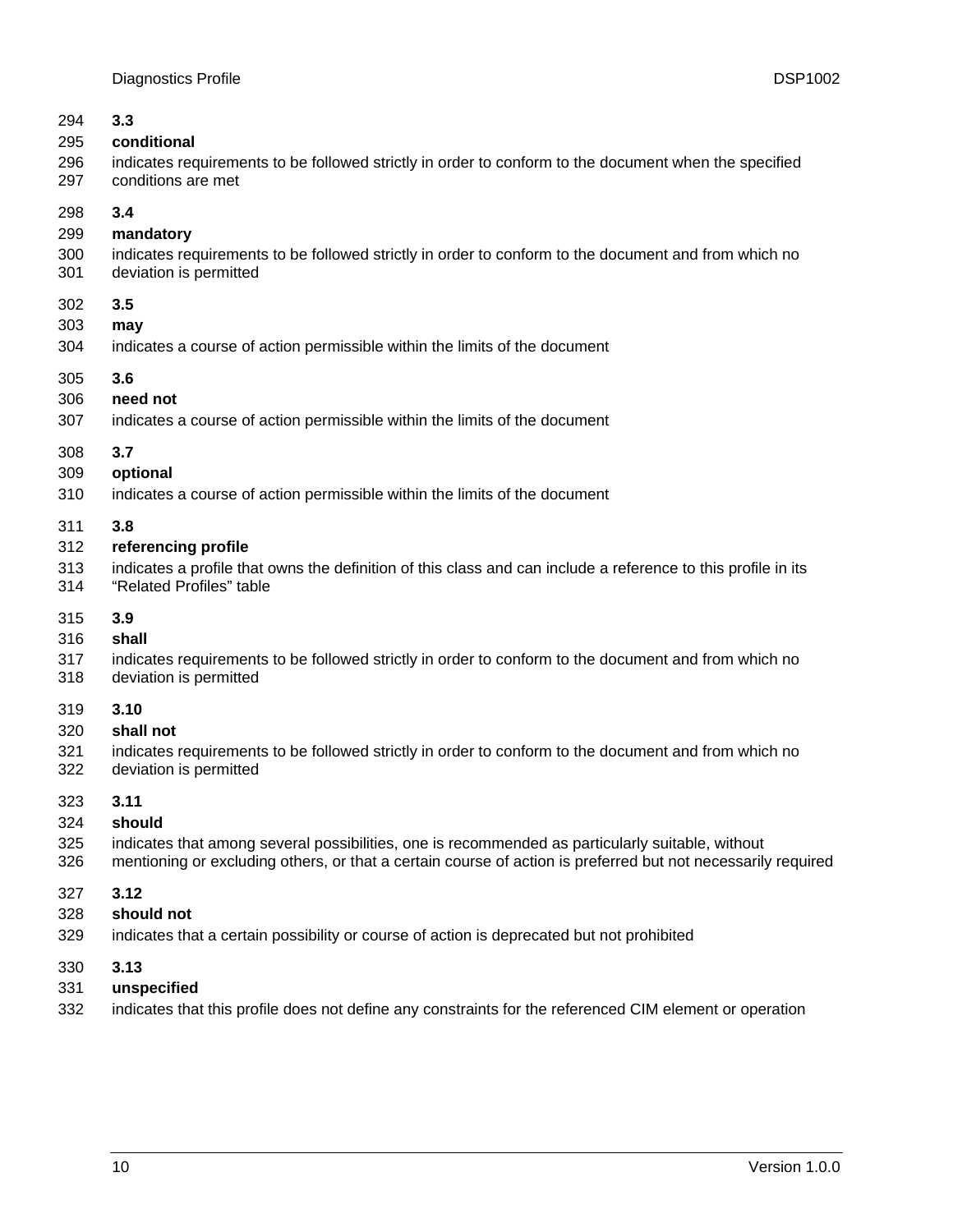**3.3**

**conditional**

indicates requirements to be followed strictly in order to conform to the document when the specified conditions are met

**3.4**

**mandatory**

indicates requirements to be followed strictly in order to conform to the document and from which no deviation is permitted

**3.5**

**may**

indicates a course of action permissible within the limits of the document

**3.6**

**need not**

indicates a course of action permissible within the limits of the document

**3.7**

**optional**

indicates a course of action permissible within the limits of the document

**3.8**

**referencing profile**

indicates a profile that owns the definition of this class and can include a reference to this profile in its "Related Profiles" table

**3.9**

**shall**

indicates requirements to be followed strictly in order to conform to the document and from which no deviation is permitted

**3.10**

**shall not**

indicates requirements to be followed strictly in order to conform to the document and from which no deviation is permitted

**3.11**

**should**

indicates that among several possibilities, one is recommended as particularly suitable, without mentioning or excluding others, or that a certain course of action is preferred but not necessarily required

**3.12**

**should not**

indicates that a certain possibility or course of action is deprecated but not prohibited

**3.13**

**unspecified**

indicates that this profile does not define any constraints for the referenced CIM element or operation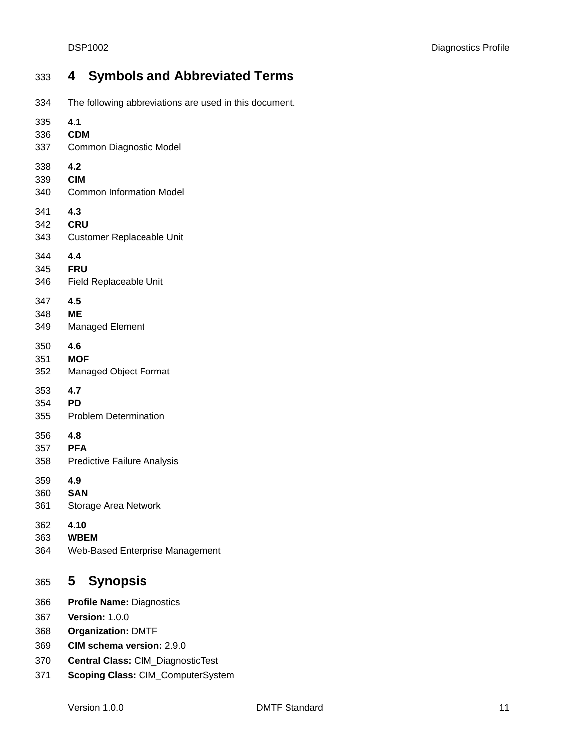# 4 Symbols and Abbreviated Terms

The following abbreviations are used in this document.

**4.1**
**CDM**
Common Diagnostic Model

**4.2**
**CIM**
Common Information Model

**4.3**
**CRU**
Customer Replaceable Unit

**4.4**
**FRU**
Field Replaceable Unit

**4.5**
**ME**
Managed Element

**4.6**
**MOF**
Managed Object Format

**4.7**
**PD**
Problem Determination

**4.8**
**PFA**
Predictive Failure Analysis

**4.9**
**SAN**
Storage Area Network

**4.10**
**WBEM**
Web-Based Enterprise Management

# 5 Synopsis

**Profile Name:** Diagnostics
**Version:** 1.0.0
**Organization:** DMTF
**CIM schema version:** 2.9.0
**Central Class:** CIM_DiagnosticTest
**Scoping Class:** CIM_ComputerSystem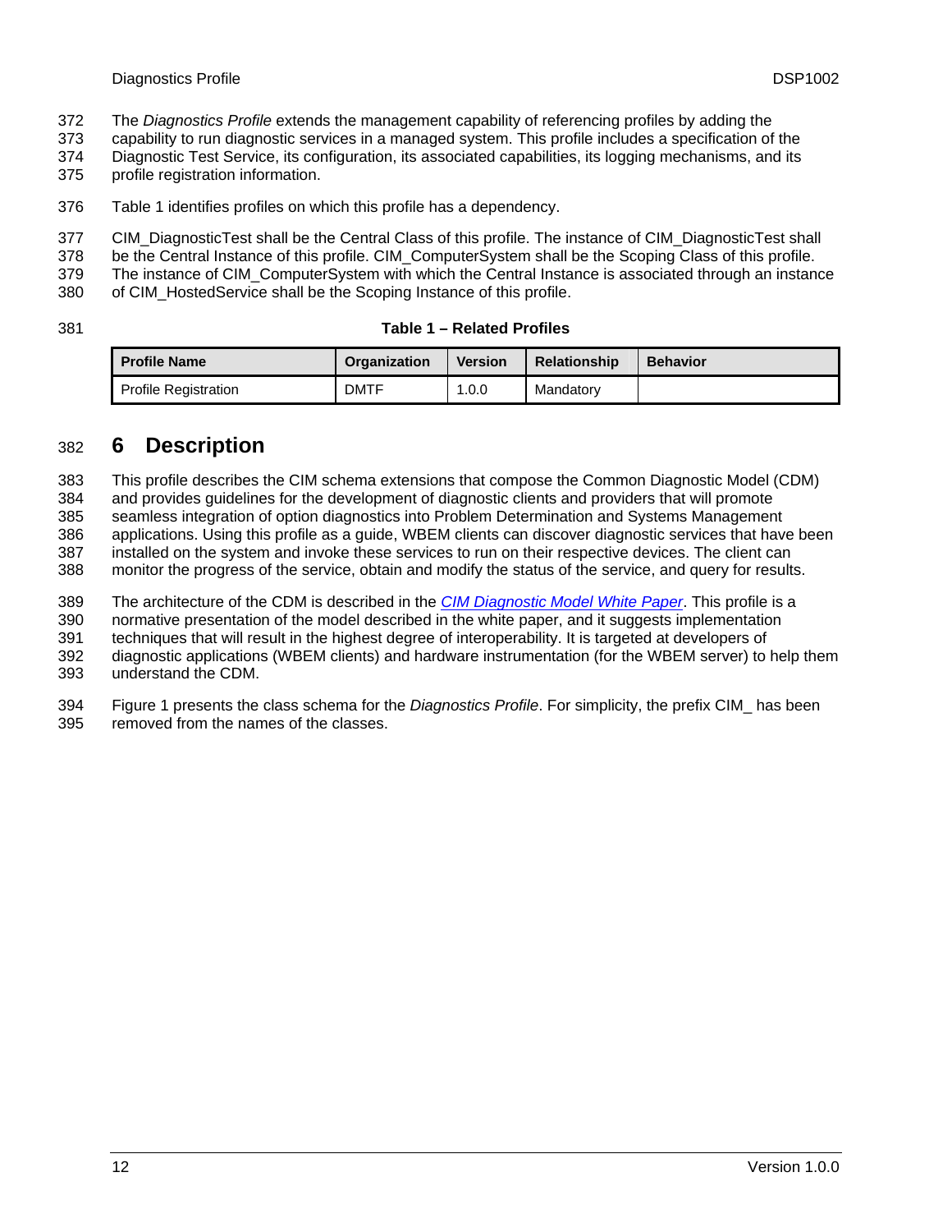The *Diagnostics Profile* extends the management capability of referencing profiles by adding the capability to run diagnostic services in a managed system. This profile includes a specification of the Diagnostic Test Service, its configuration, its associated capabilities, its logging mechanisms, and its profile registration information.

Table 1 identifies profiles on which this profile has a dependency.

CIM_DiagnosticTest shall be the Central Class of this profile. The instance of CIM_DiagnosticTest shall be the Central Instance of this profile. CIM_ComputerSystem shall be the Scoping Class of this profile. The instance of CIM_ComputerSystem with which the Central Instance is associated through an instance of CIM_HostedService shall be the Scoping Instance of this profile.

**Table 1 – Related Profiles**

| Profile Name | Organization | Version | Relationship | Behavior |
| --- | --- | --- | --- | --- |
| Profile Registration | DMTF | 1.0.0 | Mandatory | |

# 6 Description

This profile describes the CIM schema extensions that compose the Common Diagnostic Model (CDM) and provides guidelines for the development of diagnostic clients and providers that will promote seamless integration of option diagnostics into Problem Determination and Systems Management applications. Using this profile as a guide, WBEM clients can discover diagnostic services that have been installed on the system and invoke these services to run on their respective devices. The client can monitor the progress of the service, obtain and modify the status of the service, and query for results.

The architecture of the CDM is described in the *CIM Diagnostic Model White Paper*. This profile is a normative presentation of the model described in the white paper, and it suggests implementation techniques that will result in the highest degree of interoperability. It is targeted at developers of diagnostic applications (WBEM clients) and hardware instrumentation (for the WBEM server) to help them understand the CDM.

Figure 1 presents the class schema for the *Diagnostics Profile*. For simplicity, the prefix CIM_ has been removed from the names of the classes.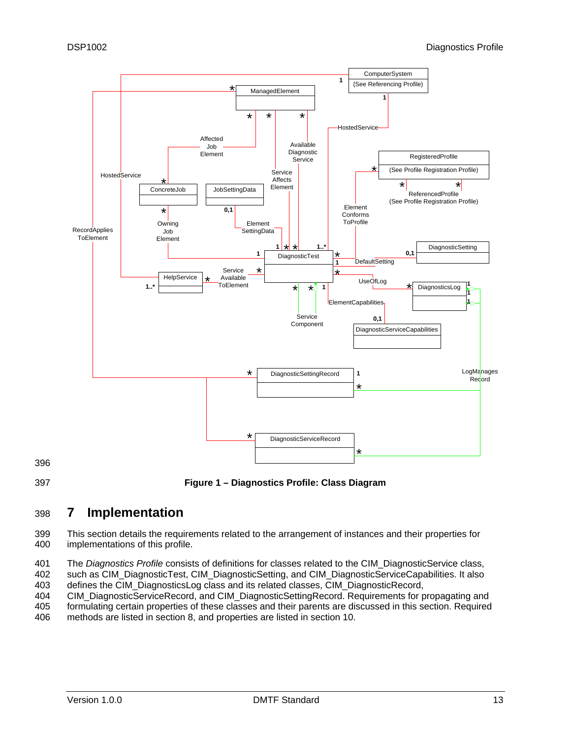Figure 1 – Diagnostics Profile: Class Diagram

# 7 Implementation

This section details the requirements related to the arrangement of instances and their properties for implementations of this profile.

The *Diagnostics Profile* consists of definitions for classes related to the CIM_DiagnosticService class, such as CIM_DiagnosticTest, CIM_DiagnosticSetting, and CIM_DiagnosticServiceCapabilities. It also defines the CIM_DiagnosticsLog class and its related classes, CIM_DiagnosticRecord, CIM_DiagnosticServiceRecord, and CIM_DiagnosticSettingRecord. Requirements for propagating and formulating certain properties of these classes and their parents are discussed in this section. Required methods are listed in section 8, and properties are listed in section 10.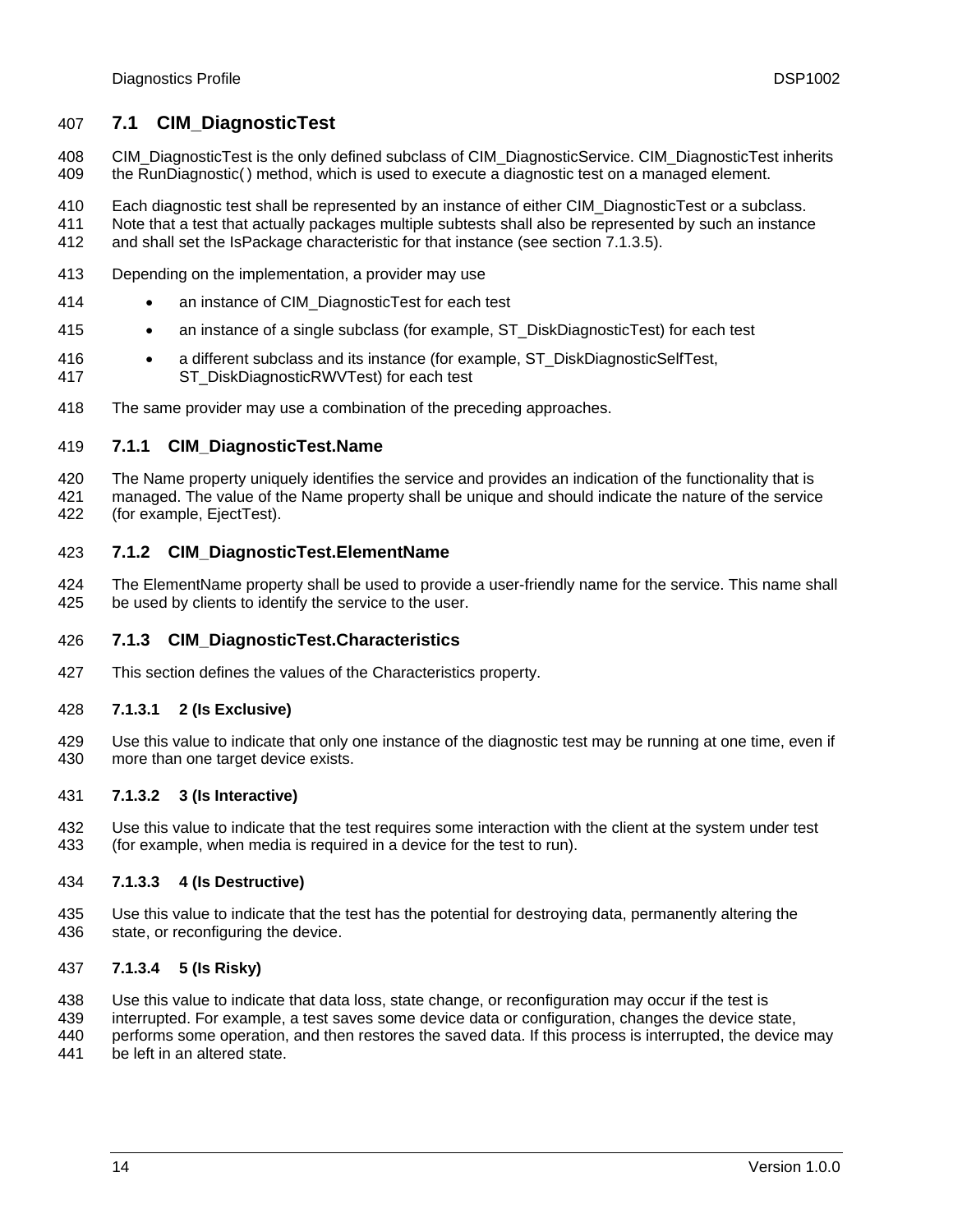## 7.1 CIM_DiagnosticTest

CIM_DiagnosticTest is the only defined subclass of CIM_DiagnosticService. CIM_DiagnosticTest inherits the RunDiagnostic( ) method, which is used to execute a diagnostic test on a managed element.

Each diagnostic test shall be represented by an instance of either CIM_DiagnosticTest or a subclass. Note that a test that actually packages multiple subtests shall also be represented by such an instance and shall set the IsPackage characteristic for that instance (see section 7.1.3.5).

Depending on the implementation, a provider may use

- an instance of CIM_DiagnosticTest for each test
- an instance of a single subclass (for example, ST_DiskDiagnosticTest) for each test
- a different subclass and its instance (for example, ST_DiskDiagnosticSelfTest, ST_DiskDiagnosticRWVTest) for each test

The same provider may use a combination of the preceding approaches.

### 7.1.1 CIM_DiagnosticTest.Name

The Name property uniquely identifies the service and provides an indication of the functionality that is managed. The value of the Name property shall be unique and should indicate the nature of the service (for example, EjectTest).

### 7.1.2 CIM_DiagnosticTest.ElementName

The ElementName property shall be used to provide a user-friendly name for the service. This name shall be used by clients to identify the service to the user.

### 7.1.3 CIM_DiagnosticTest.Characteristics

This section defines the values of the Characteristics property.

#### 7.1.3.1 2 (Is Exclusive)

Use this value to indicate that only one instance of the diagnostic test may be running at one time, even if more than one target device exists.

#### 7.1.3.2 3 (Is Interactive)

Use this value to indicate that the test requires some interaction with the client at the system under test (for example, when media is required in a device for the test to run).

#### 7.1.3.3 4 (Is Destructive)

Use this value to indicate that the test has the potential for destroying data, permanently altering the state, or reconfiguring the device.

#### 7.1.3.4 5 (Is Risky)

Use this value to indicate that data loss, state change, or reconfiguration may occur if the test is interrupted. For example, a test saves some device data or configuration, changes the device state, performs some operation, and then restores the saved data. If this process is interrupted, the device may be left in an altered state.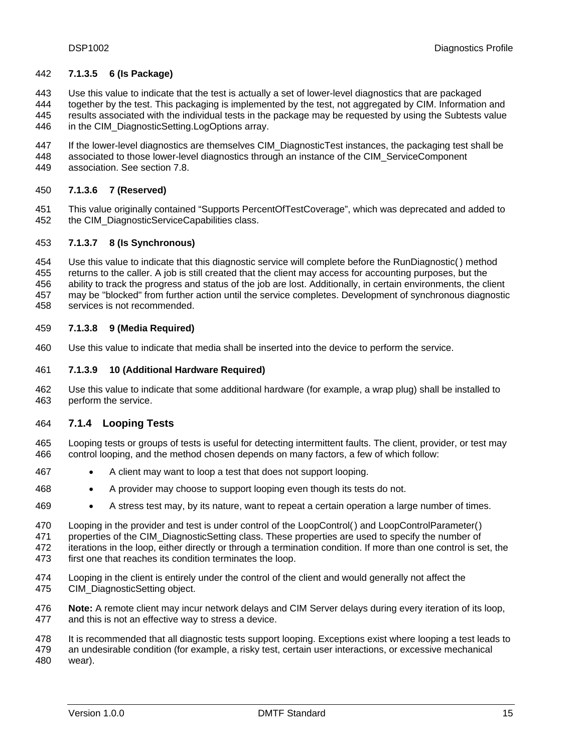#### 7.1.3.5 6 (Is Package)

Use this value to indicate that the test is actually a set of lower-level diagnostics that are packaged together by the test. This packaging is implemented by the test, not aggregated by CIM. Information and results associated with the individual tests in the package may be requested by using the Subtests value in the CIM_DiagnosticSetting.LogOptions array.

If the lower-level diagnostics are themselves CIM_DiagnosticTest instances, the packaging test shall be associated to those lower-level diagnostics through an instance of the CIM_ServiceComponent association. See section 7.8.

#### 7.1.3.6 7 (Reserved)

This value originally contained "Supports PercentOfTestCoverage", which was deprecated and added to the CIM_DiagnosticServiceCapabilities class.

#### 7.1.3.7 8 (Is Synchronous)

Use this value to indicate that this diagnostic service will complete before the RunDiagnostic( ) method returns to the caller. A job is still created that the client may access for accounting purposes, but the ability to track the progress and status of the job are lost. Additionally, in certain environments, the client may be "blocked" from further action until the service completes. Development of synchronous diagnostic services is not recommended.

#### 7.1.3.8 9 (Media Required)

Use this value to indicate that media shall be inserted into the device to perform the service.

#### 7.1.3.9 10 (Additional Hardware Required)

Use this value to indicate that some additional hardware (for example, a wrap plug) shall be installed to perform the service.

### 7.1.4 Looping Tests

Looping tests or groups of tests is useful for detecting intermittent faults. The client, provider, or test may control looping, and the method chosen depends on many factors, a few of which follow:

- A client may want to loop a test that does not support looping.
- A provider may choose to support looping even though its tests do not.
- A stress test may, by its nature, want to repeat a certain operation a large number of times.

Looping in the provider and test is under control of the LoopControl( ) and LoopControlParameter( ) properties of the CIM_DiagnosticSetting class. These properties are used to specify the number of iterations in the loop, either directly or through a termination condition. If more than one control is set, the first one that reaches its condition terminates the loop.

Looping in the client is entirely under the control of the client and would generally not affect the CIM_DiagnosticSetting object.

**Note:** A remote client may incur network delays and CIM Server delays during every iteration of its loop, and this is not an effective way to stress a device.

It is recommended that all diagnostic tests support looping. Exceptions exist where looping a test leads to an undesirable condition (for example, a risky test, certain user interactions, or excessive mechanical wear).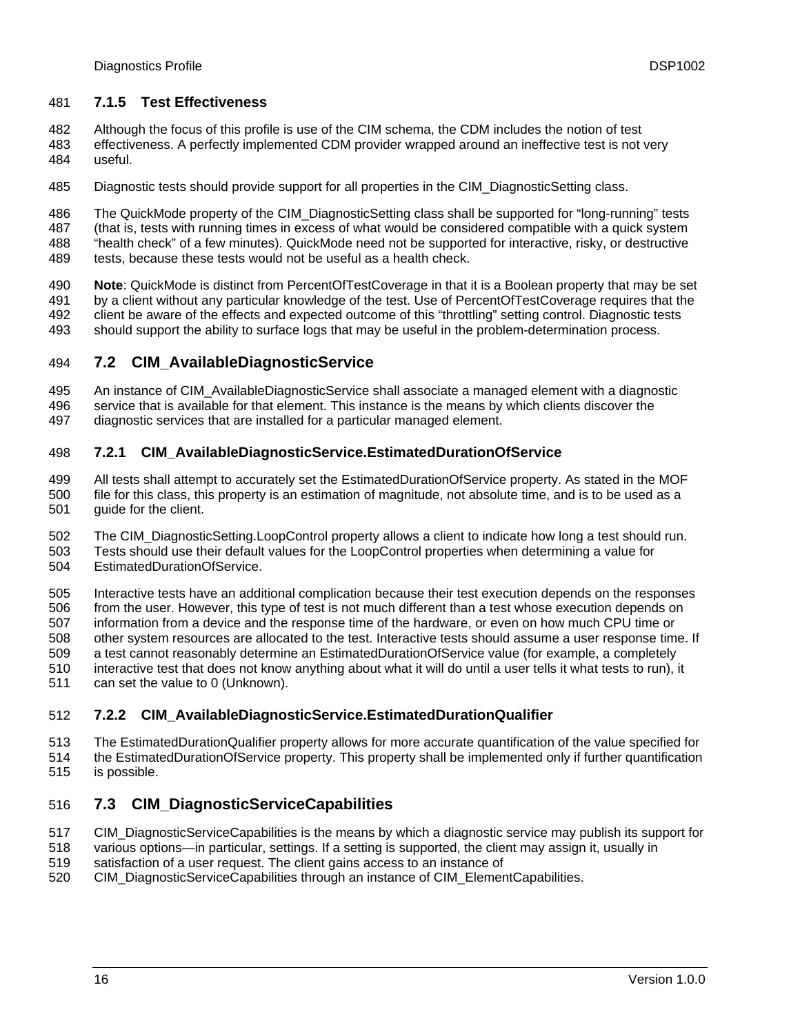### 7.1.5 Test Effectiveness

Although the focus of this profile is use of the CIM schema, the CDM includes the notion of test effectiveness. A perfectly implemented CDM provider wrapped around an ineffective test is not very useful.

Diagnostic tests should provide support for all properties in the CIM_DiagnosticSetting class.

The QuickMode property of the CIM_DiagnosticSetting class shall be supported for "long-running" tests (that is, tests with running times in excess of what would be considered compatible with a quick system "health check" of a few minutes). QuickMode need not be supported for interactive, risky, or destructive tests, because these tests would not be useful as a health check.

**Note**: QuickMode is distinct from PercentOfTestCoverage in that it is a Boolean property that may be set by a client without any particular knowledge of the test. Use of PercentOfTestCoverage requires that the client be aware of the effects and expected outcome of this "throttling" setting control. Diagnostic tests should support the ability to surface logs that may be useful in the problem-determination process.

## 7.2 CIM_AvailableDiagnosticService

An instance of CIM_AvailableDiagnosticService shall associate a managed element with a diagnostic service that is available for that element. This instance is the means by which clients discover the diagnostic services that are installed for a particular managed element.

### 7.2.1 CIM_AvailableDiagnosticService.EstimatedDurationOfService

All tests shall attempt to accurately set the EstimatedDurationOfService property. As stated in the MOF file for this class, this property is an estimation of magnitude, not absolute time, and is to be used as a guide for the client.

The CIM_DiagnosticSetting.LoopControl property allows a client to indicate how long a test should run. Tests should use their default values for the LoopControl properties when determining a value for EstimatedDurationOfService.

Interactive tests have an additional complication because their test execution depends on the responses from the user. However, this type of test is not much different than a test whose execution depends on information from a device and the response time of the hardware, or even on how much CPU time or other system resources are allocated to the test. Interactive tests should assume a user response time. If a test cannot reasonably determine an EstimatedDurationOfService value (for example, a completely interactive test that does not know anything about what it will do until a user tells it what tests to run), it can set the value to 0 (Unknown).

### 7.2.2 CIM_AvailableDiagnosticService.EstimatedDurationQualifier

The EstimatedDurationQualifier property allows for more accurate quantification of the value specified for the EstimatedDurationOfService property. This property shall be implemented only if further quantification is possible.

## 7.3 CIM_DiagnosticServiceCapabilities

CIM_DiagnosticServiceCapabilities is the means by which a diagnostic service may publish its support for various options—in particular, settings. If a setting is supported, the client may assign it, usually in satisfaction of a user request. The client gains access to an instance of CIM_DiagnosticServiceCapabilities through an instance of CIM_ElementCapabilities.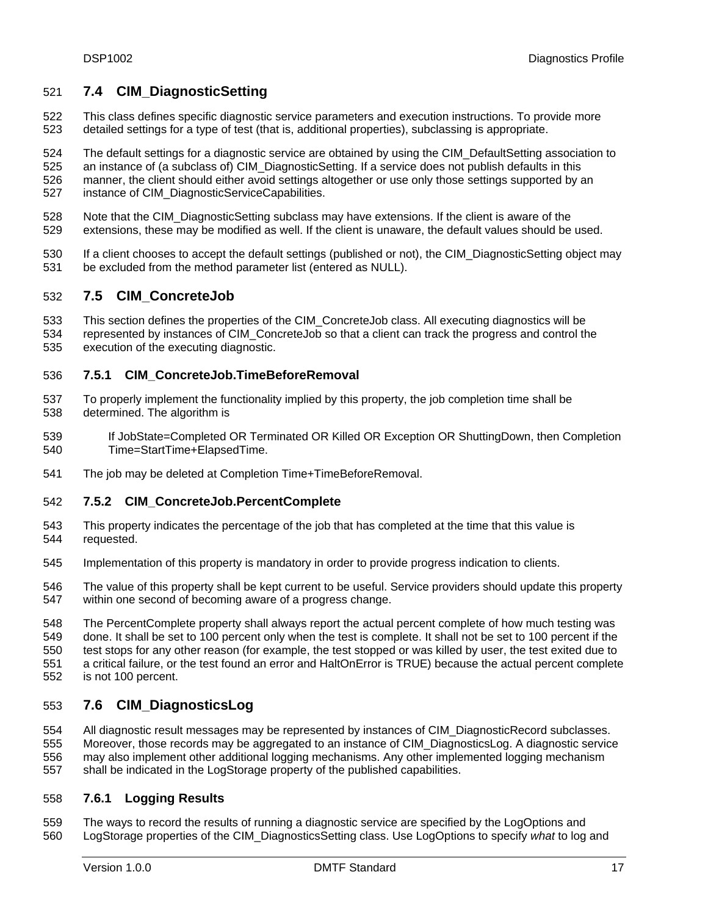## 7.4 CIM_DiagnosticSetting

This class defines specific diagnostic service parameters and execution instructions. To provide more detailed settings for a type of test (that is, additional properties), subclassing is appropriate.

The default settings for a diagnostic service are obtained by using the CIM_DefaultSetting association to an instance of (a subclass of) CIM_DiagnosticSetting. If a service does not publish defaults in this manner, the client should either avoid settings altogether or use only those settings supported by an instance of CIM_DiagnosticServiceCapabilities.

Note that the CIM_DiagnosticSetting subclass may have extensions. If the client is aware of the extensions, these may be modified as well. If the client is unaware, the default values should be used.

If a client chooses to accept the default settings (published or not), the CIM_DiagnosticSetting object may be excluded from the method parameter list (entered as NULL).

## 7.5 CIM_ConcreteJob

This section defines the properties of the CIM_ConcreteJob class. All executing diagnostics will be represented by instances of CIM_ConcreteJob so that a client can track the progress and control the execution of the executing diagnostic.

### 7.5.1 CIM_ConcreteJob.TimeBeforeRemoval

To properly implement the functionality implied by this property, the job completion time shall be determined. The algorithm is

> If JobState=Completed OR Terminated OR Killed OR Exception OR ShuttingDown, then Completion Time=StartTime+ElapsedTime.

The job may be deleted at Completion Time+TimeBeforeRemoval.

### 7.5.2 CIM_ConcreteJob.PercentComplete

This property indicates the percentage of the job that has completed at the time that this value is requested.

Implementation of this property is mandatory in order to provide progress indication to clients.

The value of this property shall be kept current to be useful. Service providers should update this property within one second of becoming aware of a progress change.

The PercentComplete property shall always report the actual percent complete of how much testing was done. It shall be set to 100 percent only when the test is complete. It shall not be set to 100 percent if the test stops for any other reason (for example, the test stopped or was killed by user, the test exited due to a critical failure, or the test found an error and HaltOnError is TRUE) because the actual percent complete is not 100 percent.

## 7.6 CIM_DiagnosticsLog

All diagnostic result messages may be represented by instances of CIM_DiagnosticRecord subclasses. Moreover, those records may be aggregated to an instance of CIM_DiagnosticsLog. A diagnostic service may also implement other additional logging mechanisms. Any other implemented logging mechanism shall be indicated in the LogStorage property of the published capabilities.

### 7.6.1 Logging Results

The ways to record the results of running a diagnostic service are specified by the LogOptions and LogStorage properties of the CIM_DiagnosticsSetting class. Use LogOptions to specify *what* to log and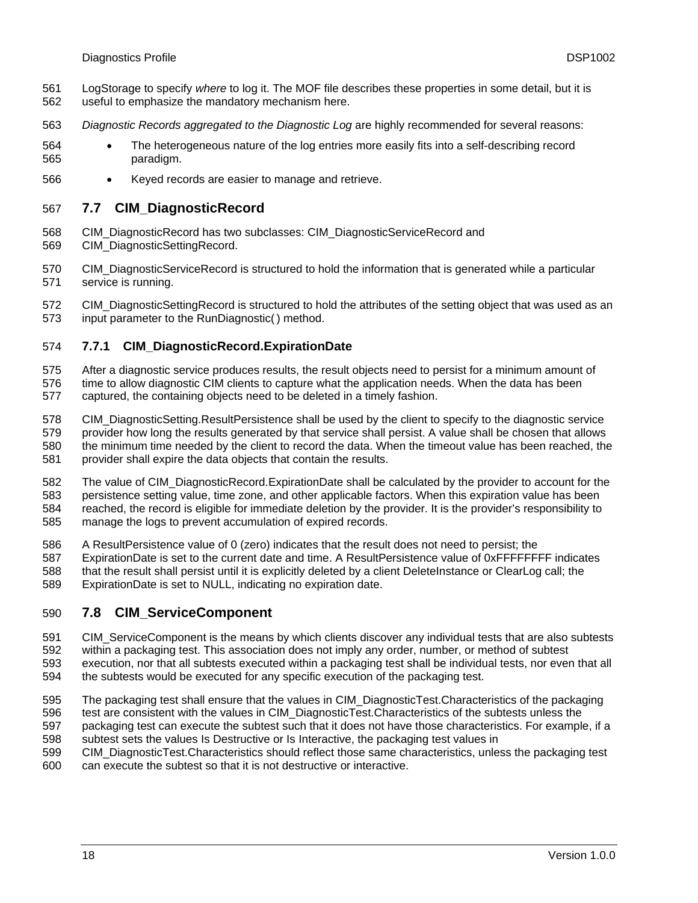LogStorage to specify *where* to log it. The MOF file describes these properties in some detail, but it is useful to emphasize the mandatory mechanism here.

*Diagnostic Records aggregated to the Diagnostic Log* are highly recommended for several reasons:

- The heterogeneous nature of the log entries more easily fits into a self-describing record paradigm.
- Keyed records are easier to manage and retrieve.

## 7.7 CIM_DiagnosticRecord

CIM_DiagnosticRecord has two subclasses: CIM_DiagnosticServiceRecord and CIM_DiagnosticSettingRecord.

CIM_DiagnosticServiceRecord is structured to hold the information that is generated while a particular service is running.

CIM_DiagnosticSettingRecord is structured to hold the attributes of the setting object that was used as an input parameter to the RunDiagnostic( ) method.

### 7.7.1 CIM_DiagnosticRecord.ExpirationDate

After a diagnostic service produces results, the result objects need to persist for a minimum amount of time to allow diagnostic CIM clients to capture what the application needs. When the data has been captured, the containing objects need to be deleted in a timely fashion.

CIM_DiagnosticSetting.ResultPersistence shall be used by the client to specify to the diagnostic service provider how long the results generated by that service shall persist. A value shall be chosen that allows the minimum time needed by the client to record the data. When the timeout value has been reached, the provider shall expire the data objects that contain the results.

The value of CIM_DiagnosticRecord.ExpirationDate shall be calculated by the provider to account for the persistence setting value, time zone, and other applicable factors. When this expiration value has been reached, the record is eligible for immediate deletion by the provider. It is the provider's responsibility to manage the logs to prevent accumulation of expired records.

A ResultPersistence value of 0 (zero) indicates that the result does not need to persist; the ExpirationDate is set to the current date and time. A ResultPersistence value of 0xFFFFFFFF indicates that the result shall persist until it is explicitly deleted by a client DeleteInstance or ClearLog call; the ExpirationDate is set to NULL, indicating no expiration date.

## 7.8 CIM_ServiceComponent

CIM_ServiceComponent is the means by which clients discover any individual tests that are also subtests within a packaging test. This association does not imply any order, number, or method of subtest execution, nor that all subtests executed within a packaging test shall be individual tests, nor even that all the subtests would be executed for any specific execution of the packaging test.

The packaging test shall ensure that the values in CIM_DiagnosticTest.Characteristics of the packaging test are consistent with the values in CIM_DiagnosticTest.Characteristics of the subtests unless the packaging test can execute the subtest such that it does not have those characteristics. For example, if a subtest sets the values Is Destructive or Is Interactive, the packaging test values in CIM_DiagnosticTest.Characteristics should reflect those same characteristics, unless the packaging test can execute the subtest so that it is not destructive or interactive.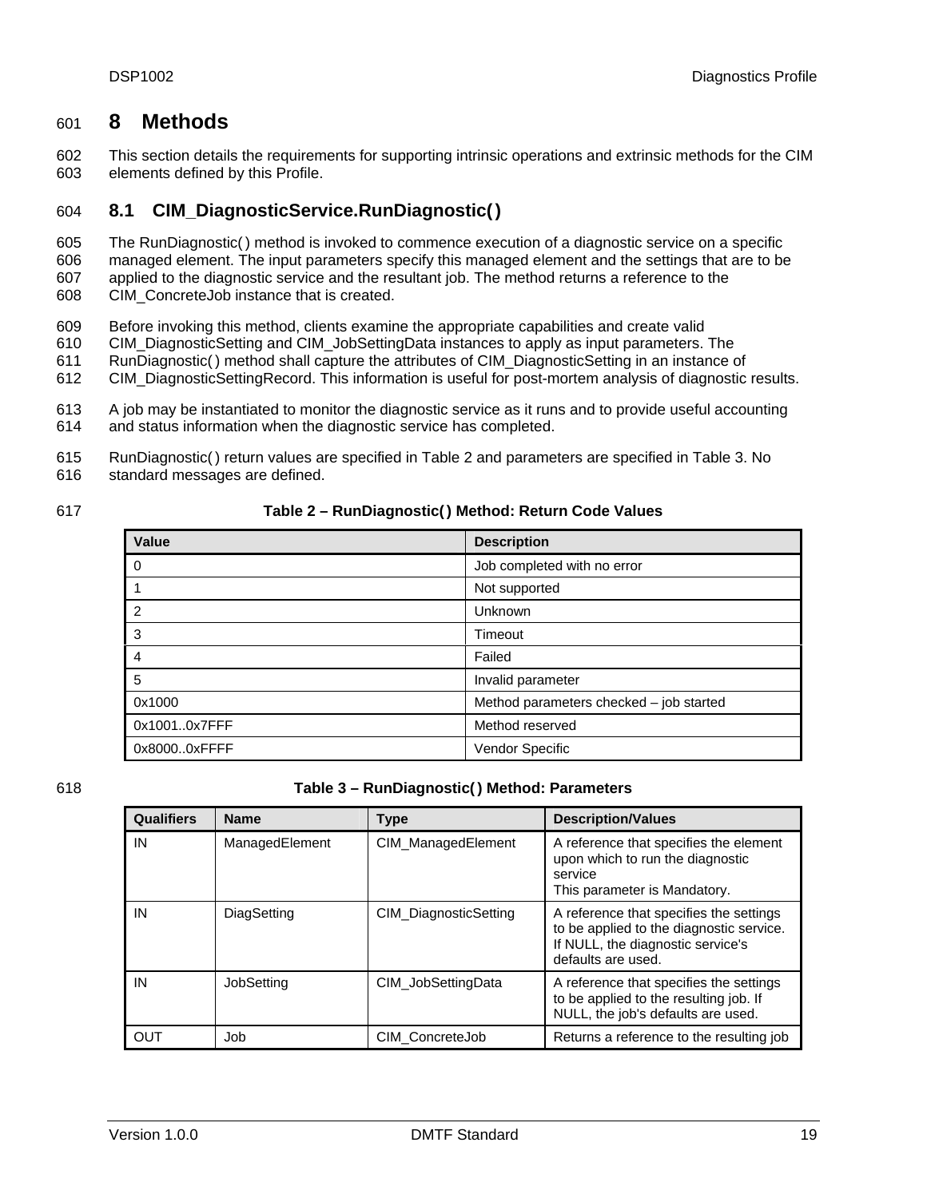# 8 Methods

This section details the requirements for supporting intrinsic operations and extrinsic methods for the CIM elements defined by this Profile.

## 8.1 CIM_DiagnosticService.RunDiagnostic( )

The RunDiagnostic( ) method is invoked to commence execution of a diagnostic service on a specific managed element. The input parameters specify this managed element and the settings that are to be applied to the diagnostic service and the resultant job. The method returns a reference to the CIM_ConcreteJob instance that is created.

Before invoking this method, clients examine the appropriate capabilities and create valid CIM_DiagnosticSetting and CIM_JobSettingData instances to apply as input parameters. The RunDiagnostic( ) method shall capture the attributes of CIM_DiagnosticSetting in an instance of CIM_DiagnosticSettingRecord. This information is useful for post-mortem analysis of diagnostic results.

A job may be instantiated to monitor the diagnostic service as it runs and to provide useful accounting and status information when the diagnostic service has completed.

RunDiagnostic( ) return values are specified in Table 2 and parameters are specified in Table 3. No standard messages are defined.

**Table 2 – RunDiagnostic( ) Method: Return Code Values**

| Value | Description |
|---|---|
| 0 | Job completed with no error |
| 1 | Not supported |
| 2 | Unknown |
| 3 | Timeout |
| 4 | Failed |
| 5 | Invalid parameter |
| 0x1000 | Method parameters checked – job started |
| 0x1001..0x7FFF | Method reserved |
| 0x8000..0xFFFF | Vendor Specific |

**Table 3 – RunDiagnostic( ) Method: Parameters**

| Qualifiers | Name | Type | Description/Values |
|---|---|---|---|
| IN | ManagedElement | CIM_ManagedElement | A reference that specifies the element upon which to run the diagnostic service<br>This parameter is Mandatory. |
| IN | DiagSetting | CIM_DiagnosticSetting | A reference that specifies the settings to be applied to the diagnostic service. If NULL, the diagnostic service's defaults are used. |
| IN | JobSetting | CIM_JobSettingData | A reference that specifies the settings to be applied to the resulting job. If NULL, the job's defaults are used. |
| OUT | Job | CIM_ConcreteJob | Returns a reference to the resulting job |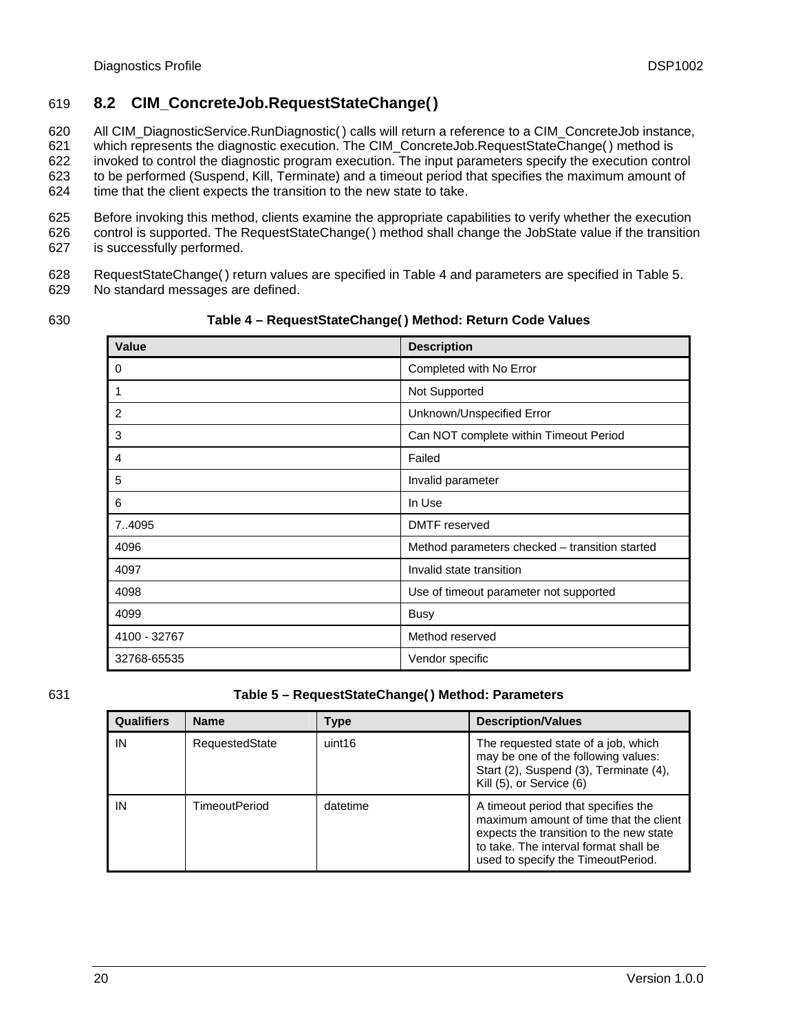## 8.2 CIM_ConcreteJob.RequestStateChange( )

All CIM_DiagnosticService.RunDiagnostic( ) calls will return a reference to a CIM_ConcreteJob instance, which represents the diagnostic execution. The CIM_ConcreteJob.RequestStateChange( ) method is invoked to control the diagnostic program execution. The input parameters specify the execution control to be performed (Suspend, Kill, Terminate) and a timeout period that specifies the maximum amount of time that the client expects the transition to the new state to take.

Before invoking this method, clients examine the appropriate capabilities to verify whether the execution control is supported. The RequestStateChange( ) method shall change the JobState value if the transition is successfully performed.

RequestStateChange( ) return values are specified in Table 4 and parameters are specified in Table 5. No standard messages are defined.

**Table 4 – RequestStateChange( ) Method: Return Code Values**

| Value | Description |
|---|---|
| 0 | Completed with No Error |
| 1 | Not Supported |
| 2 | Unknown/Unspecified Error |
| 3 | Can NOT complete within Timeout Period |
| 4 | Failed |
| 5 | Invalid parameter |
| 6 | In Use |
| 7..4095 | DMTF reserved |
| 4096 | Method parameters checked – transition started |
| 4097 | Invalid state transition |
| 4098 | Use of timeout parameter not supported |
| 4099 | Busy |
| 4100 - 32767 | Method reserved |
| 32768-65535 | Vendor specific |

**Table 5 – RequestStateChange( ) Method: Parameters**

| Qualifiers | Name | Type | Description/Values |
|---|---|---|---|
| IN | RequestedState | uint16 | The requested state of a job, which may be one of the following values: Start (2), Suspend (3), Terminate (4), Kill (5), or Service (6) |
| IN | TimeoutPeriod | datetime | A timeout period that specifies the maximum amount of time that the client expects the transition to the new state to take. The interval format shall be used to specify the TimeoutPeriod. |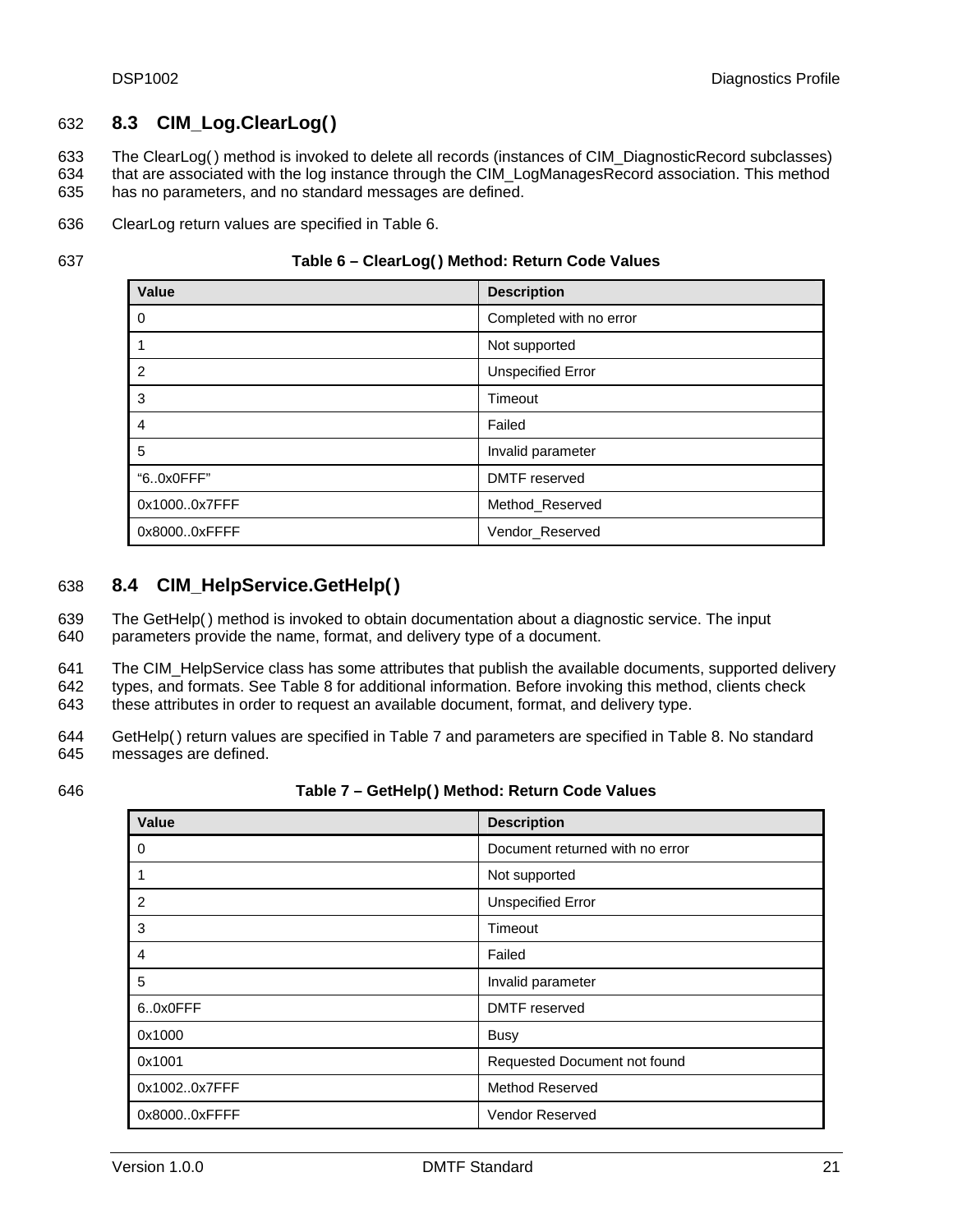## 8.3 CIM_Log.ClearLog( )

The ClearLog( ) method is invoked to delete all records (instances of CIM_DiagnosticRecord subclasses) that are associated with the log instance through the CIM_LogManagesRecord association. This method has no parameters, and no standard messages are defined.

ClearLog return values are specified in Table 6.

**Table 6 – ClearLog( ) Method: Return Code Values**

| Value | Description |
|---|---|
| 0 | Completed with no error |
| 1 | Not supported |
| 2 | Unspecified Error |
| 3 | Timeout |
| 4 | Failed |
| 5 | Invalid parameter |
| "6..0x0FFF" | DMTF reserved |
| 0x1000..0x7FFF | Method_Reserved |
| 0x8000..0xFFFF | Vendor_Reserved |

## 8.4 CIM_HelpService.GetHelp( )

The GetHelp( ) method is invoked to obtain documentation about a diagnostic service. The input parameters provide the name, format, and delivery type of a document.

The CIM_HelpService class has some attributes that publish the available documents, supported delivery types, and formats. See Table 8 for additional information. Before invoking this method, clients check these attributes in order to request an available document, format, and delivery type.

GetHelp( ) return values are specified in Table 7 and parameters are specified in Table 8. No standard messages are defined.

**Table 7 – GetHelp( ) Method: Return Code Values**

| Value | Description |
|---|---|
| 0 | Document returned with no error |
| 1 | Not supported |
| 2 | Unspecified Error |
| 3 | Timeout |
| 4 | Failed |
| 5 | Invalid parameter |
| 6..0x0FFF | DMTF reserved |
| 0x1000 | Busy |
| 0x1001 | Requested Document not found |
| 0x1002..0x7FFF | Method Reserved |
| 0x8000..0xFFFF | Vendor Reserved |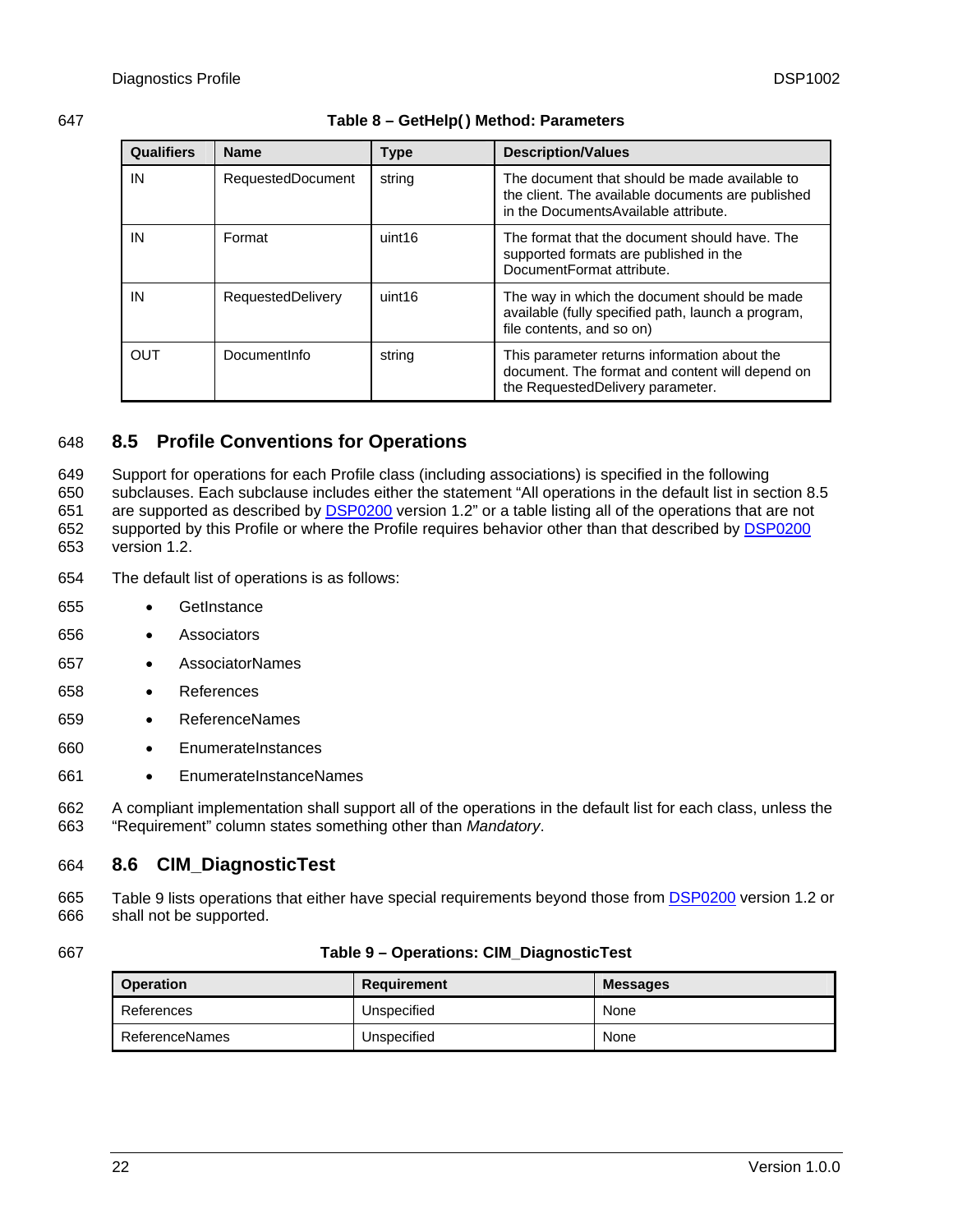**Table 8 – GetHelp( ) Method: Parameters**

| Qualifiers | Name | Type | Description/Values |
|---|---|---|---|
| IN | RequestedDocument | string | The document that should be made available to the client. The available documents are published in the DocumentsAvailable attribute. |
| IN | Format | uint16 | The format that the document should have. The supported formats are published in the DocumentFormat attribute. |
| IN | RequestedDelivery | uint16 | The way in which the document should be made available (fully specified path, launch a program, file contents, and so on) |
| OUT | DocumentInfo | string | This parameter returns information about the document. The format and content will depend on the RequestedDelivery parameter. |

## 8.5 Profile Conventions for Operations

Support for operations for each Profile class (including associations) is specified in the following subclauses. Each subclause includes either the statement "All operations in the default list in section 8.5 are supported as described by DSP0200 version 1.2" or a table listing all of the operations that are not supported by this Profile or where the Profile requires behavior other than that described by DSP0200 version 1.2.

The default list of operations is as follows:

- GetInstance
- Associators
- AssociatorNames
- References
- ReferenceNames
- EnumerateInstances
- EnumerateInstanceNames

A compliant implementation shall support all of the operations in the default list for each class, unless the "Requirement" column states something other than *Mandatory*.

## 8.6 CIM_DiagnosticTest

Table 9 lists operations that either have special requirements beyond those from DSP0200 version 1.2 or shall not be supported.

**Table 9 – Operations: CIM_DiagnosticTest**

| Operation | Requirement | Messages |
|---|---|---|
| References | Unspecified | None |
| ReferenceNames | Unspecified | None |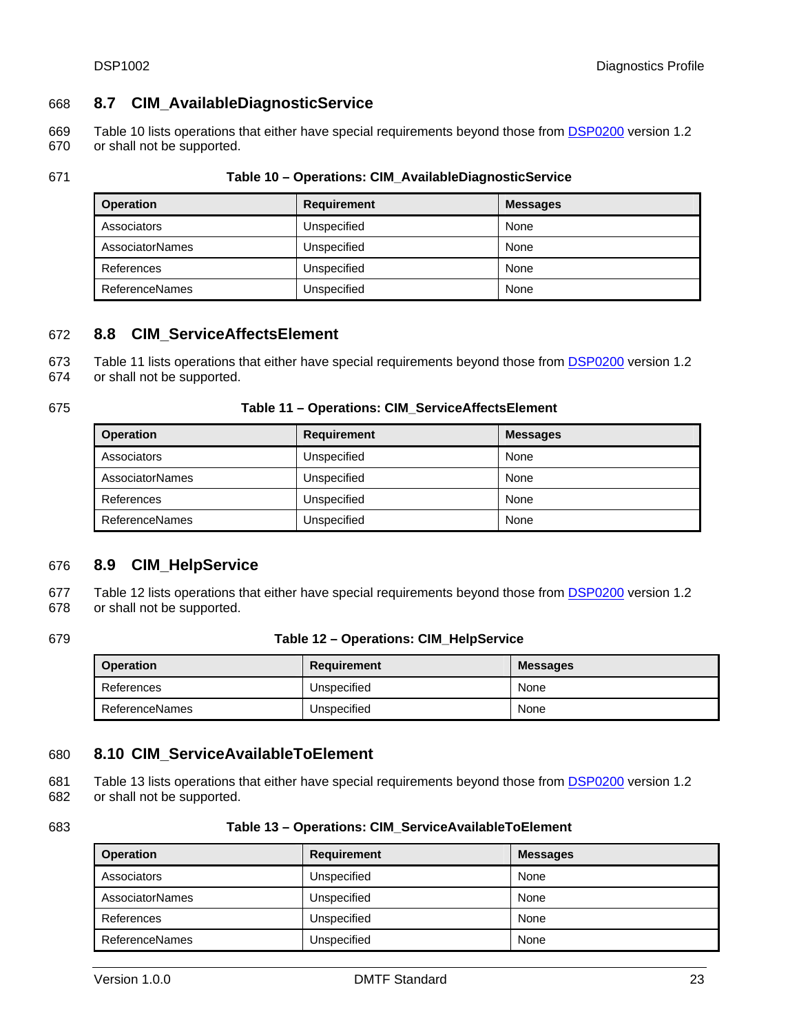## 8.7 CIM_AvailableDiagnosticService

Table 10 lists operations that either have special requirements beyond those from DSP0200 version 1.2 or shall not be supported.

**Table 10 – Operations: CIM_AvailableDiagnosticService**

| Operation | Requirement | Messages |
|---|---|---|
| Associators | Unspecified | None |
| AssociatorNames | Unspecified | None |
| References | Unspecified | None |
| ReferenceNames | Unspecified | None |

## 8.8 CIM_ServiceAffectsElement

Table 11 lists operations that either have special requirements beyond those from DSP0200 version 1.2 or shall not be supported.

**Table 11 – Operations: CIM_ServiceAffectsElement**

| Operation | Requirement | Messages |
|---|---|---|
| Associators | Unspecified | None |
| AssociatorNames | Unspecified | None |
| References | Unspecified | None |
| ReferenceNames | Unspecified | None |

## 8.9 CIM_HelpService

Table 12 lists operations that either have special requirements beyond those from DSP0200 version 1.2 or shall not be supported.

**Table 12 – Operations: CIM_HelpService**

| Operation | Requirement | Messages |
|---|---|---|
| References | Unspecified | None |
| ReferenceNames | Unspecified | None |

## 8.10 CIM_ServiceAvailableToElement

Table 13 lists operations that either have special requirements beyond those from DSP0200 version 1.2 or shall not be supported.

**Table 13 – Operations: CIM_ServiceAvailableToElement**

| Operation | Requirement | Messages |
|---|---|---|
| Associators | Unspecified | None |
| AssociatorNames | Unspecified | None |
| References | Unspecified | None |
| ReferenceNames | Unspecified | None |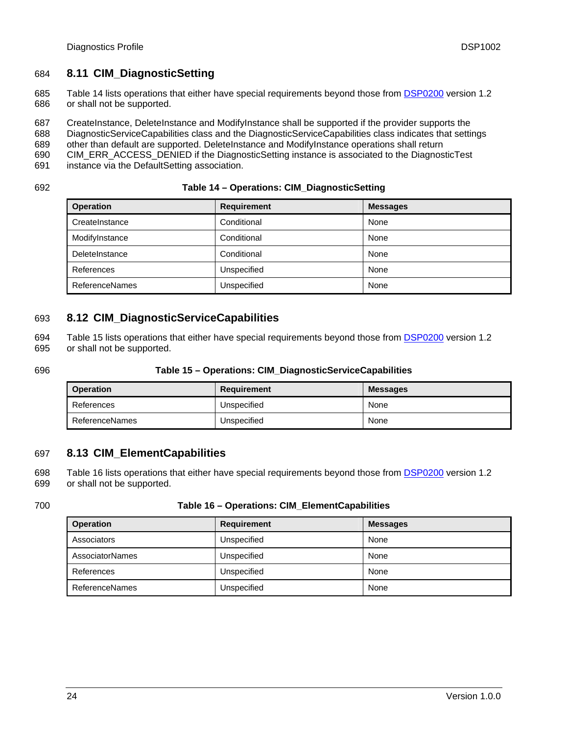## 8.11 CIM_DiagnosticSetting

Table 14 lists operations that either have special requirements beyond those from DSP0200 version 1.2 or shall not be supported.

CreateInstance, DeleteInstance and ModifyInstance shall be supported if the provider supports the DiagnosticServiceCapabilities class and the DiagnosticServiceCapabilities class indicates that settings other than default are supported. DeleteInstance and ModifyInstance operations shall return CIM_ERR_ACCESS_DENIED if the DiagnosticSetting instance is associated to the DiagnosticTest instance via the DefaultSetting association.

**Table 14 – Operations: CIM_DiagnosticSetting**

| Operation | Requirement | Messages |
|---|---|---|
| CreateInstance | Conditional | None |
| ModifyInstance | Conditional | None |
| DeleteInstance | Conditional | None |
| References | Unspecified | None |
| ReferenceNames | Unspecified | None |

## 8.12 CIM_DiagnosticServiceCapabilities

Table 15 lists operations that either have special requirements beyond those from DSP0200 version 1.2 or shall not be supported.

**Table 15 – Operations: CIM_DiagnosticServiceCapabilities**

| Operation | Requirement | Messages |
|---|---|---|
| References | Unspecified | None |
| ReferenceNames | Unspecified | None |

## 8.13 CIM_ElementCapabilities

Table 16 lists operations that either have special requirements beyond those from DSP0200 version 1.2 or shall not be supported.

**Table 16 – Operations: CIM_ElementCapabilities**

| Operation | Requirement | Messages |
|---|---|---|
| Associators | Unspecified | None |
| AssociatorNames | Unspecified | None |
| References | Unspecified | None |
| ReferenceNames | Unspecified | None |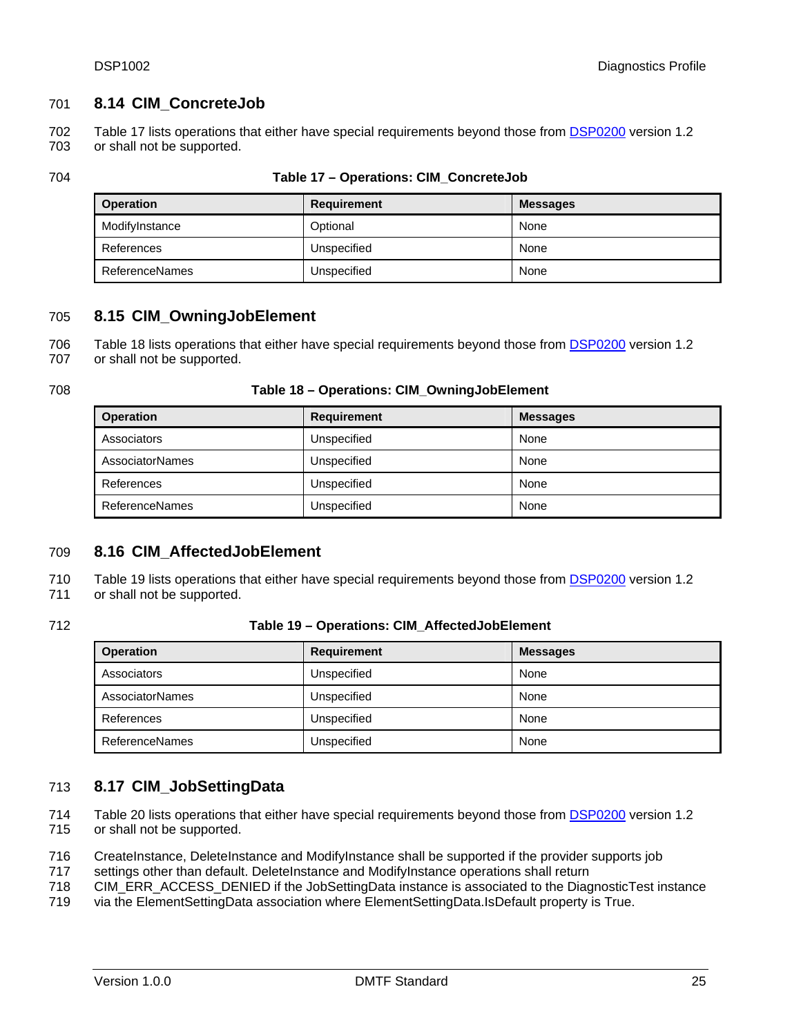## 8.14 CIM_ConcreteJob

Table 17 lists operations that either have special requirements beyond those from DSP0200 version 1.2 or shall not be supported.

**Table 17 – Operations: CIM_ConcreteJob**

| Operation | Requirement | Messages |
|---|---|---|
| ModifyInstance | Optional | None |
| References | Unspecified | None |
| ReferenceNames | Unspecified | None |

## 8.15 CIM_OwningJobElement

Table 18 lists operations that either have special requirements beyond those from DSP0200 version 1.2 or shall not be supported.

**Table 18 – Operations: CIM_OwningJobElement**

| Operation | Requirement | Messages |
|---|---|---|
| Associators | Unspecified | None |
| AssociatorNames | Unspecified | None |
| References | Unspecified | None |
| ReferenceNames | Unspecified | None |

## 8.16 CIM_AffectedJobElement

Table 19 lists operations that either have special requirements beyond those from DSP0200 version 1.2 or shall not be supported.

**Table 19 – Operations: CIM_AffectedJobElement**

| Operation | Requirement | Messages |
|---|---|---|
| Associators | Unspecified | None |
| AssociatorNames | Unspecified | None |
| References | Unspecified | None |
| ReferenceNames | Unspecified | None |

## 8.17 CIM_JobSettingData

Table 20 lists operations that either have special requirements beyond those from DSP0200 version 1.2 or shall not be supported.

CreateInstance, DeleteInstance and ModifyInstance shall be supported if the provider supports job settings other than default. DeleteInstance and ModifyInstance operations shall return CIM_ERR_ACCESS_DENIED if the JobSettingData instance is associated to the DiagnosticTest instance via the ElementSettingData association where ElementSettingData.IsDefault property is True.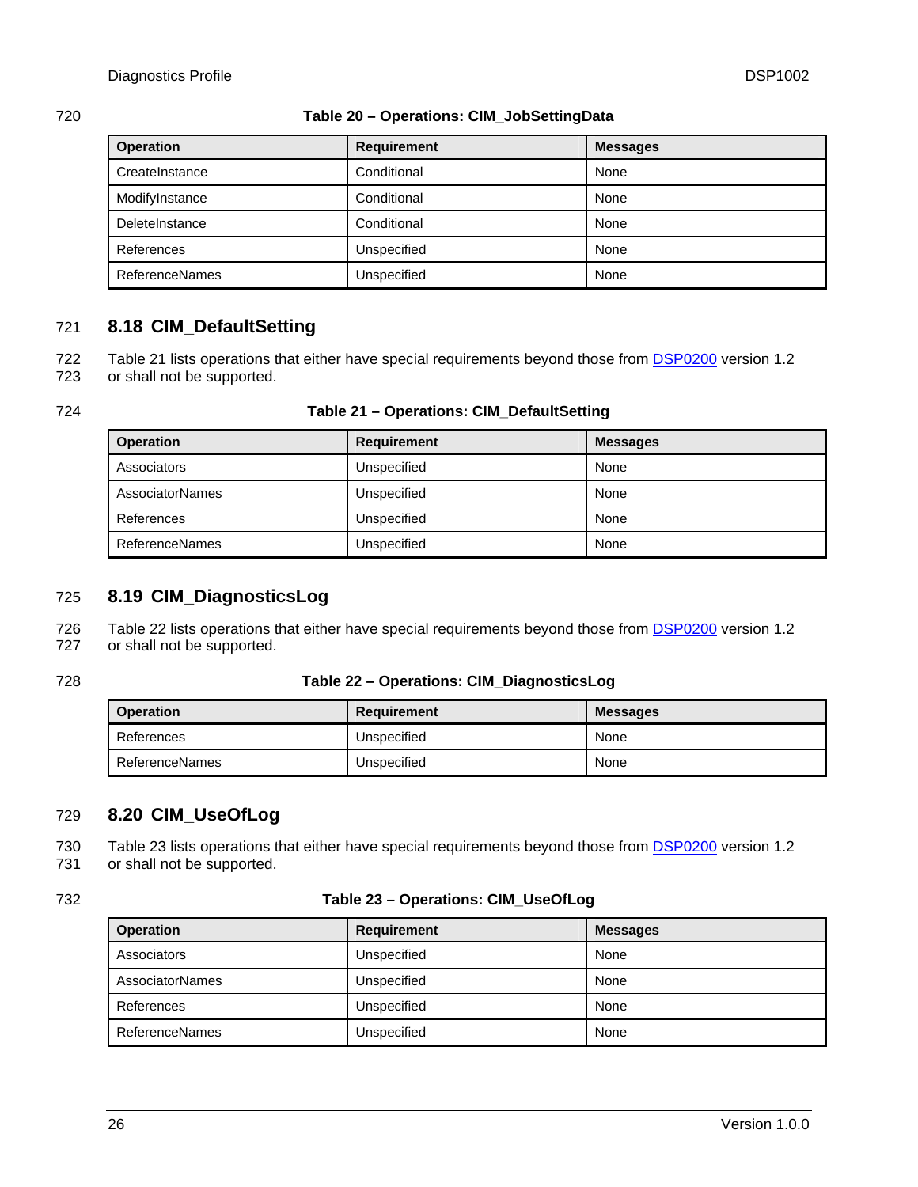**Table 20 – Operations: CIM_JobSettingData**

| Operation | Requirement | Messages |
|---|---|---|
| CreateInstance | Conditional | None |
| ModifyInstance | Conditional | None |
| DeleteInstance | Conditional | None |
| References | Unspecified | None |
| ReferenceNames | Unspecified | None |

## 8.18 CIM_DefaultSetting

Table 21 lists operations that either have special requirements beyond those from DSP0200 version 1.2 or shall not be supported.

**Table 21 – Operations: CIM_DefaultSetting**

| Operation | Requirement | Messages |
|---|---|---|
| Associators | Unspecified | None |
| AssociatorNames | Unspecified | None |
| References | Unspecified | None |
| ReferenceNames | Unspecified | None |

## 8.19 CIM_DiagnosticsLog

Table 22 lists operations that either have special requirements beyond those from DSP0200 version 1.2 or shall not be supported.

**Table 22 – Operations: CIM_DiagnosticsLog**

| Operation | Requirement | Messages |
|---|---|---|
| References | Unspecified | None |
| ReferenceNames | Unspecified | None |

## 8.20 CIM_UseOfLog

Table 23 lists operations that either have special requirements beyond those from DSP0200 version 1.2 or shall not be supported.

**Table 23 – Operations: CIM_UseOfLog**

| Operation | Requirement | Messages |
|---|---|---|
| Associators | Unspecified | None |
| AssociatorNames | Unspecified | None |
| References | Unspecified | None |
| ReferenceNames | Unspecified | None |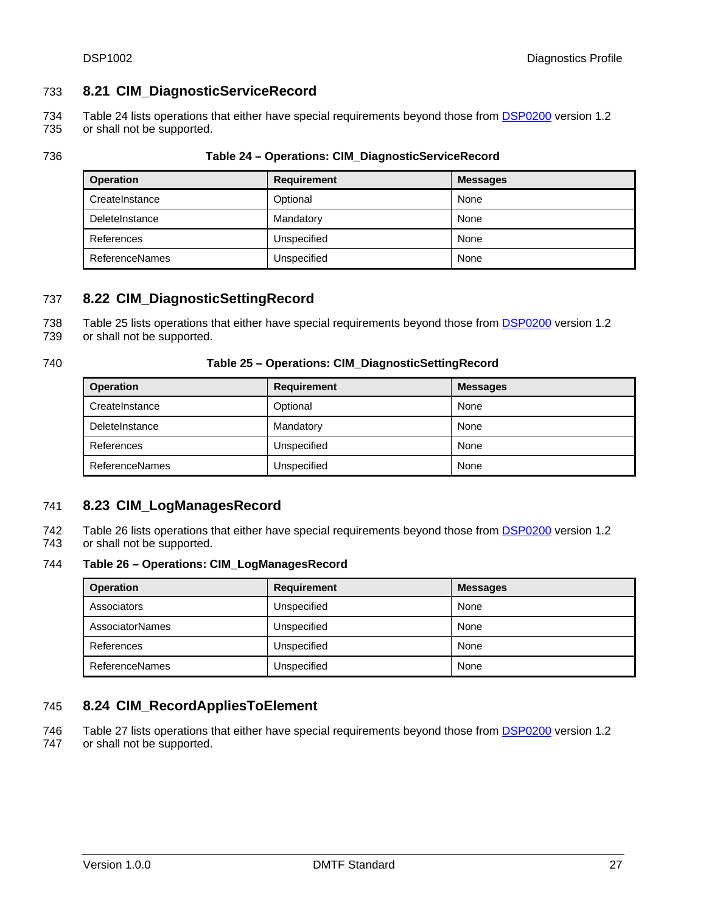## 8.21 CIM_DiagnosticServiceRecord

Table 24 lists operations that either have special requirements beyond those from DSP0200 version 1.2 or shall not be supported.

**Table 24 – Operations: CIM_DiagnosticServiceRecord**

| Operation | Requirement | Messages |
|---|---|---|
| CreateInstance | Optional | None |
| DeleteInstance | Mandatory | None |
| References | Unspecified | None |
| ReferenceNames | Unspecified | None |

## 8.22 CIM_DiagnosticSettingRecord

Table 25 lists operations that either have special requirements beyond those from DSP0200 version 1.2 or shall not be supported.

**Table 25 – Operations: CIM_DiagnosticSettingRecord**

| Operation | Requirement | Messages |
|---|---|---|
| CreateInstance | Optional | None |
| DeleteInstance | Mandatory | None |
| References | Unspecified | None |
| ReferenceNames | Unspecified | None |

## 8.23 CIM_LogManagesRecord

Table 26 lists operations that either have special requirements beyond those from DSP0200 version 1.2 or shall not be supported.

**Table 26 – Operations: CIM_LogManagesRecord**

| Operation | Requirement | Messages |
|---|---|---|
| Associators | Unspecified | None |
| AssociatorNames | Unspecified | None |
| References | Unspecified | None |
| ReferenceNames | Unspecified | None |

## 8.24 CIM_RecordAppliesToElement

Table 27 lists operations that either have special requirements beyond those from DSP0200 version 1.2 or shall not be supported.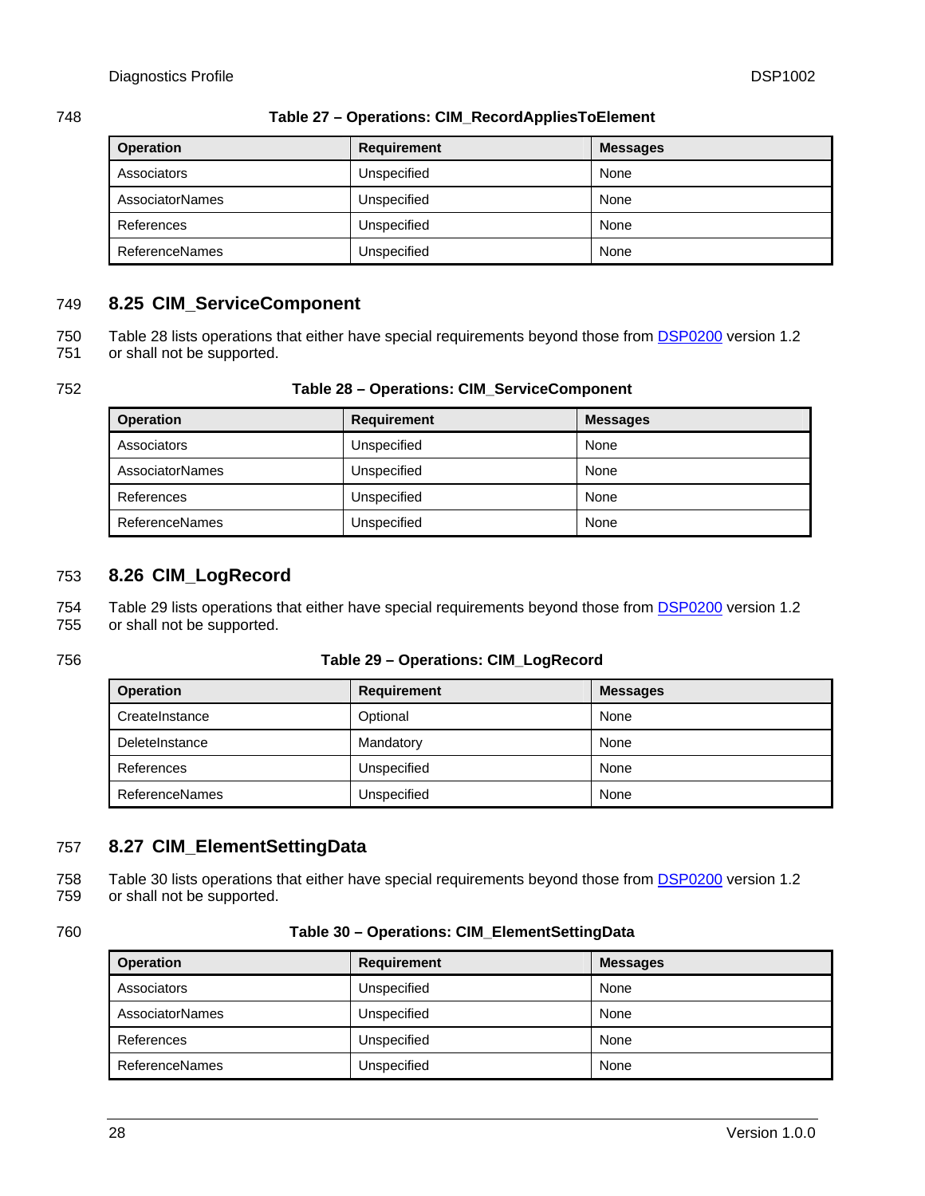**Table 27 – Operations: CIM_RecordAppliesToElement**

| Operation | Requirement | Messages |
|---|---|---|
| Associators | Unspecified | None |
| AssociatorNames | Unspecified | None |
| References | Unspecified | None |
| ReferenceNames | Unspecified | None |

## 8.25 CIM_ServiceComponent

Table 28 lists operations that either have special requirements beyond those from DSP0200 version 1.2 or shall not be supported.

**Table 28 – Operations: CIM_ServiceComponent**

| Operation | Requirement | Messages |
|---|---|---|
| Associators | Unspecified | None |
| AssociatorNames | Unspecified | None |
| References | Unspecified | None |
| ReferenceNames | Unspecified | None |

## 8.26 CIM_LogRecord

Table 29 lists operations that either have special requirements beyond those from DSP0200 version 1.2 or shall not be supported.

**Table 29 – Operations: CIM_LogRecord**

| Operation | Requirement | Messages |
|---|---|---|
| CreateInstance | Optional | None |
| DeleteInstance | Mandatory | None |
| References | Unspecified | None |
| ReferenceNames | Unspecified | None |

## 8.27 CIM_ElementSettingData

Table 30 lists operations that either have special requirements beyond those from DSP0200 version 1.2 or shall not be supported.

**Table 30 – Operations: CIM_ElementSettingData**

| Operation | Requirement | Messages |
|---|---|---|
| Associators | Unspecified | None |
| AssociatorNames | Unspecified | None |
| References | Unspecified | None |
| ReferenceNames | Unspecified | None |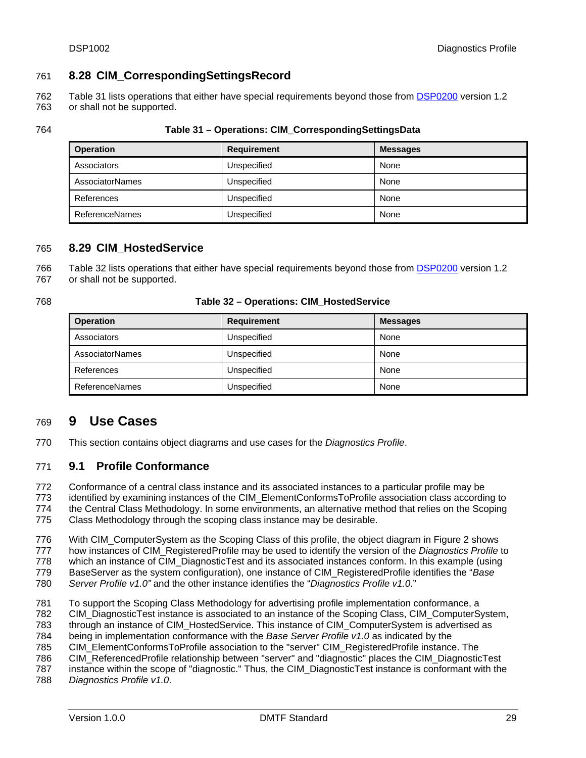## 8.28 CIM_CorrespondingSettingsRecord

Table 31 lists operations that either have special requirements beyond those from DSP0200 version 1.2 or shall not be supported.

**Table 31 – Operations: CIM_CorrespondingSettingsData**

| Operation | Requirement | Messages |
|---|---|---|
| Associators | Unspecified | None |
| AssociatorNames | Unspecified | None |
| References | Unspecified | None |
| ReferenceNames | Unspecified | None |

## 8.29 CIM_HostedService

Table 32 lists operations that either have special requirements beyond those from DSP0200 version 1.2 or shall not be supported.

**Table 32 – Operations: CIM_HostedService**

| Operation | Requirement | Messages |
|---|---|---|
| Associators | Unspecified | None |
| AssociatorNames | Unspecified | None |
| References | Unspecified | None |
| ReferenceNames | Unspecified | None |

# 9 Use Cases

This section contains object diagrams and use cases for the *Diagnostics Profile*.

## 9.1 Profile Conformance

Conformance of a central class instance and its associated instances to a particular profile may be identified by examining instances of the CIM_ElementConformsToProfile association class according to the Central Class Methodology. In some environments, an alternative method that relies on the Scoping Class Methodology through the scoping class instance may be desirable.

With CIM_ComputerSystem as the Scoping Class of this profile, the object diagram in Figure 2 shows how instances of CIM_RegisteredProfile may be used to identify the version of the *Diagnostics Profile* to which an instance of CIM_DiagnosticTest and its associated instances conform. In this example (using BaseServer as the system configuration), one instance of CIM_RegisteredProfile identifies the "*Base Server Profile v1.0"* and the other instance identifies the "*Diagnostics Profile v1.0*."

To support the Scoping Class Methodology for advertising profile implementation conformance, a CIM_DiagnosticTest instance is associated to an instance of the Scoping Class, CIM_ComputerSystem, through an instance of CIM_HostedService. This instance of CIM_ComputerSystem is advertised as being in implementation conformance with the *Base Server Profile v1.0* as indicated by the CIM_ElementConformsToProfile association to the "server" CIM_RegisteredProfile instance. The CIM_ReferencedProfile relationship between "server" and "diagnostic" places the CIM_DiagnosticTest instance within the scope of "diagnostic." Thus, the CIM_DiagnosticTest instance is conformant with the *Diagnostics Profile v1.0*.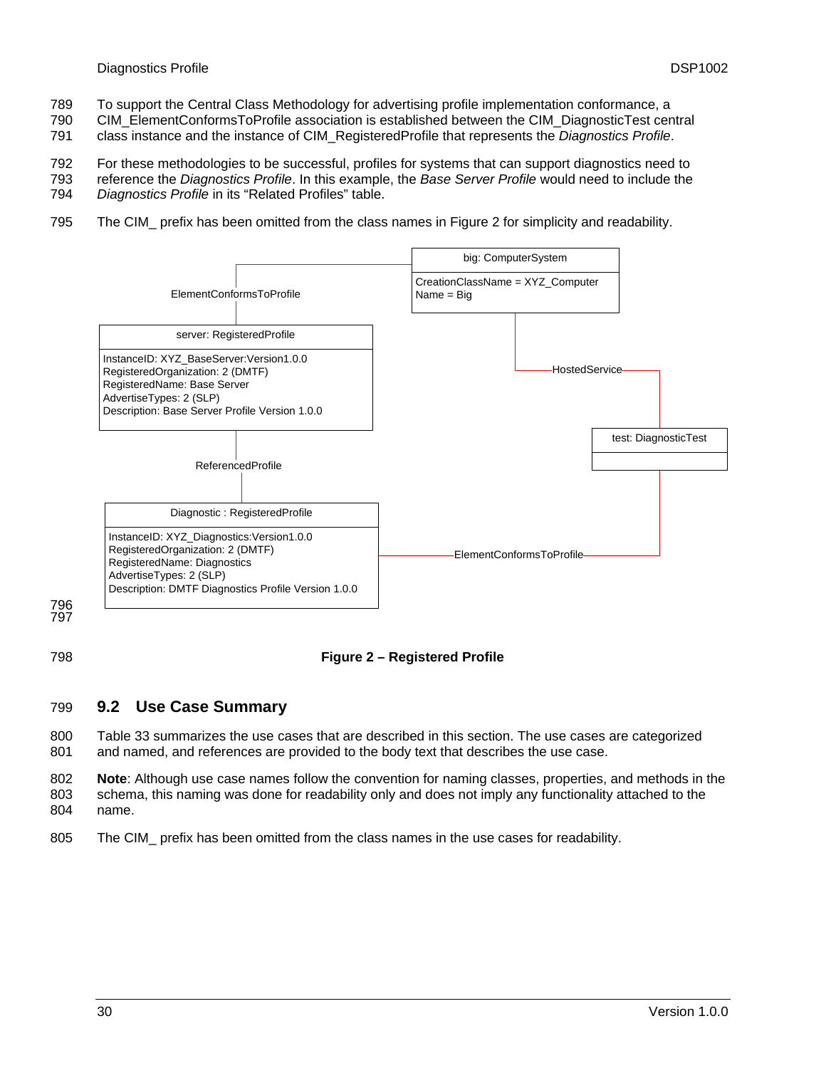To support the Central Class Methodology for advertising profile implementation conformance, a CIM_ElementConformsToProfile association is established between the CIM_DiagnosticTest central class instance and the instance of CIM_RegisteredProfile that represents the *Diagnostics Profile*.

For these methodologies to be successful, profiles for systems that can support diagnostics need to reference the *Diagnostics Profile*. In this example, the *Base Server Profile* would need to include the *Diagnostics Profile* in its "Related Profiles" table.

The CIM_ prefix has been omitted from the class names in Figure 2 for simplicity and readability.

**Figure 2 – Registered Profile**

## 9.2 Use Case Summary

Table 33 summarizes the use cases that are described in this section. The use cases are categorized and named, and references are provided to the body text that describes the use case.

**Note**: Although use case names follow the convention for naming classes, properties, and methods in the schema, this naming was done for readability only and does not imply any functionality attached to the name.

The CIM_ prefix has been omitted from the class names in the use cases for readability.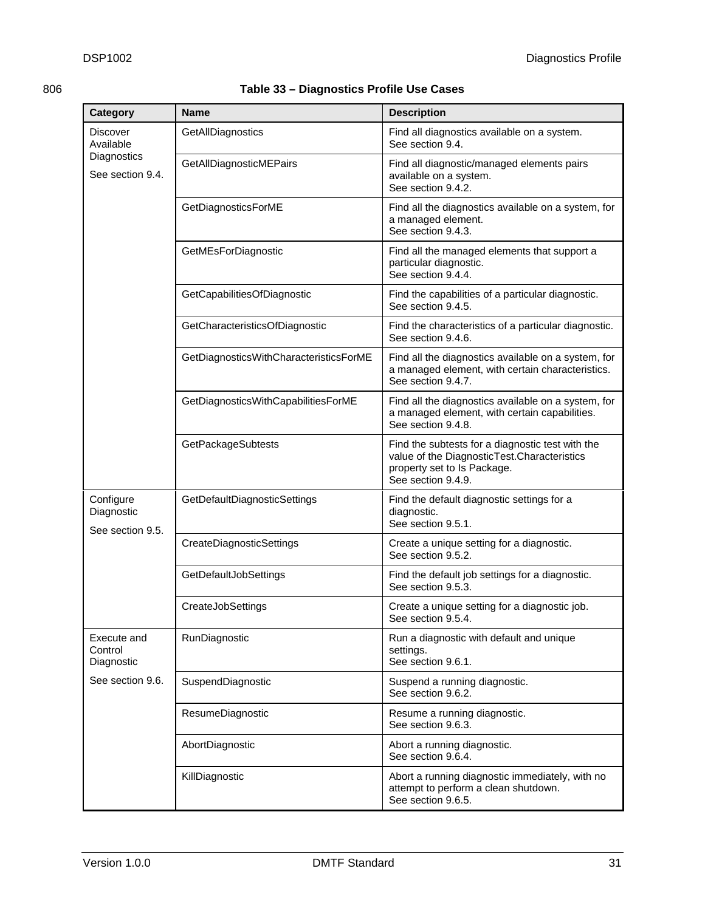806

**Table 33 – Diagnostics Profile Use Cases**

| Category | Name | Description |
|---|---|---|
| Discover Available Diagnostics<br><br>See section 9.4. | GetAllDiagnostics | Find all diagnostics available on a system.<br>See section 9.4. |
| | GetAllDiagnosticMEPairs | Find all diagnostic/managed elements pairs available on a system.<br>See section 9.4.2. |
| | GetDiagnosticsForME | Find all the diagnostics available on a system, for a managed element.<br>See section 9.4.3. |
| | GetMEsForDiagnostic | Find all the managed elements that support a particular diagnostic.<br>See section 9.4.4. |
| | GetCapabilitiesOfDiagnostic | Find the capabilities of a particular diagnostic.<br>See section 9.4.5. |
| | GetCharacteristicsOfDiagnostic | Find the characteristics of a particular diagnostic.<br>See section 9.4.6. |
| | GetDiagnosticsWithCharacteristicsForME | Find all the diagnostics available on a system, for a managed element, with certain characteristics.<br>See section 9.4.7. |
| | GetDiagnosticsWithCapabilitiesForME | Find all the diagnostics available on a system, for a managed element, with certain capabilities.<br>See section 9.4.8. |
| | GetPackageSubtests | Find the subtests for a diagnostic test with the value of the DiagnosticTest.Characteristics property set to Is Package.<br>See section 9.4.9. |
| Configure Diagnostic<br><br>See section 9.5. | GetDefaultDiagnosticSettings | Find the default diagnostic settings for a diagnostic.<br>See section 9.5.1. |
| | CreateDiagnosticSettings | Create a unique setting for a diagnostic.<br>See section 9.5.2. |
| | GetDefaultJobSettings | Find the default job settings for a diagnostic.<br>See section 9.5.3. |
| | CreateJobSettings | Create a unique setting for a diagnostic job.<br>See section 9.5.4. |
| Execute and Control Diagnostic<br><br>See section 9.6. | RunDiagnostic | Run a diagnostic with default and unique settings.<br>See section 9.6.1. |
| | SuspendDiagnostic | Suspend a running diagnostic.<br>See section 9.6.2. |
| | ResumeDiagnostic | Resume a running diagnostic.<br>See section 9.6.3. |
| | AbortDiagnostic | Abort a running diagnostic.<br>See section 9.6.4. |
| | KillDiagnostic | Abort a running diagnostic immediately, with no attempt to perform a clean shutdown.<br>See section 9.6.5. |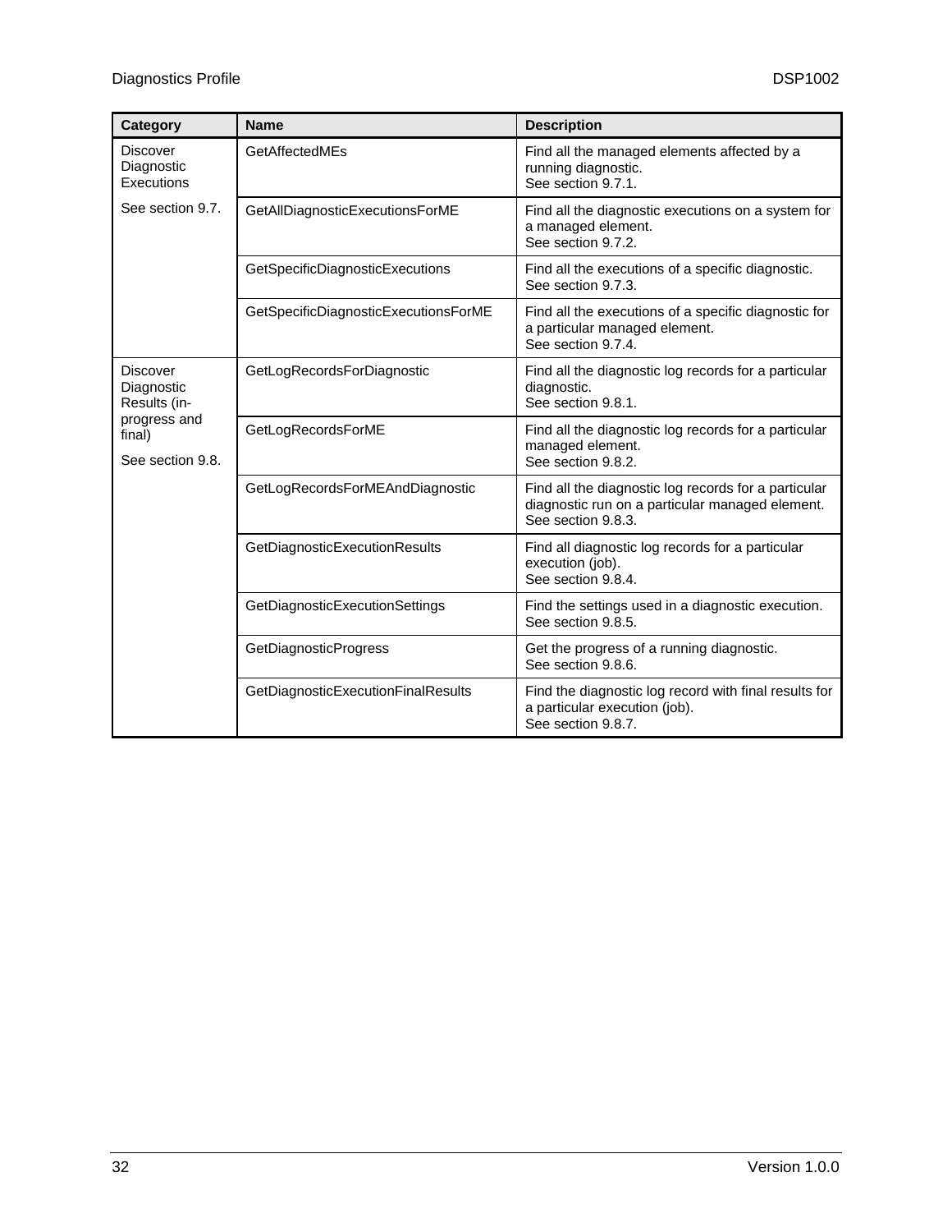| Category | Name | Description |
|---|---|---|
| Discover Diagnostic Executions<br><br>See section 9.7. | GetAffectedMEs | Find all the managed elements affected by a running diagnostic.<br>See section 9.7.1. |
| | GetAllDiagnosticExecutionsForME | Find all the diagnostic executions on a system for a managed element.<br>See section 9.7.2. |
| | GetSpecificDiagnosticExecutions | Find all the executions of a specific diagnostic.<br>See section 9.7.3. |
| | GetSpecificDiagnosticExecutionsForME | Find all the executions of a specific diagnostic for a particular managed element.<br>See section 9.7.4. |
| Discover Diagnostic Results (in-progress and final)<br><br>See section 9.8. | GetLogRecordsForDiagnostic | Find all the diagnostic log records for a particular diagnostic.<br>See section 9.8.1. |
| | GetLogRecordsForME | Find all the diagnostic log records for a particular managed element.<br>See section 9.8.2. |
| | GetLogRecordsForMEAndDiagnostic | Find all the diagnostic log records for a particular diagnostic run on a particular managed element.<br>See section 9.8.3. |
| | GetDiagnosticExecutionResults | Find all diagnostic log records for a particular execution (job).<br>See section 9.8.4. |
| | GetDiagnosticExecutionSettings | Find the settings used in a diagnostic execution.<br>See section 9.8.5. |
| | GetDiagnosticProgress | Get the progress of a running diagnostic.<br>See section 9.8.6. |
| | GetDiagnosticExecutionFinalResults | Find the diagnostic log record with final results for a particular execution (job).<br>See section 9.8.7. |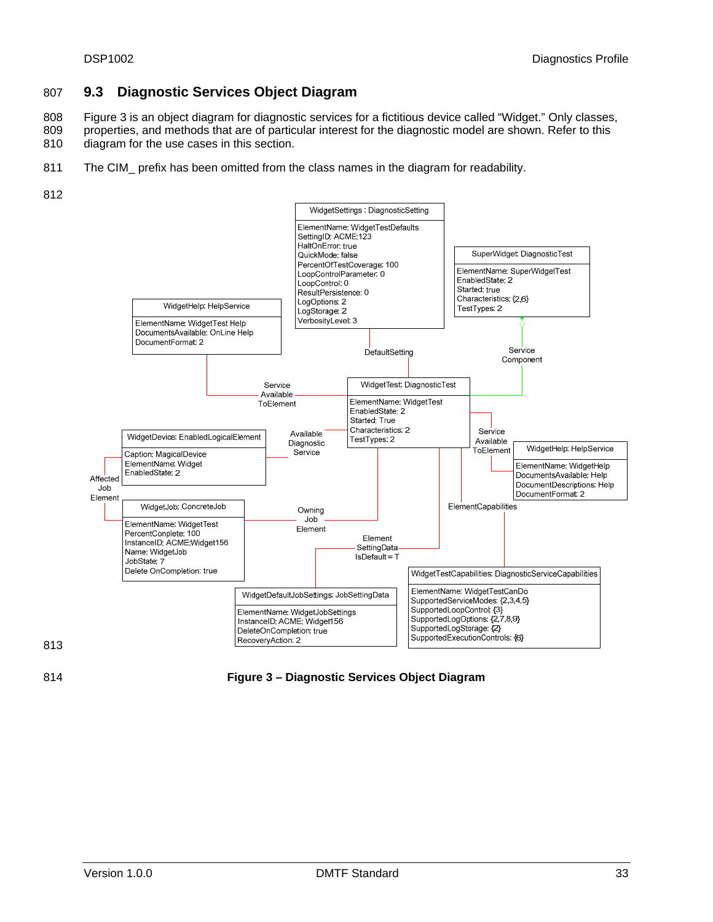## 9.3 Diagnostic Services Object Diagram

Figure 3 is an object diagram for diagnostic services for a fictitious device called "Widget." Only classes, properties, and methods that are of particular interest for the diagnostic model are shown. Refer to this diagram for the use cases in this section.

The CIM_ prefix has been omitted from the class names in the diagram for readability.

**Figure 3 – Diagnostic Services Object Diagram**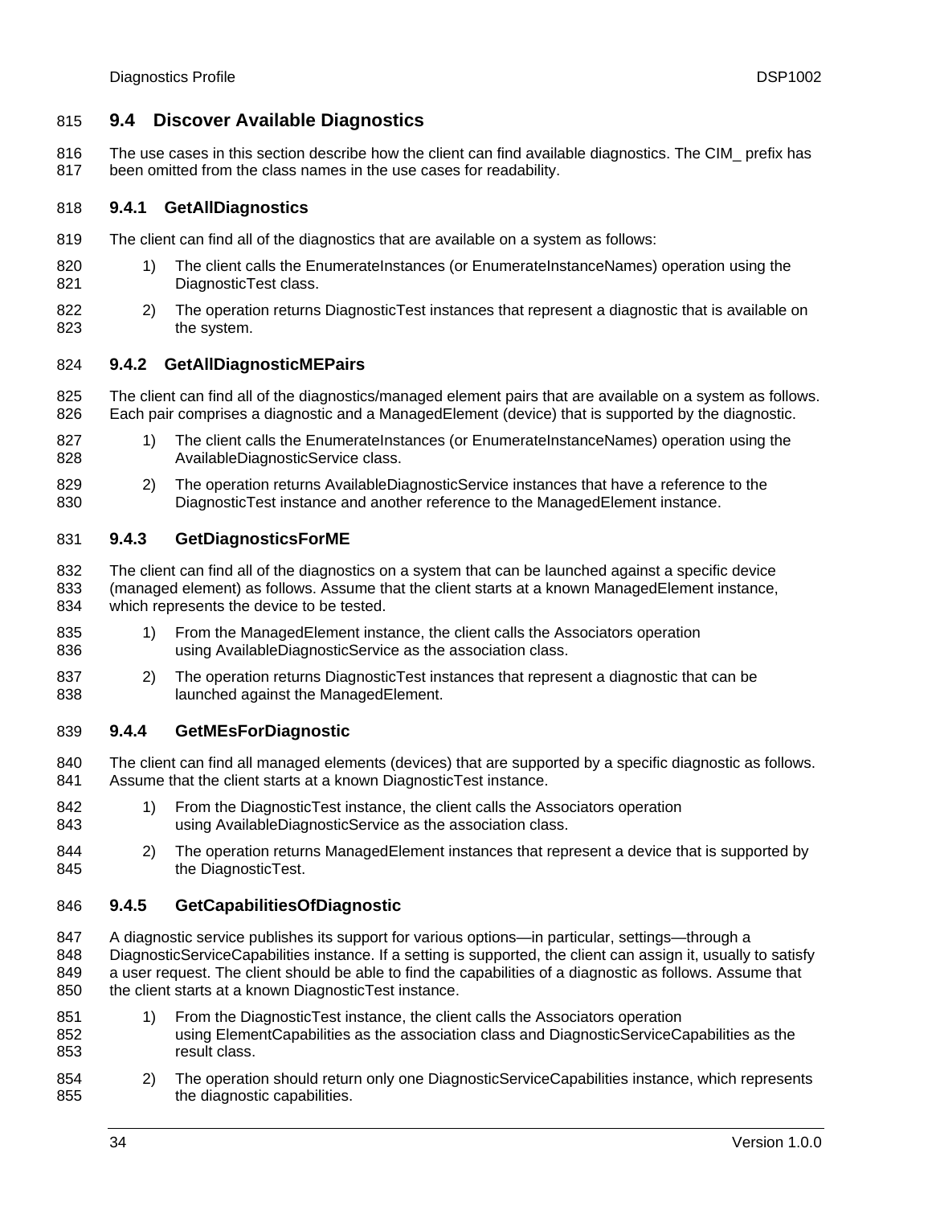## 9.4 Discover Available Diagnostics

The use cases in this section describe how the client can find available diagnostics. The CIM_ prefix has been omitted from the class names in the use cases for readability.

### 9.4.1 GetAllDiagnostics

The client can find all of the diagnostics that are available on a system as follows:

1) The client calls the EnumerateInstances (or EnumerateInstanceNames) operation using the DiagnosticTest class.

2) The operation returns DiagnosticTest instances that represent a diagnostic that is available on the system.

### 9.4.2 GetAllDiagnosticMEPairs

The client can find all of the diagnostics/managed element pairs that are available on a system as follows. Each pair comprises a diagnostic and a ManagedElement (device) that is supported by the diagnostic.

1) The client calls the EnumerateInstances (or EnumerateInstanceNames) operation using the AvailableDiagnosticService class.

2) The operation returns AvailableDiagnosticService instances that have a reference to the DiagnosticTest instance and another reference to the ManagedElement instance.

### 9.4.3 GetDiagnosticsForME

The client can find all of the diagnostics on a system that can be launched against a specific device (managed element) as follows. Assume that the client starts at a known ManagedElement instance, which represents the device to be tested.

1) From the ManagedElement instance, the client calls the Associators operation using AvailableDiagnosticService as the association class.

2) The operation returns DiagnosticTest instances that represent a diagnostic that can be launched against the ManagedElement.

### 9.4.4 GetMEsForDiagnostic

The client can find all managed elements (devices) that are supported by a specific diagnostic as follows. Assume that the client starts at a known DiagnosticTest instance.

1) From the DiagnosticTest instance, the client calls the Associators operation using AvailableDiagnosticService as the association class.

2) The operation returns ManagedElement instances that represent a device that is supported by the DiagnosticTest.

### 9.4.5 GetCapabilitiesOfDiagnostic

A diagnostic service publishes its support for various options—in particular, settings—through a DiagnosticServiceCapabilities instance. If a setting is supported, the client can assign it, usually to satisfy a user request. The client should be able to find the capabilities of a diagnostic as follows. Assume that the client starts at a known DiagnosticTest instance.

1) From the DiagnosticTest instance, the client calls the Associators operation using ElementCapabilities as the association class and DiagnosticServiceCapabilities as the result class.

2) The operation should return only one DiagnosticServiceCapabilities instance, which represents the diagnostic capabilities.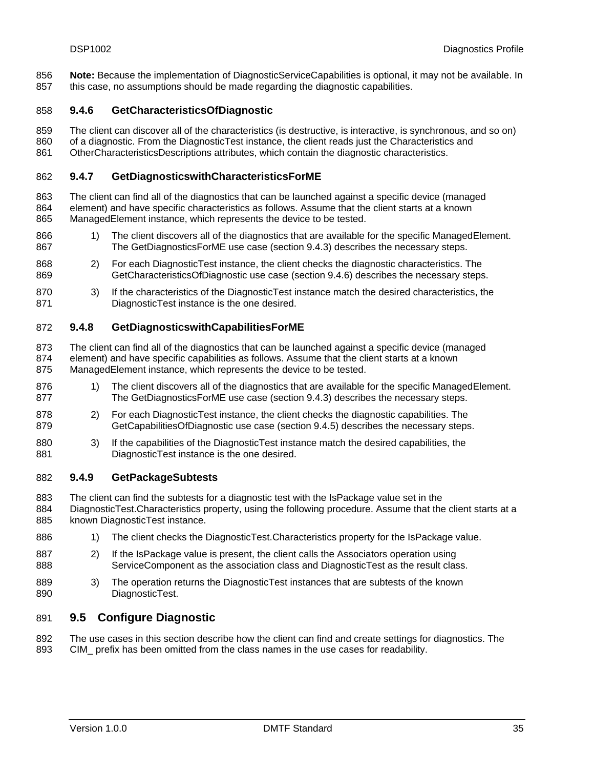**Note:** Because the implementation of DiagnosticServiceCapabilities is optional, it may not be available. In this case, no assumptions should be made regarding the diagnostic capabilities.

### 9.4.6 GetCharacteristicsOfDiagnostic

The client can discover all of the characteristics (is destructive, is interactive, is synchronous, and so on) of a diagnostic. From the DiagnosticTest instance, the client reads just the Characteristics and OtherCharacteristicsDescriptions attributes, which contain the diagnostic characteristics.

### 9.4.7 GetDiagnosticswithCharacteristicsForME

The client can find all of the diagnostics that can be launched against a specific device (managed element) and have specific characteristics as follows. Assume that the client starts at a known ManagedElement instance, which represents the device to be tested.

1) The client discovers all of the diagnostics that are available for the specific ManagedElement. The GetDiagnosticsForME use case (section 9.4.3) describes the necessary steps.
2) For each DiagnosticTest instance, the client checks the diagnostic characteristics. The GetCharacteristicsOfDiagnostic use case (section 9.4.6) describes the necessary steps.
3) If the characteristics of the DiagnosticTest instance match the desired characteristics, the DiagnosticTest instance is the one desired.

### 9.4.8 GetDiagnosticswithCapabilitiesForME

The client can find all of the diagnostics that can be launched against a specific device (managed element) and have specific capabilities as follows. Assume that the client starts at a known ManagedElement instance, which represents the device to be tested.

1) The client discovers all of the diagnostics that are available for the specific ManagedElement. The GetDiagnosticsForME use case (section 9.4.3) describes the necessary steps.
2) For each DiagnosticTest instance, the client checks the diagnostic capabilities. The GetCapabilitiesOfDiagnostic use case (section 9.4.5) describes the necessary steps.
3) If the capabilities of the DiagnosticTest instance match the desired capabilities, the DiagnosticTest instance is the one desired.

### 9.4.9 GetPackageSubtests

The client can find the subtests for a diagnostic test with the IsPackage value set in the DiagnosticTest.Characteristics property, using the following procedure. Assume that the client starts at a known DiagnosticTest instance.

1) The client checks the DiagnosticTest.Characteristics property for the IsPackage value.
2) If the IsPackage value is present, the client calls the Associators operation using ServiceComponent as the association class and DiagnosticTest as the result class.
3) The operation returns the DiagnosticTest instances that are subtests of the known DiagnosticTest.

## 9.5 Configure Diagnostic

The use cases in this section describe how the client can find and create settings for diagnostics. The CIM_ prefix has been omitted from the class names in the use cases for readability.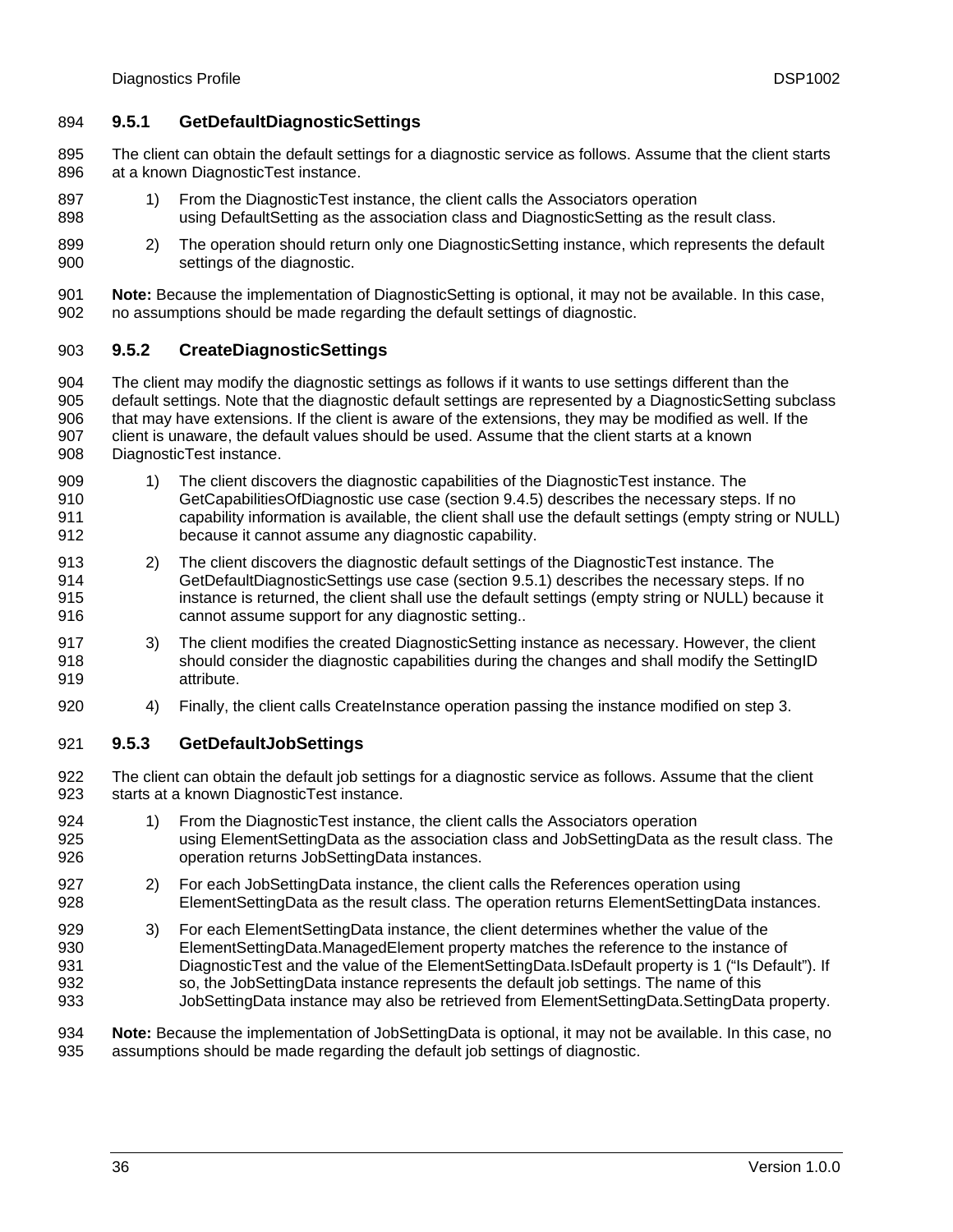### 9.5.1 GetDefaultDiagnosticSettings

The client can obtain the default settings for a diagnostic service as follows. Assume that the client starts at a known DiagnosticTest instance.

1) From the DiagnosticTest instance, the client calls the Associators operation using DefaultSetting as the association class and DiagnosticSetting as the result class.
2) The operation should return only one DiagnosticSetting instance, which represents the default settings of the diagnostic.

**Note:** Because the implementation of DiagnosticSetting is optional, it may not be available. In this case, no assumptions should be made regarding the default settings of diagnostic.

### 9.5.2 CreateDiagnosticSettings

The client may modify the diagnostic settings as follows if it wants to use settings different than the default settings. Note that the diagnostic default settings are represented by a DiagnosticSetting subclass that may have extensions. If the client is aware of the extensions, they may be modified as well. If the client is unaware, the default values should be used. Assume that the client starts at a known DiagnosticTest instance.

1) The client discovers the diagnostic capabilities of the DiagnosticTest instance. The GetCapabilitiesOfDiagnostic use case (section 9.4.5) describes the necessary steps. If no capability information is available, the client shall use the default settings (empty string or NULL) because it cannot assume any diagnostic capability.
2) The client discovers the diagnostic default settings of the DiagnosticTest instance. The GetDefaultDiagnosticSettings use case (section 9.5.1) describes the necessary steps. If no instance is returned, the client shall use the default settings (empty string or NULL) because it cannot assume support for any diagnostic setting..
3) The client modifies the created DiagnosticSetting instance as necessary. However, the client should consider the diagnostic capabilities during the changes and shall modify the SettingID attribute.
4) Finally, the client calls CreateInstance operation passing the instance modified on step 3.

### 9.5.3 GetDefaultJobSettings

The client can obtain the default job settings for a diagnostic service as follows. Assume that the client starts at a known DiagnosticTest instance.

1) From the DiagnosticTest instance, the client calls the Associators operation using ElementSettingData as the association class and JobSettingData as the result class. The operation returns JobSettingData instances.
2) For each JobSettingData instance, the client calls the References operation using ElementSettingData as the result class. The operation returns ElementSettingData instances.
3) For each ElementSettingData instance, the client determines whether the value of the ElementSettingData.ManagedElement property matches the reference to the instance of DiagnosticTest and the value of the ElementSettingData.IsDefault property is 1 ("Is Default"). If so, the JobSettingData instance represents the default job settings. The name of this JobSettingData instance may also be retrieved from ElementSettingData.SettingData property.

**Note:** Because the implementation of JobSettingData is optional, it may not be available. In this case, no assumptions should be made regarding the default job settings of diagnostic.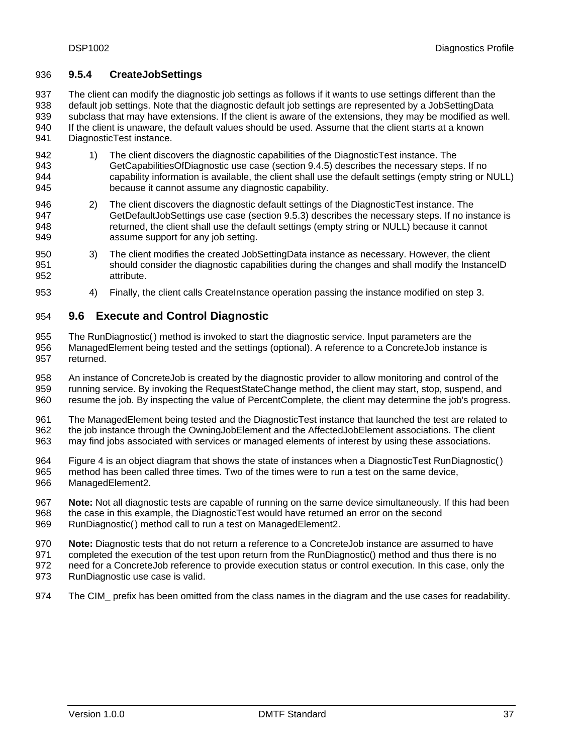### 9.5.4 CreateJobSettings

The client can modify the diagnostic job settings as follows if it wants to use settings different than the default job settings. Note that the diagnostic default job settings are represented by a JobSettingData subclass that may have extensions. If the client is aware of the extensions, they may be modified as well. If the client is unaware, the default values should be used. Assume that the client starts at a known DiagnosticTest instance.

1) The client discovers the diagnostic capabilities of the DiagnosticTest instance. The GetCapabilitiesOfDiagnostic use case (section 9.4.5) describes the necessary steps. If no capability information is available, the client shall use the default settings (empty string or NULL) because it cannot assume any diagnostic capability.

2) The client discovers the diagnostic default settings of the DiagnosticTest instance. The GetDefaultJobSettings use case (section 9.5.3) describes the necessary steps. If no instance is returned, the client shall use the default settings (empty string or NULL) because it cannot assume support for any job setting.

3) The client modifies the created JobSettingData instance as necessary. However, the client should consider the diagnostic capabilities during the changes and shall modify the InstanceID attribute.

4) Finally, the client calls CreateInstance operation passing the instance modified on step 3.

## 9.6 Execute and Control Diagnostic

The RunDiagnostic( ) method is invoked to start the diagnostic service. Input parameters are the ManagedElement being tested and the settings (optional). A reference to a ConcreteJob instance is returned.

An instance of ConcreteJob is created by the diagnostic provider to allow monitoring and control of the running service. By invoking the RequestStateChange method, the client may start, stop, suspend, and resume the job. By inspecting the value of PercentComplete, the client may determine the job's progress.

The ManagedElement being tested and the DiagnosticTest instance that launched the test are related to the job instance through the OwningJobElement and the AffectedJobElement associations. The client may find jobs associated with services or managed elements of interest by using these associations.

Figure 4 is an object diagram that shows the state of instances when a DiagnosticTest RunDiagnostic( ) method has been called three times. Two of the times were to run a test on the same device, ManagedElement2.

**Note:** Not all diagnostic tests are capable of running on the same device simultaneously. If this had been the case in this example, the DiagnosticTest would have returned an error on the second RunDiagnostic( ) method call to run a test on ManagedElement2.

**Note:** Diagnostic tests that do not return a reference to a ConcreteJob instance are assumed to have completed the execution of the test upon return from the RunDiagnostic() method and thus there is no need for a ConcreteJob reference to provide execution status or control execution. In this case, only the RunDiagnostic use case is valid.

The CIM_ prefix has been omitted from the class names in the diagram and the use cases for readability.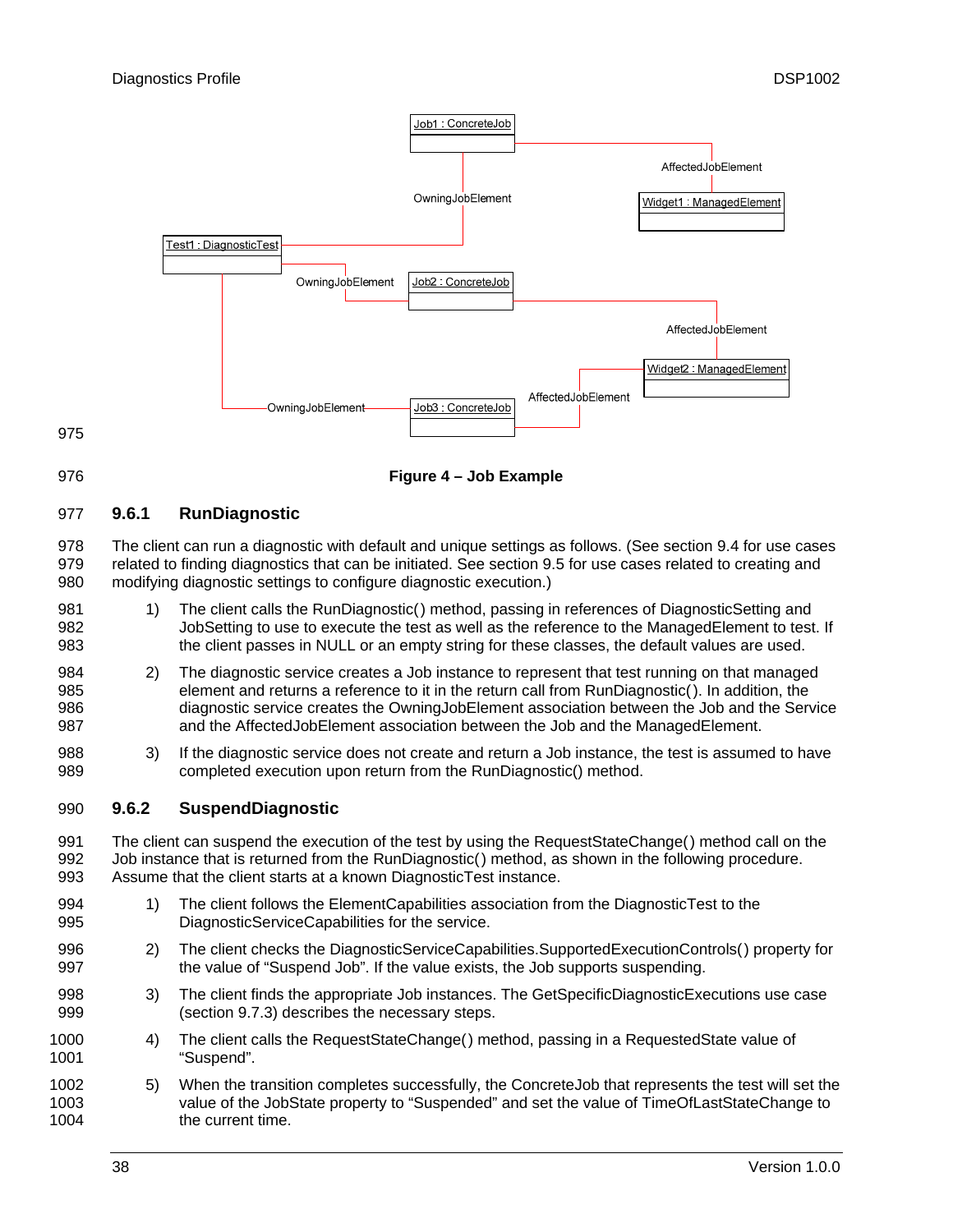Figure 4 – Job Example

### 9.6.1 RunDiagnostic

The client can run a diagnostic with default and unique settings as follows. (See section 9.4 for use cases related to finding diagnostics that can be initiated. See section 9.5 for use cases related to creating and modifying diagnostic settings to configure diagnostic execution.)

1) The client calls the RunDiagnostic() method, passing in references of DiagnosticSetting and JobSetting to use to execute the test as well as the reference to the ManagedElement to test. If the client passes in NULL or an empty string for these classes, the default values are used.

2) The diagnostic service creates a Job instance to represent that test running on that managed element and returns a reference to it in the return call from RunDiagnostic(). In addition, the diagnostic service creates the OwningJobElement association between the Job and the Service and the AffectedJobElement association between the Job and the ManagedElement.

3) If the diagnostic service does not create and return a Job instance, the test is assumed to have completed execution upon return from the RunDiagnostic() method.

### 9.6.2 SuspendDiagnostic

The client can suspend the execution of the test by using the RequestStateChange() method call on the Job instance that is returned from the RunDiagnostic() method, as shown in the following procedure. Assume that the client starts at a known DiagnosticTest instance.

1) The client follows the ElementCapabilities association from the DiagnosticTest to the DiagnosticServiceCapabilities for the service.

2) The client checks the DiagnosticServiceCapabilities.SupportedExecutionControls() property for the value of "Suspend Job". If the value exists, the Job supports suspending.

3) The client finds the appropriate Job instances. The GetSpecificDiagnosticExecutions use case (section 9.7.3) describes the necessary steps.

4) The client calls the RequestStateChange() method, passing in a RequestedState value of "Suspend".

5) When the transition completes successfully, the ConcreteJob that represents the test will set the value of the JobState property to "Suspended" and set the value of TimeOfLastStateChange to the current time.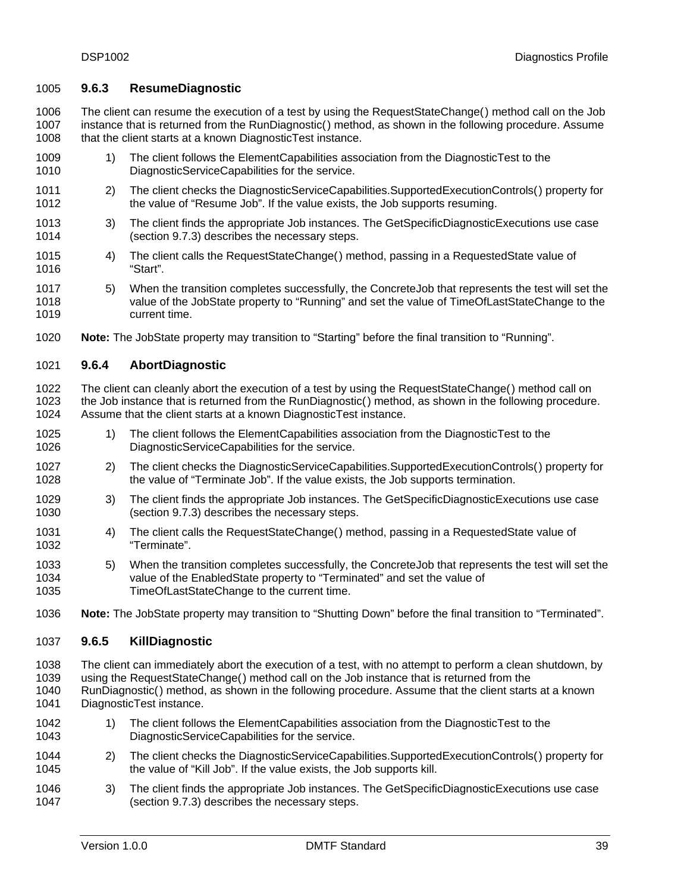### 9.6.3 ResumeDiagnostic

The client can resume the execution of a test by using the RequestStateChange() method call on the Job instance that is returned from the RunDiagnostic() method, as shown in the following procedure. Assume that the client starts at a known DiagnosticTest instance.

1) The client follows the ElementCapabilities association from the DiagnosticTest to the DiagnosticServiceCapabilities for the service.
2) The client checks the DiagnosticServiceCapabilities.SupportedExecutionControls() property for the value of “Resume Job”. If the value exists, the Job supports resuming.
3) The client finds the appropriate Job instances. The GetSpecificDiagnosticExecutions use case (section 9.7.3) describes the necessary steps.
4) The client calls the RequestStateChange() method, passing in a RequestedState value of “Start”.
5) When the transition completes successfully, the ConcreteJob that represents the test will set the value of the JobState property to “Running” and set the value of TimeOfLastStateChange to the current time.

**Note:** The JobState property may transition to “Starting” before the final transition to “Running”.

### 9.6.4 AbortDiagnostic

The client can cleanly abort the execution of a test by using the RequestStateChange() method call on the Job instance that is returned from the RunDiagnostic() method, as shown in the following procedure. Assume that the client starts at a known DiagnosticTest instance.

1) The client follows the ElementCapabilities association from the DiagnosticTest to the DiagnosticServiceCapabilities for the service.
2) The client checks the DiagnosticServiceCapabilities.SupportedExecutionControls() property for the value of “Terminate Job”. If the value exists, the Job supports termination.
3) The client finds the appropriate Job instances. The GetSpecificDiagnosticExecutions use case (section 9.7.3) describes the necessary steps.
4) The client calls the RequestStateChange() method, passing in a RequestedState value of “Terminate”.
5) When the transition completes successfully, the ConcreteJob that represents the test will set the value of the EnabledState property to “Terminated” and set the value of TimeOfLastStateChange to the current time.

**Note:** The JobState property may transition to “Shutting Down” before the final transition to “Terminated”.

### 9.6.5 KillDiagnostic

The client can immediately abort the execution of a test, with no attempt to perform a clean shutdown, by using the RequestStateChange() method call on the Job instance that is returned from the RunDiagnostic() method, as shown in the following procedure. Assume that the client starts at a known DiagnosticTest instance.

1) The client follows the ElementCapabilities association from the DiagnosticTest to the DiagnosticServiceCapabilities for the service.
2) The client checks the DiagnosticServiceCapabilities.SupportedExecutionControls() property for the value of “Kill Job”. If the value exists, the Job supports kill.
3) The client finds the appropriate Job instances. The GetSpecificDiagnosticExecutions use case (section 9.7.3) describes the necessary steps.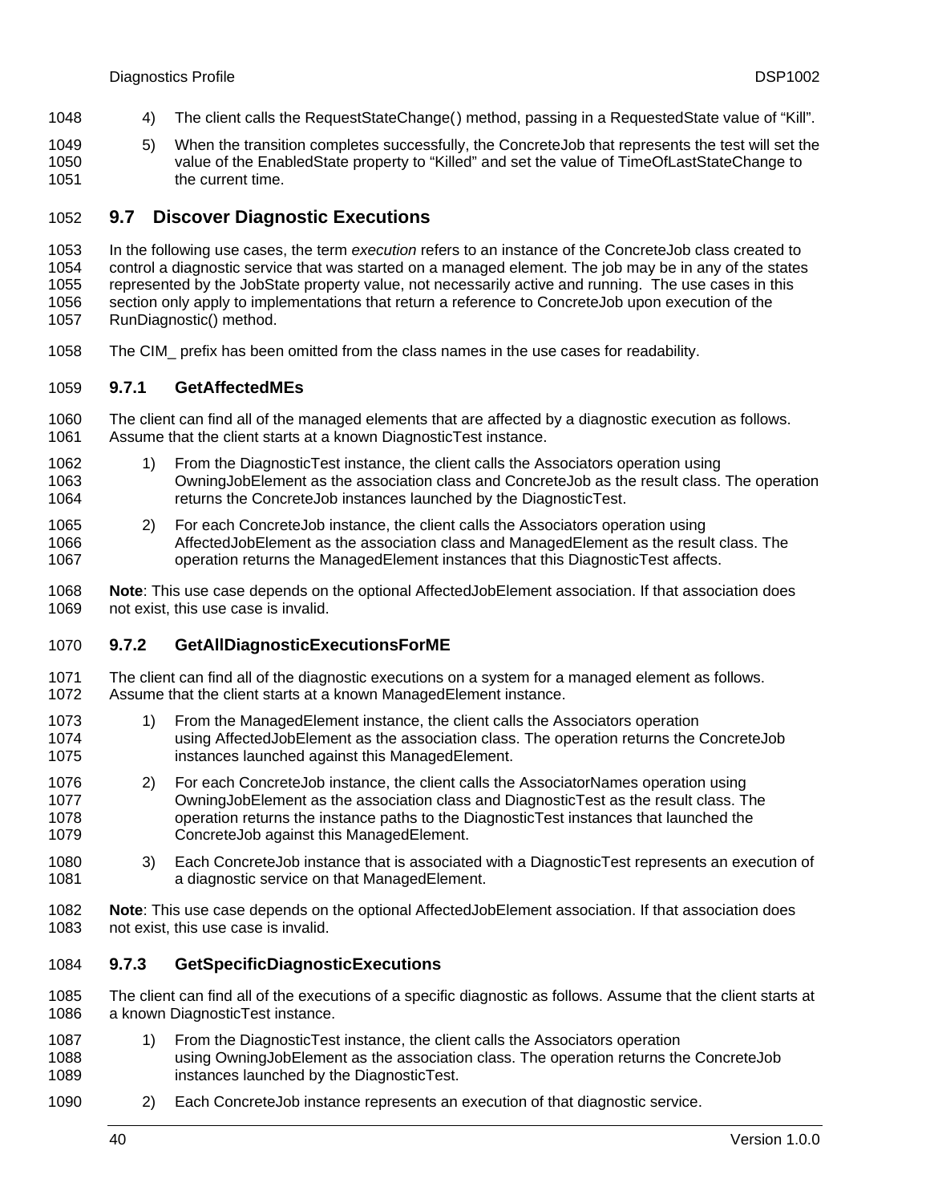4) The client calls the RequestStateChange() method, passing in a RequestedState value of “Kill”.

5) When the transition completes successfully, the ConcreteJob that represents the test will set the value of the EnabledState property to “Killed” and set the value of TimeOfLastStateChange to the current time.

## 9.7 Discover Diagnostic Executions

In the following use cases, the term *execution* refers to an instance of the ConcreteJob class created to control a diagnostic service that was started on a managed element. The job may be in any of the states represented by the JobState property value, not necessarily active and running. The use cases in this section only apply to implementations that return a reference to ConcreteJob upon execution of the RunDiagnostic() method.

The CIM_ prefix has been omitted from the class names in the use cases for readability.

### 9.7.1 GetAffectedMEs

The client can find all of the managed elements that are affected by a diagnostic execution as follows. Assume that the client starts at a known DiagnosticTest instance.

1) From the DiagnosticTest instance, the client calls the Associators operation using OwningJobElement as the association class and ConcreteJob as the result class. The operation returns the ConcreteJob instances launched by the DiagnosticTest.

2) For each ConcreteJob instance, the client calls the Associators operation using AffectedJobElement as the association class and ManagedElement as the result class. The operation returns the ManagedElement instances that this DiagnosticTest affects.

**Note**: This use case depends on the optional AffectedJobElement association. If that association does not exist, this use case is invalid.

### 9.7.2 GetAllDiagnosticExecutionsForME

The client can find all of the diagnostic executions on a system for a managed element as follows. Assume that the client starts at a known ManagedElement instance.

1) From the ManagedElement instance, the client calls the Associators operation using AffectedJobElement as the association class. The operation returns the ConcreteJob instances launched against this ManagedElement.

2) For each ConcreteJob instance, the client calls the AssociatorNames operation using OwningJobElement as the association class and DiagnosticTest as the result class. The operation returns the instance paths to the DiagnosticTest instances that launched the ConcreteJob against this ManagedElement.

3) Each ConcreteJob instance that is associated with a DiagnosticTest represents an execution of a diagnostic service on that ManagedElement.

**Note**: This use case depends on the optional AffectedJobElement association. If that association does not exist, this use case is invalid.

### 9.7.3 GetSpecificDiagnosticExecutions

The client can find all of the executions of a specific diagnostic as follows. Assume that the client starts at a known DiagnosticTest instance.

1) From the DiagnosticTest instance, the client calls the Associators operation using OwningJobElement as the association class. The operation returns the ConcreteJob instances launched by the DiagnosticTest.

2) Each ConcreteJob instance represents an execution of that diagnostic service.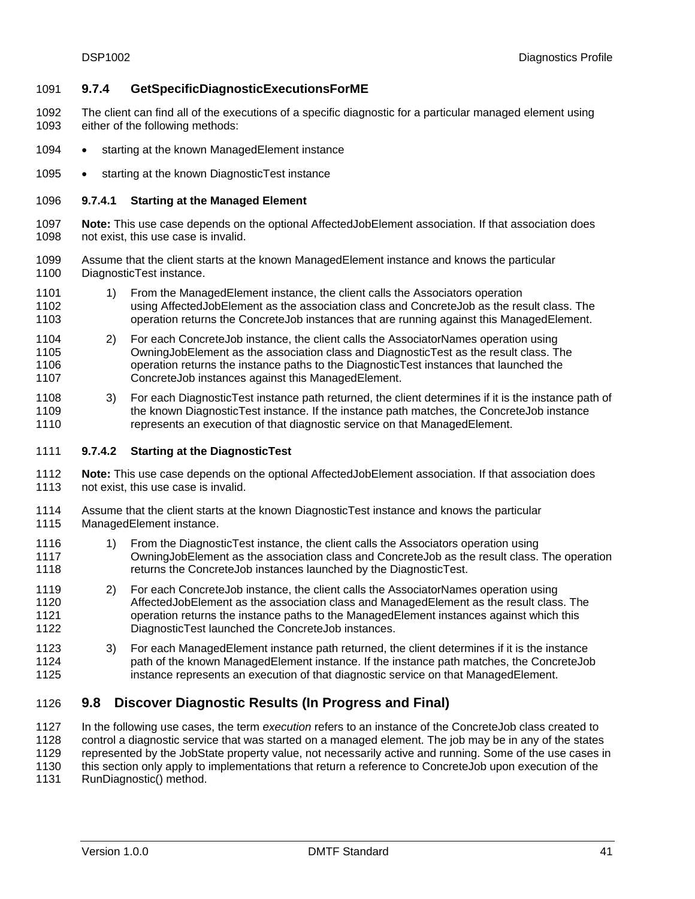### 9.7.4 GetSpecificDiagnosticExecutionsForME

The client can find all of the executions of a specific diagnostic for a particular managed element using either of the following methods:

- starting at the known ManagedElement instance
- starting at the known DiagnosticTest instance

#### 9.7.4.1 Starting at the Managed Element

**Note:** This use case depends on the optional AffectedJobElement association. If that association does not exist, this use case is invalid.

Assume that the client starts at the known ManagedElement instance and knows the particular DiagnosticTest instance.

1) From the ManagedElement instance, the client calls the Associators operation using AffectedJobElement as the association class and ConcreteJob as the result class. The operation returns the ConcreteJob instances that are running against this ManagedElement.

2) For each ConcreteJob instance, the client calls the AssociatorNames operation using OwningJobElement as the association class and DiagnosticTest as the result class. The operation returns the instance paths to the DiagnosticTest instances that launched the ConcreteJob instances against this ManagedElement.

3) For each DiagnosticTest instance path returned, the client determines if it is the instance path of the known DiagnosticTest instance. If the instance path matches, the ConcreteJob instance represents an execution of that diagnostic service on that ManagedElement.

#### 9.7.4.2 Starting at the DiagnosticTest

**Note:** This use case depends on the optional AffectedJobElement association. If that association does not exist, this use case is invalid.

Assume that the client starts at the known DiagnosticTest instance and knows the particular ManagedElement instance.

1) From the DiagnosticTest instance, the client calls the Associators operation using OwningJobElement as the association class and ConcreteJob as the result class. The operation returns the ConcreteJob instances launched by the DiagnosticTest.

2) For each ConcreteJob instance, the client calls the AssociatorNames operation using AffectedJobElement as the association class and ManagedElement as the result class. The operation returns the instance paths to the ManagedElement instances against which this DiagnosticTest launched the ConcreteJob instances.

3) For each ManagedElement instance path returned, the client determines if it is the instance path of the known ManagedElement instance. If the instance path matches, the ConcreteJob instance represents an execution of that diagnostic service on that ManagedElement.

## 9.8 Discover Diagnostic Results (In Progress and Final)

In the following use cases, the term *execution* refers to an instance of the ConcreteJob class created to control a diagnostic service that was started on a managed element. The job may be in any of the states represented by the JobState property value, not necessarily active and running. Some of the use cases in this section only apply to implementations that return a reference to ConcreteJob upon execution of the RunDiagnostic() method.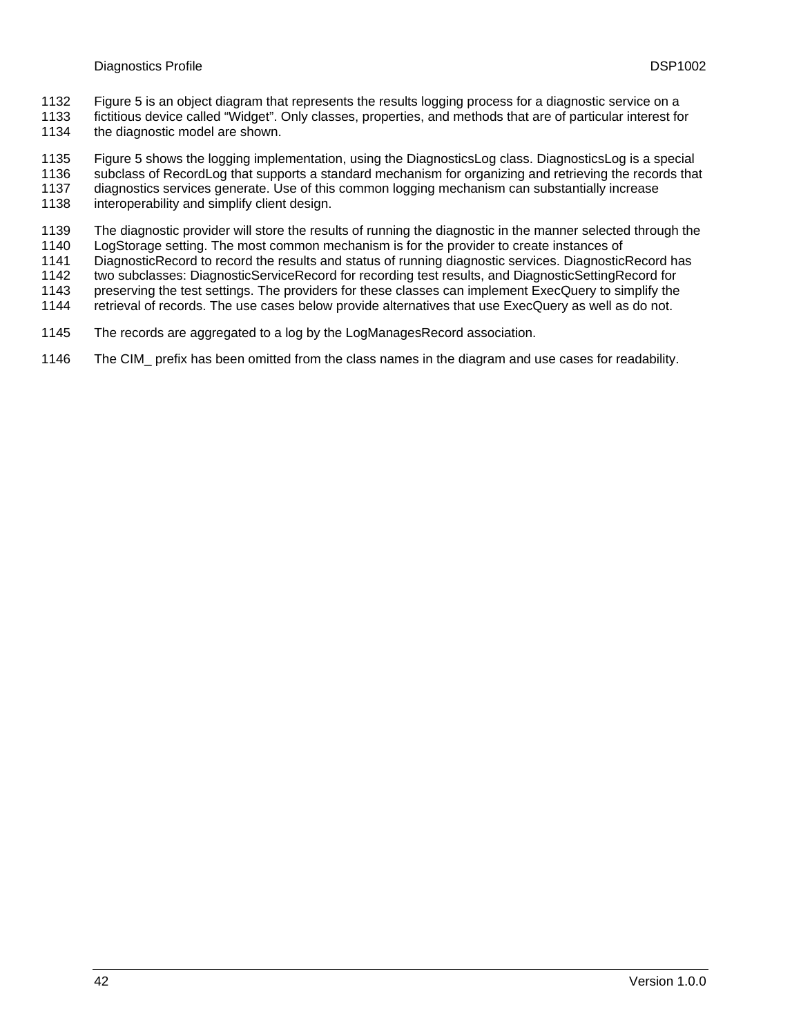Figure 5 is an object diagram that represents the results logging process for a diagnostic service on a fictitious device called "Widget". Only classes, properties, and methods that are of particular interest for the diagnostic model are shown.

Figure 5 shows the logging implementation, using the DiagnosticsLog class. DiagnosticsLog is a special subclass of RecordLog that supports a standard mechanism for organizing and retrieving the records that diagnostics services generate. Use of this common logging mechanism can substantially increase interoperability and simplify client design.

The diagnostic provider will store the results of running the diagnostic in the manner selected through the LogStorage setting. The most common mechanism is for the provider to create instances of DiagnosticRecord to record the results and status of running diagnostic services. DiagnosticRecord has two subclasses: DiagnosticServiceRecord for recording test results, and DiagnosticSettingRecord for preserving the test settings. The providers for these classes can implement ExecQuery to simplify the retrieval of records. The use cases below provide alternatives that use ExecQuery as well as do not.

The records are aggregated to a log by the LogManagesRecord association.

The CIM_ prefix has been omitted from the class names in the diagram and use cases for readability.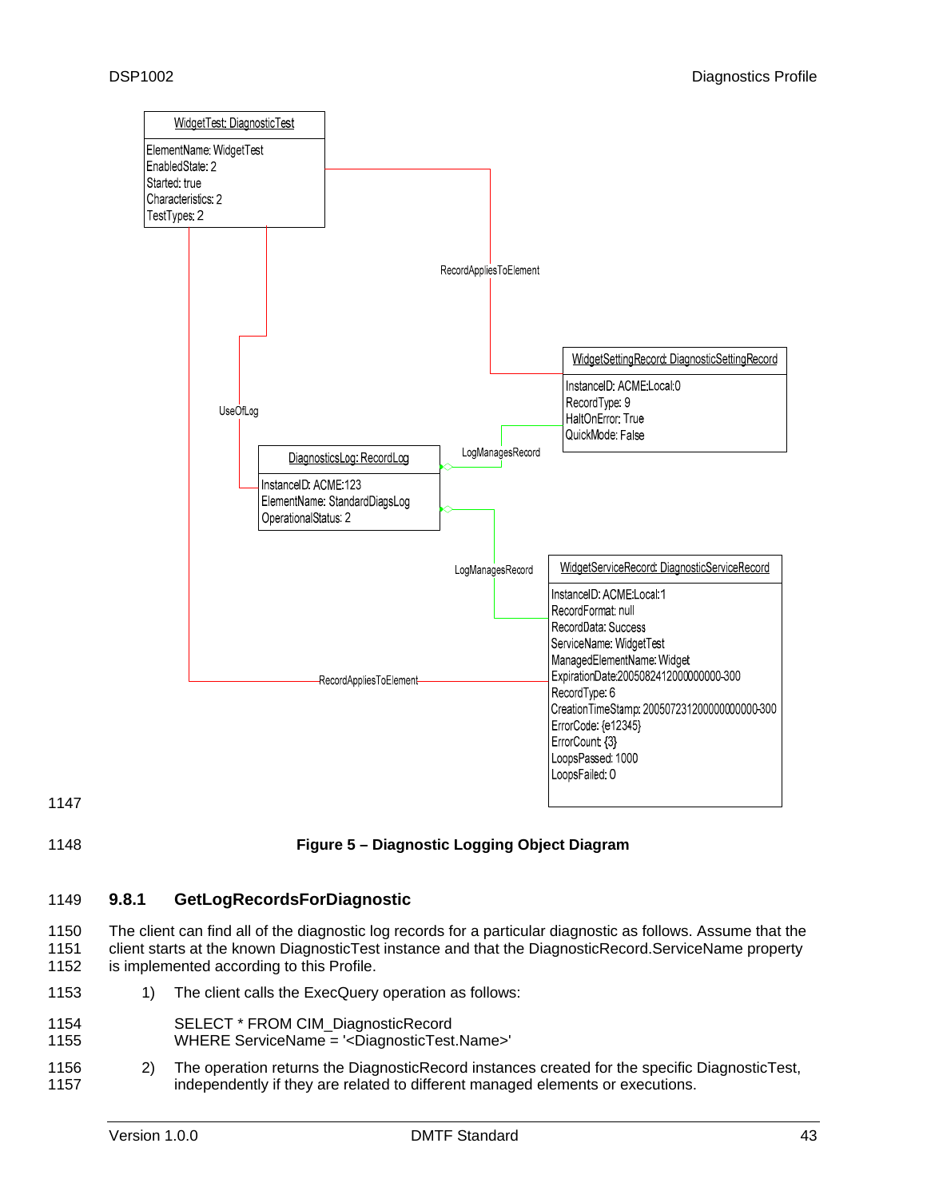Figure 5 – Diagnostic Logging Object Diagram

### 9.8.1 GetLogRecordsForDiagnostic

The client can find all of the diagnostic log records for a particular diagnostic as follows. Assume that the client starts at the known DiagnosticTest instance and that the DiagnosticRecord.ServiceName property is implemented according to this Profile.

1) The client calls the ExecQuery operation as follows:

```
SELECT * FROM CIM_DiagnosticRecord
WHERE ServiceName = '<DiagnosticTest.Name>'
```

2) The operation returns the DiagnosticRecord instances created for the specific DiagnosticTest, independently if they are related to different managed elements or executions.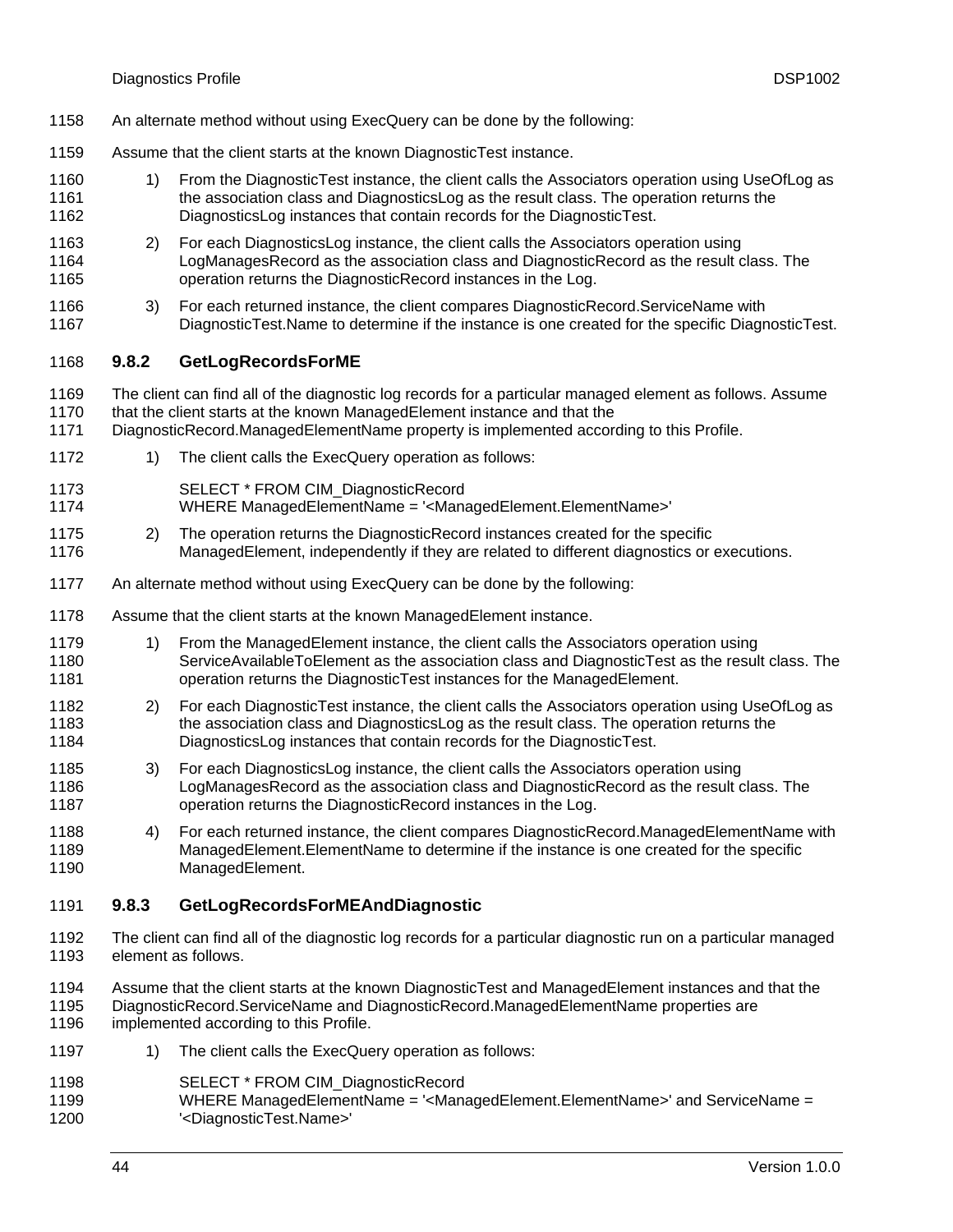An alternate method without using ExecQuery can be done by the following:

Assume that the client starts at the known DiagnosticTest instance.

1) From the DiagnosticTest instance, the client calls the Associators operation using UseOfLog as the association class and DiagnosticsLog as the result class. The operation returns the DiagnosticsLog instances that contain records for the DiagnosticTest.

2) For each DiagnosticsLog instance, the client calls the Associators operation using LogManagesRecord as the association class and DiagnosticRecord as the result class. The operation returns the DiagnosticRecord instances in the Log.

3) For each returned instance, the client compares DiagnosticRecord.ServiceName with DiagnosticTest.Name to determine if the instance is one created for the specific DiagnosticTest.

### 9.8.2 GetLogRecordsForME

The client can find all of the diagnostic log records for a particular managed element as follows. Assume that the client starts at the known ManagedElement instance and that the DiagnosticRecord.ManagedElementName property is implemented according to this Profile.

1) The client calls the ExecQuery operation as follows:

```
SELECT * FROM CIM_DiagnosticRecord
WHERE ManagedElementName = '<ManagedElement.ElementName>'
```

2) The operation returns the DiagnosticRecord instances created for the specific ManagedElement, independently if they are related to different diagnostics or executions.

An alternate method without using ExecQuery can be done by the following:

Assume that the client starts at the known ManagedElement instance.

1) From the ManagedElement instance, the client calls the Associators operation using ServiceAvailableToElement as the association class and DiagnosticTest as the result class. The operation returns the DiagnosticTest instances for the ManagedElement.

2) For each DiagnosticTest instance, the client calls the Associators operation using UseOfLog as the association class and DiagnosticsLog as the result class. The operation returns the DiagnosticsLog instances that contain records for the DiagnosticTest.

3) For each DiagnosticsLog instance, the client calls the Associators operation using LogManagesRecord as the association class and DiagnosticRecord as the result class. The operation returns the DiagnosticRecord instances in the Log.

4) For each returned instance, the client compares DiagnosticRecord.ManagedElementName with ManagedElement.ElementName to determine if the instance is one created for the specific ManagedElement.

### 9.8.3 GetLogRecordsForMEAndDiagnostic

The client can find all of the diagnostic log records for a particular diagnostic run on a particular managed element as follows.

Assume that the client starts at the known DiagnosticTest and ManagedElement instances and that the DiagnosticRecord.ServiceName and DiagnosticRecord.ManagedElementName properties are implemented according to this Profile.

1) The client calls the ExecQuery operation as follows:

```
SELECT * FROM CIM_DiagnosticRecord
WHERE ManagedElementName = '<ManagedElement.ElementName>' and ServiceName =
'<DiagnosticTest.Name>'
```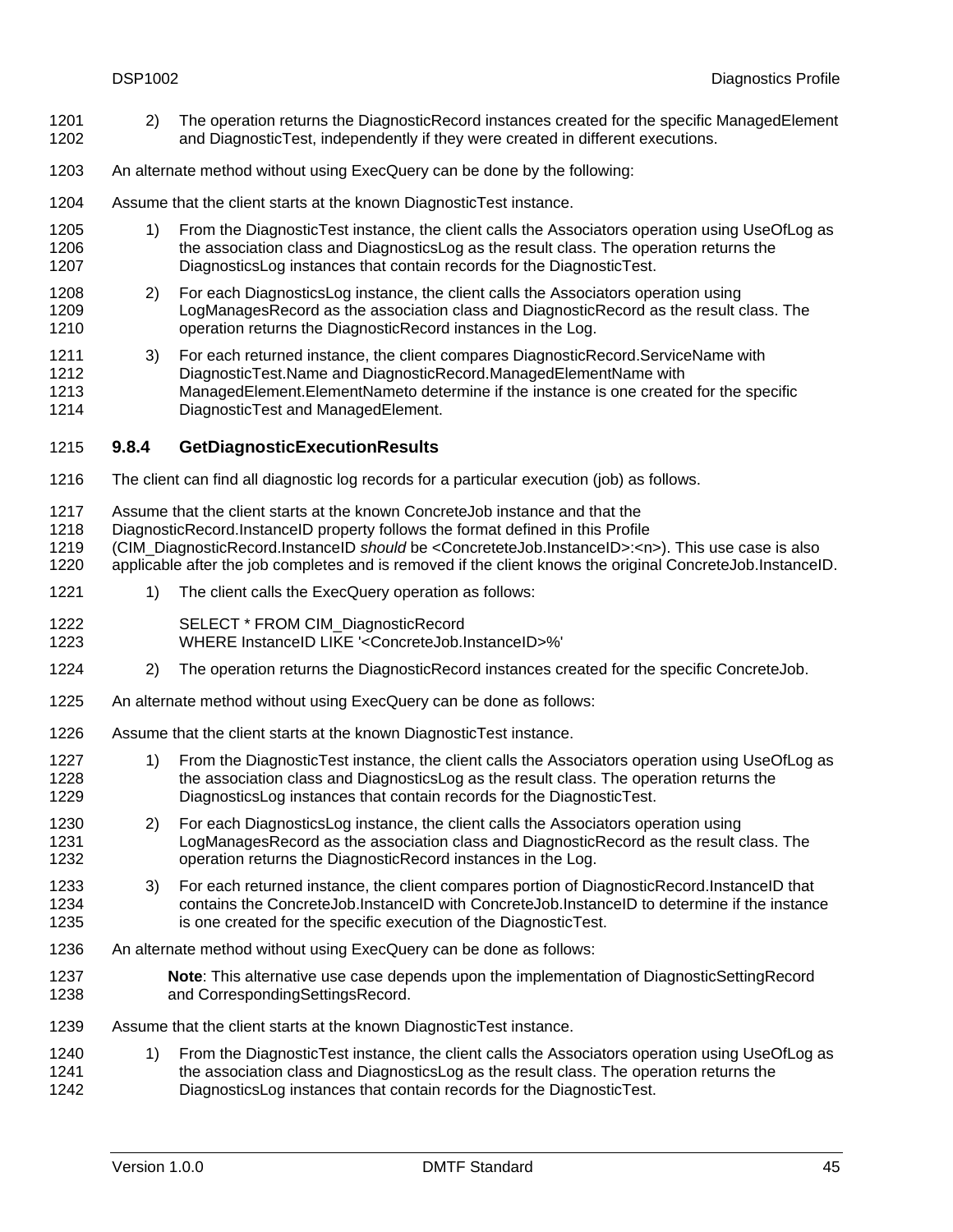2) The operation returns the DiagnosticRecord instances created for the specific ManagedElement and DiagnosticTest, independently if they were created in different executions.

An alternate method without using ExecQuery can be done by the following:

Assume that the client starts at the known DiagnosticTest instance.

1) From the DiagnosticTest instance, the client calls the Associators operation using UseOfLog as the association class and DiagnosticsLog as the result class. The operation returns the DiagnosticsLog instances that contain records for the DiagnosticTest.

2) For each DiagnosticsLog instance, the client calls the Associators operation using LogManagesRecord as the association class and DiagnosticRecord as the result class. The operation returns the DiagnosticRecord instances in the Log.

3) For each returned instance, the client compares DiagnosticRecord.ServiceName with DiagnosticTest.Name and DiagnosticRecord.ManagedElementName with ManagedElement.ElementNameto determine if the instance is one created for the specific DiagnosticTest and ManagedElement.

### 9.8.4 GetDiagnosticExecutionResults

The client can find all diagnostic log records for a particular execution (job) as follows.

Assume that the client starts at the known ConcreteJob instance and that the DiagnosticRecord.InstanceID property follows the format defined in this Profile (CIM_DiagnosticRecord.InstanceID *should* be <ConcreteteJob.InstanceID>:<n>). This use case is also applicable after the job completes and is removed if the client knows the original ConcreteJob.InstanceID.

1) The client calls the ExecQuery operation as follows:

```
SELECT * FROM CIM_DiagnosticRecord
WHERE InstanceID LIKE '<ConcreteJob.InstanceID>%'
```

2) The operation returns the DiagnosticRecord instances created for the specific ConcreteJob.

An alternate method without using ExecQuery can be done as follows:

Assume that the client starts at the known DiagnosticTest instance.

1) From the DiagnosticTest instance, the client calls the Associators operation using UseOfLog as the association class and DiagnosticsLog as the result class. The operation returns the DiagnosticsLog instances that contain records for the DiagnosticTest.

2) For each DiagnosticsLog instance, the client calls the Associators operation using LogManagesRecord as the association class and DiagnosticRecord as the result class. The operation returns the DiagnosticRecord instances in the Log.

3) For each returned instance, the client compares portion of DiagnosticRecord.InstanceID that contains the ConcreteJob.InstanceID with ConcreteJob.InstanceID to determine if the instance is one created for the specific execution of the DiagnosticTest.

An alternate method without using ExecQuery can be done as follows:

**Note**: This alternative use case depends upon the implementation of DiagnosticSettingRecord and CorrespondingSettingsRecord.

Assume that the client starts at the known DiagnosticTest instance.

1) From the DiagnosticTest instance, the client calls the Associators operation using UseOfLog as the association class and DiagnosticsLog as the result class. The operation returns the DiagnosticsLog instances that contain records for the DiagnosticTest.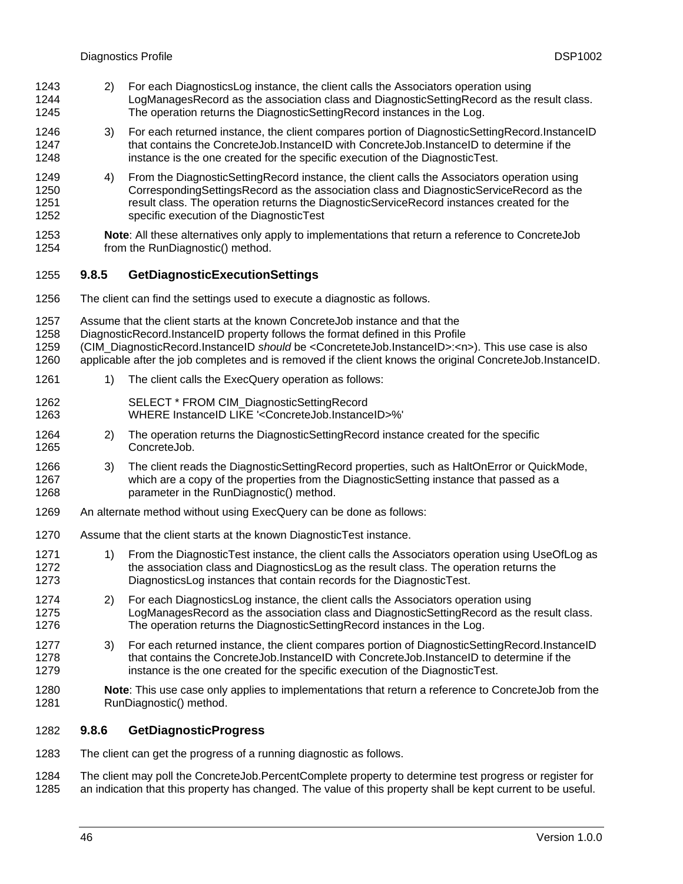2) For each DiagnosticsLog instance, the client calls the Associators operation using LogManagesRecord as the association class and DiagnosticSettingRecord as the result class. The operation returns the DiagnosticSettingRecord instances in the Log.

3) For each returned instance, the client compares portion of DiagnosticSettingRecord.InstanceID that contains the ConcreteJob.InstanceID with ConcreteJob.InstanceID to determine if the instance is the one created for the specific execution of the DiagnosticTest.

4) From the DiagnosticSettingRecord instance, the client calls the Associators operation using CorrespondingSettingsRecord as the association class and DiagnosticServiceRecord as the result class. The operation returns the DiagnosticServiceRecord instances created for the specific execution of the DiagnosticTest

**Note**: All these alternatives only apply to implementations that return a reference to ConcreteJob from the RunDiagnostic() method.

### 9.8.5 GetDiagnosticExecutionSettings

The client can find the settings used to execute a diagnostic as follows.

Assume that the client starts at the known ConcreteJob instance and that the DiagnosticRecord.InstanceID property follows the format defined in this Profile (CIM_DiagnosticRecord.InstanceID *should* be <ConcreteteJob.InstanceID>:<n>). This use case is also applicable after the job completes and is removed if the client knows the original ConcreteJob.InstanceID.

1) The client calls the ExecQuery operation as follows:

```
SELECT * FROM CIM_DiagnosticSettingRecord
WHERE InstanceID LIKE '<ConcreteJob.InstanceID>%'
```

2) The operation returns the DiagnosticSettingRecord instance created for the specific ConcreteJob.

3) The client reads the DiagnosticSettingRecord properties, such as HaltOnError or QuickMode, which are a copy of the properties from the DiagnosticSetting instance that passed as a parameter in the RunDiagnostic() method.

An alternate method without using ExecQuery can be done as follows:

Assume that the client starts at the known DiagnosticTest instance.

1) From the DiagnosticTest instance, the client calls the Associators operation using UseOfLog as the association class and DiagnosticsLog as the result class. The operation returns the DiagnosticsLog instances that contain records for the DiagnosticTest.

2) For each DiagnosticsLog instance, the client calls the Associators operation using LogManagesRecord as the association class and DiagnosticSettingRecord as the result class. The operation returns the DiagnosticSettingRecord instances in the Log.

3) For each returned instance, the client compares portion of DiagnosticSettingRecord.InstanceID that contains the ConcreteJob.InstanceID with ConcreteJob.InstanceID to determine if the instance is the one created for the specific execution of the DiagnosticTest.

**Note**: This use case only applies to implementations that return a reference to ConcreteJob from the RunDiagnostic() method.

### 9.8.6 GetDiagnosticProgress

The client can get the progress of a running diagnostic as follows.

The client may poll the ConcreteJob.PercentComplete property to determine test progress or register for an indication that this property has changed. The value of this property shall be kept current to be useful.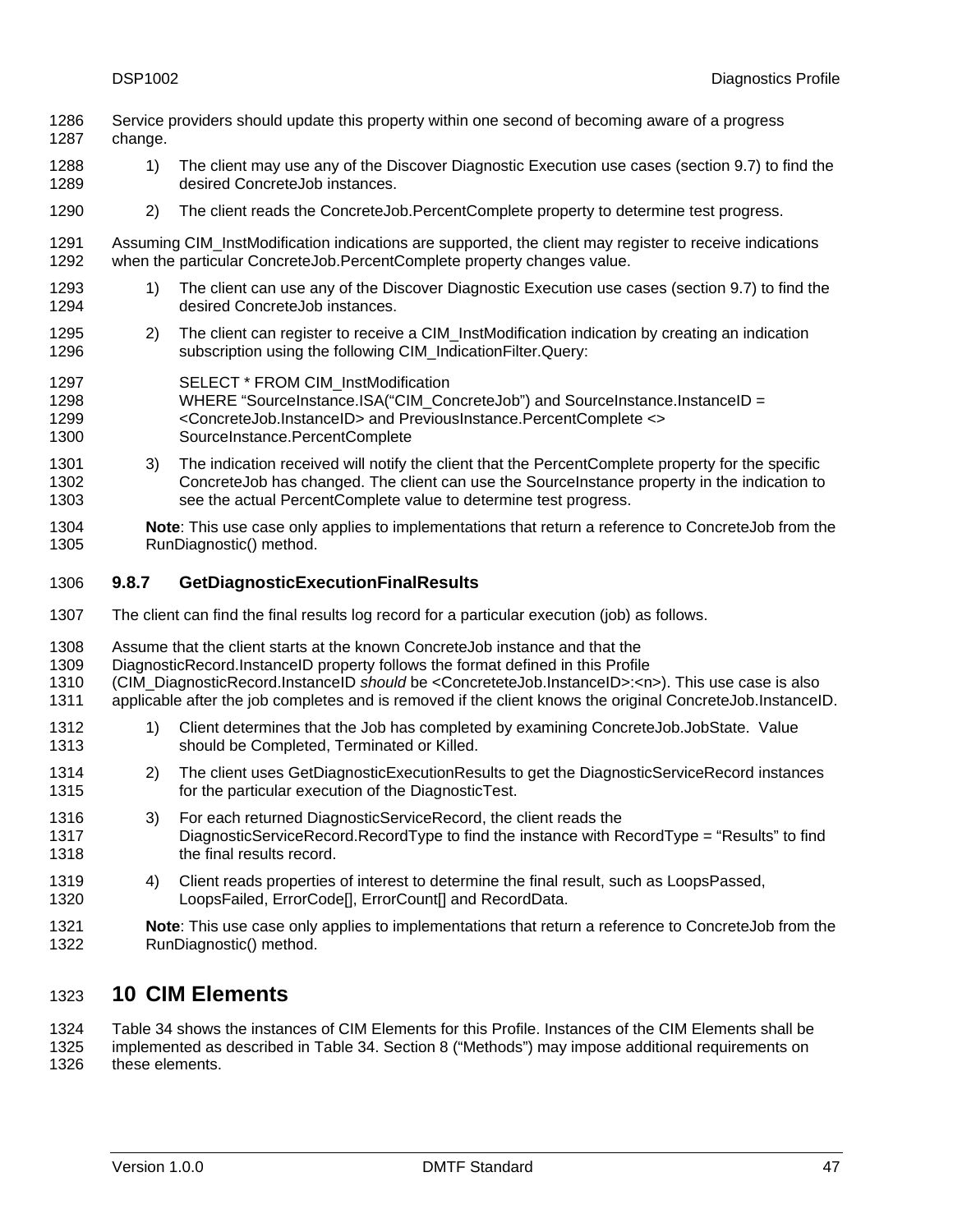Service providers should update this property within one second of becoming aware of a progress change.

1) The client may use any of the Discover Diagnostic Execution use cases (section 9.7) to find the desired ConcreteJob instances.

2) The client reads the ConcreteJob.PercentComplete property to determine test progress.

Assuming CIM_InstModification indications are supported, the client may register to receive indications when the particular ConcreteJob.PercentComplete property changes value.

1) The client can use any of the Discover Diagnostic Execution use cases (section 9.7) to find the desired ConcreteJob instances.

2) The client can register to receive a CIM_InstModification indication by creating an indication subscription using the following CIM_IndicationFilter.Query:

   SELECT * FROM CIM_InstModification
   WHERE “SourceInstance.ISA(“CIM_ConcreteJob”) and SourceInstance.InstanceID = <ConcreteJob.InstanceID> and PreviousInstance.PercentComplete <> SourceInstance.PercentComplete

3) The indication received will notify the client that the PercentComplete property for the specific ConcreteJob has changed. The client can use the SourceInstance property in the indication to see the actual PercentComplete value to determine test progress.

**Note**: This use case only applies to implementations that return a reference to ConcreteJob from the RunDiagnostic() method.

### 9.8.7 GetDiagnosticExecutionFinalResults

The client can find the final results log record for a particular execution (job) as follows.

Assume that the client starts at the known ConcreteJob instance and that the DiagnosticRecord.InstanceID property follows the format defined in this Profile (CIM_DiagnosticRecord.InstanceID *should* be <ConcreteteJob.InstanceID>:<n>). This use case is also applicable after the job completes and is removed if the client knows the original ConcreteJob.InstanceID.

1) Client determines that the Job has completed by examining ConcreteJob.JobState. Value should be Completed, Terminated or Killed.

2) The client uses GetDiagnosticExecutionResults to get the DiagnosticServiceRecord instances for the particular execution of the DiagnosticTest.

3) For each returned DiagnosticServiceRecord, the client reads the DiagnosticServiceRecord.RecordType to find the instance with RecordType = “Results” to find the final results record.

4) Client reads properties of interest to determine the final result, such as LoopsPassed, LoopsFailed, ErrorCode[], ErrorCount[] and RecordData.

**Note**: This use case only applies to implementations that return a reference to ConcreteJob from the RunDiagnostic() method.

# 10 CIM Elements

Table 34 shows the instances of CIM Elements for this Profile. Instances of the CIM Elements shall be implemented as described in Table 34. Section 8 (“Methods”) may impose additional requirements on these elements.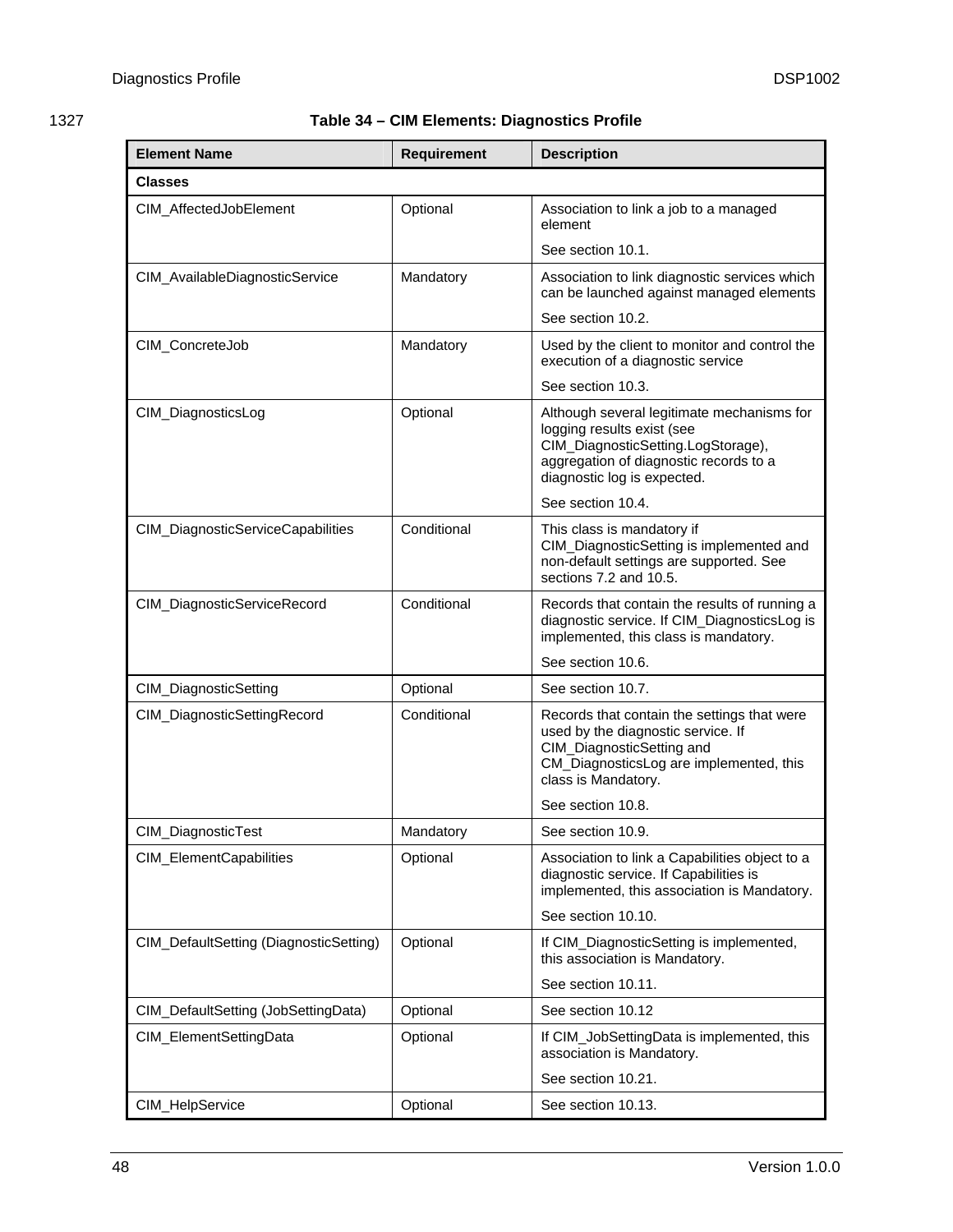1327

**Table 34 – CIM Elements: Diagnostics Profile**

| Element Name | Requirement | Description |
|---|---|---|
| **Classes** | | |
| CIM_AffectedJobElement | Optional | Association to link a job to a managed element<br><br>See section 10.1. |
| CIM_AvailableDiagnosticService | Mandatory | Association to link diagnostic services which can be launched against managed elements<br><br>See section 10.2. |
| CIM_ConcreteJob | Mandatory | Used by the client to monitor and control the execution of a diagnostic service<br><br>See section 10.3. |
| CIM_DiagnosticsLog | Optional | Although several legitimate mechanisms for logging results exist (see CIM_DiagnosticSetting.LogStorage), aggregation of diagnostic records to a diagnostic log is expected.<br><br>See section 10.4. |
| CIM_DiagnosticServiceCapabilities | Conditional | This class is mandatory if CIM_DiagnosticSetting is implemented and non-default settings are supported. See sections 7.2 and 10.5. |
| CIM_DiagnosticServiceRecord | Conditional | Records that contain the results of running a diagnostic service. If CIM_DiagnosticsLog is implemented, this class is mandatory.<br><br>See section 10.6. |
| CIM_DiagnosticSetting | Optional | See section 10.7. |
| CIM_DiagnosticSettingRecord | Conditional | Records that contain the settings that were used by the diagnostic service. If CIM_DiagnosticSetting and CM_DiagnosticsLog are implemented, this class is Mandatory.<br><br>See section 10.8. |
| CIM_DiagnosticTest | Mandatory | See section 10.9. |
| CIM_ElementCapabilities | Optional | Association to link a Capabilities object to a diagnostic service. If Capabilities is implemented, this association is Mandatory.<br><br>See section 10.10. |
| CIM_DefaultSetting (DiagnosticSetting) | Optional | If CIM_DiagnosticSetting is implemented, this association is Mandatory.<br><br>See section 10.11. |
| CIM_DefaultSetting (JobSettingData) | Optional | See section 10.12 |
| CIM_ElementSettingData | Optional | If CIM_JobSettingData is implemented, this association is Mandatory.<br><br>See section 10.21. |
| CIM_HelpService | Optional | See section 10.13. |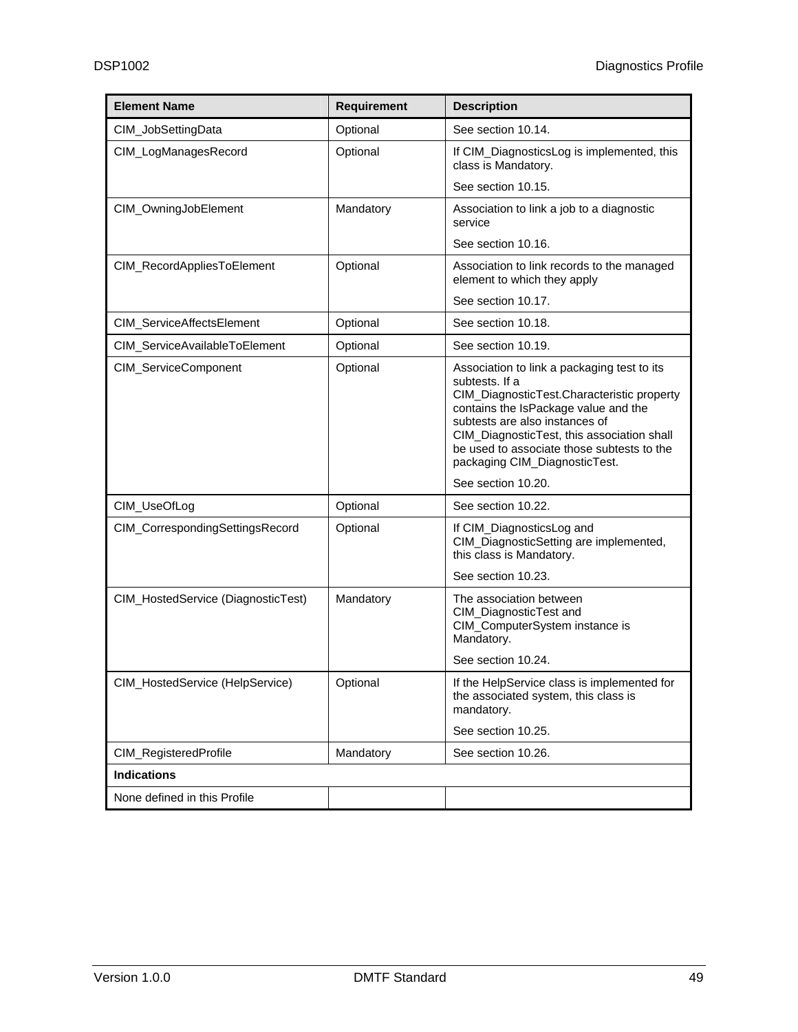| Element Name | Requirement | Description |
|---|---|---|
| CIM_JobSettingData | Optional | See section 10.14. |
| CIM_LogManagesRecord | Optional | If CIM_DiagnosticsLog is implemented, this class is Mandatory.<br><br>See section 10.15. |
| CIM_OwningJobElement | Mandatory | Association to link a job to a diagnostic service<br><br>See section 10.16. |
| CIM_RecordAppliesToElement | Optional | Association to link records to the managed element to which they apply<br><br>See section 10.17. |
| CIM_ServiceAffectsElement | Optional | See section 10.18. |
| CIM_ServiceAvailableToElement | Optional | See section 10.19. |
| CIM_ServiceComponent | Optional | Association to link a packaging test to its subtests. If a CIM_DiagnosticTest.Characteristic property contains the IsPackage value and the subtests are also instances of CIM_DiagnosticTest, this association shall be used to associate those subtests to the packaging CIM_DiagnosticTest.<br><br>See section 10.20. |
| CIM_UseOfLog | Optional | See section 10.22. |
| CIM_CorrespondingSettingsRecord | Optional | If CIM_DiagnosticsLog and CIM_DiagnosticSetting are implemented, this class is Mandatory.<br><br>See section 10.23. |
| CIM_HostedService (DiagnosticTest) | Mandatory | The association between CIM_DiagnosticTest and CIM_ComputerSystem instance is Mandatory.<br><br>See section 10.24. |
| CIM_HostedService (HelpService) | Optional | If the HelpService class is implemented for the associated system, this class is mandatory.<br><br>See section 10.25. |
| CIM_RegisteredProfile | Mandatory | See section 10.26. |
| **Indications** | | |
| None defined in this Profile | | |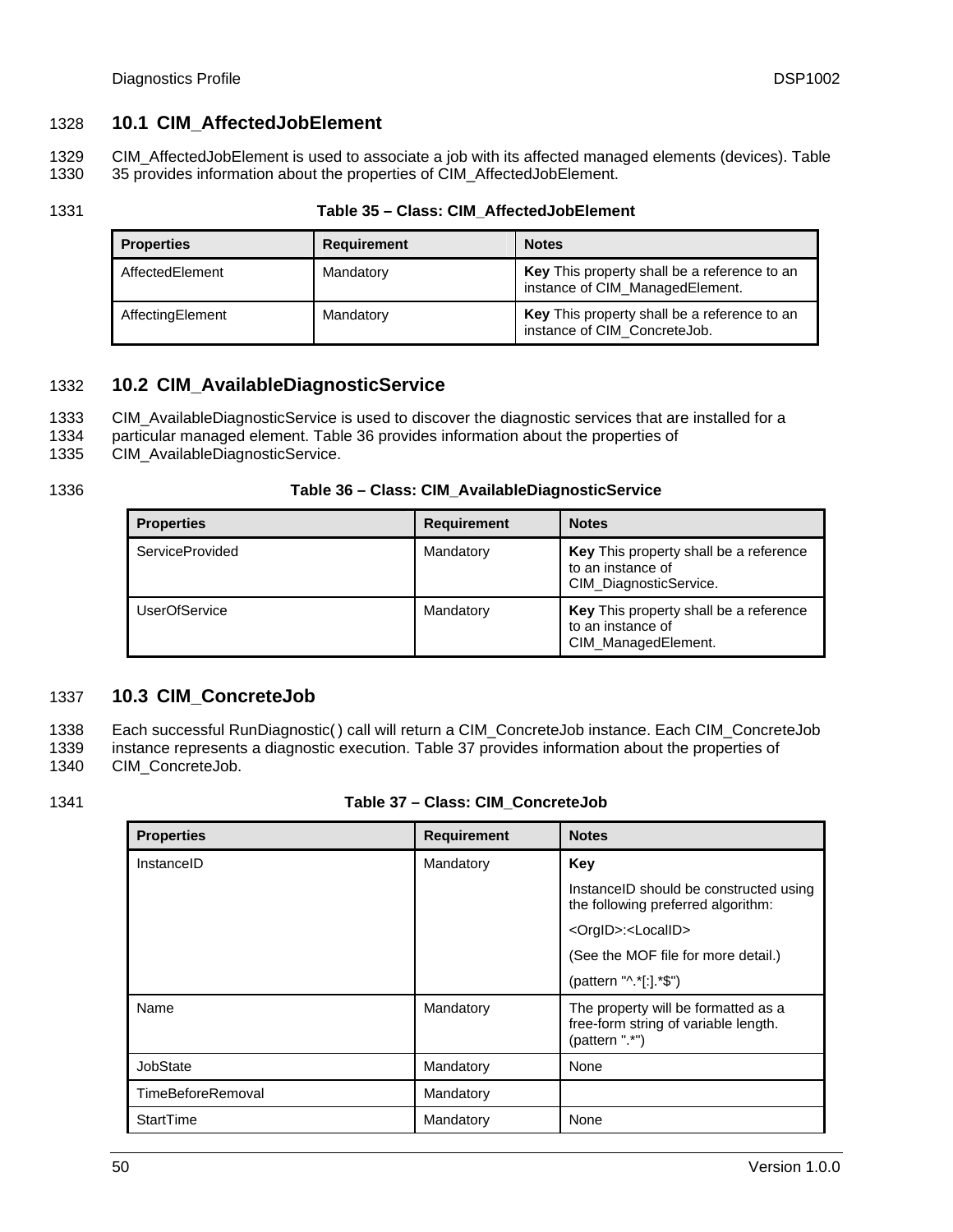## 10.1 CIM_AffectedJobElement

CIM_AffectedJobElement is used to associate a job with its affected managed elements (devices). Table 35 provides information about the properties of CIM_AffectedJobElement.

**Table 35 – Class: CIM_AffectedJobElement**

| Properties | Requirement | Notes |
|---|---|---|
| AffectedElement | Mandatory | **Key** This property shall be a reference to an instance of CIM_ManagedElement. |
| AffectingElement | Mandatory | **Key** This property shall be a reference to an instance of CIM_ConcreteJob. |

## 10.2 CIM_AvailableDiagnosticService

CIM_AvailableDiagnosticService is used to discover the diagnostic services that are installed for a particular managed element. Table 36 provides information about the properties of CIM_AvailableDiagnosticService.

**Table 36 – Class: CIM_AvailableDiagnosticService**

| Properties | Requirement | Notes |
|---|---|---|
| ServiceProvided | Mandatory | **Key** This property shall be a reference to an instance of CIM_DiagnosticService. |
| UserOfService | Mandatory | **Key** This property shall be a reference to an instance of CIM_ManagedElement. |

## 10.3 CIM_ConcreteJob

Each successful RunDiagnostic( ) call will return a CIM_ConcreteJob instance. Each CIM_ConcreteJob instance represents a diagnostic execution. Table 37 provides information about the properties of CIM_ConcreteJob.

**Table 37 – Class: CIM_ConcreteJob**

| Properties | Requirement | Notes |
|---|---|---|
| InstanceID | Mandatory | **Key**<br>InstanceID should be constructed using the following preferred algorithm:<br><OrgID>:<LocalID><br>(See the MOF file for more detail.)<br>(pattern "^.*[:].*$") |
| Name | Mandatory | The property will be formatted as a free-form string of variable length. (pattern ".*") |
| JobState | Mandatory | None |
| TimeBeforeRemoval | Mandatory | |
| StartTime | Mandatory | None |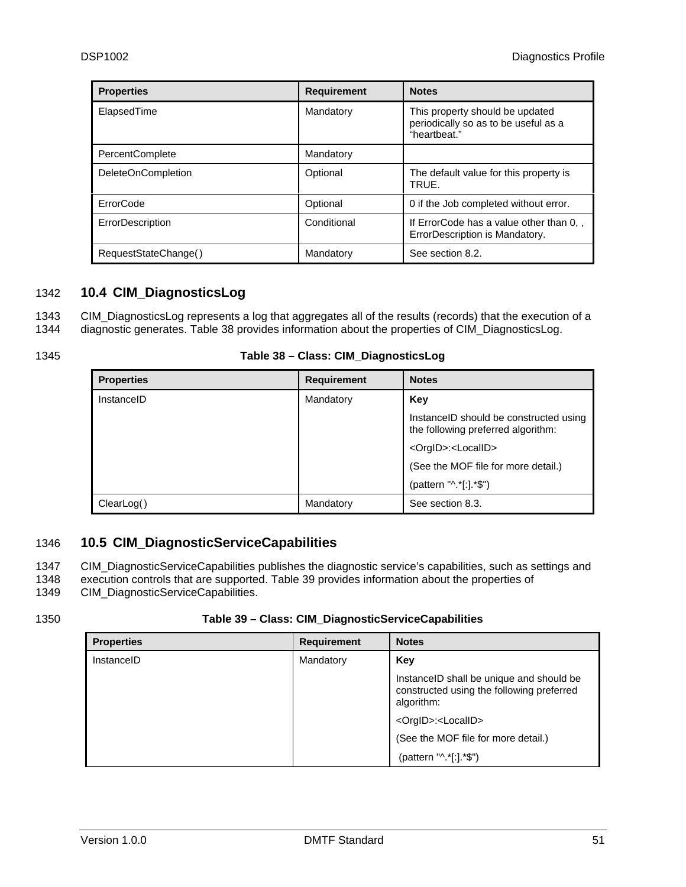| Properties | Requirement | Notes |
| --- | --- | --- |
| ElapsedTime | Mandatory | This property should be updated periodically so as to be useful as a “heartbeat.” |
| PercentComplete | Mandatory | |
| DeleteOnCompletion | Optional | The default value for this property is TRUE. |
| ErrorCode | Optional | 0 if the Job completed without error. |
| ErrorDescription | Conditional | If ErrorCode has a value other than 0, , ErrorDescription is Mandatory. |
| RequestStateChange( ) | Mandatory | See section 8.2. |

## 10.4 CIM_DiagnosticsLog

CIM_DiagnosticsLog represents a log that aggregates all of the results (records) that the execution of a diagnostic generates. Table 38 provides information about the properties of CIM_DiagnosticsLog.

**Table 38 – Class: CIM_DiagnosticsLog**

| Properties | Requirement | Notes |
| --- | --- | --- |
| InstanceID | Mandatory | **Key**<br>InstanceID should be constructed using the following preferred algorithm:<br><OrgID>:<LocalID><br>(See the MOF file for more detail.)<br>(pattern "^.*[:].*$") |
| ClearLog( ) | Mandatory | See section 8.3. |

## 10.5 CIM_DiagnosticServiceCapabilities

CIM_DiagnosticServiceCapabilities publishes the diagnostic service's capabilities, such as settings and execution controls that are supported. Table 39 provides information about the properties of CIM_DiagnosticServiceCapabilities.

**Table 39 – Class: CIM_DiagnosticServiceCapabilities**

| Properties | Requirement | Notes |
| --- | --- | --- |
| InstanceID | Mandatory | **Key**<br>InstanceID shall be unique and should be constructed using the following preferred algorithm:<br><OrgID>:<LocalID><br>(See the MOF file for more detail.)<br>(pattern "^.*[:].*$") |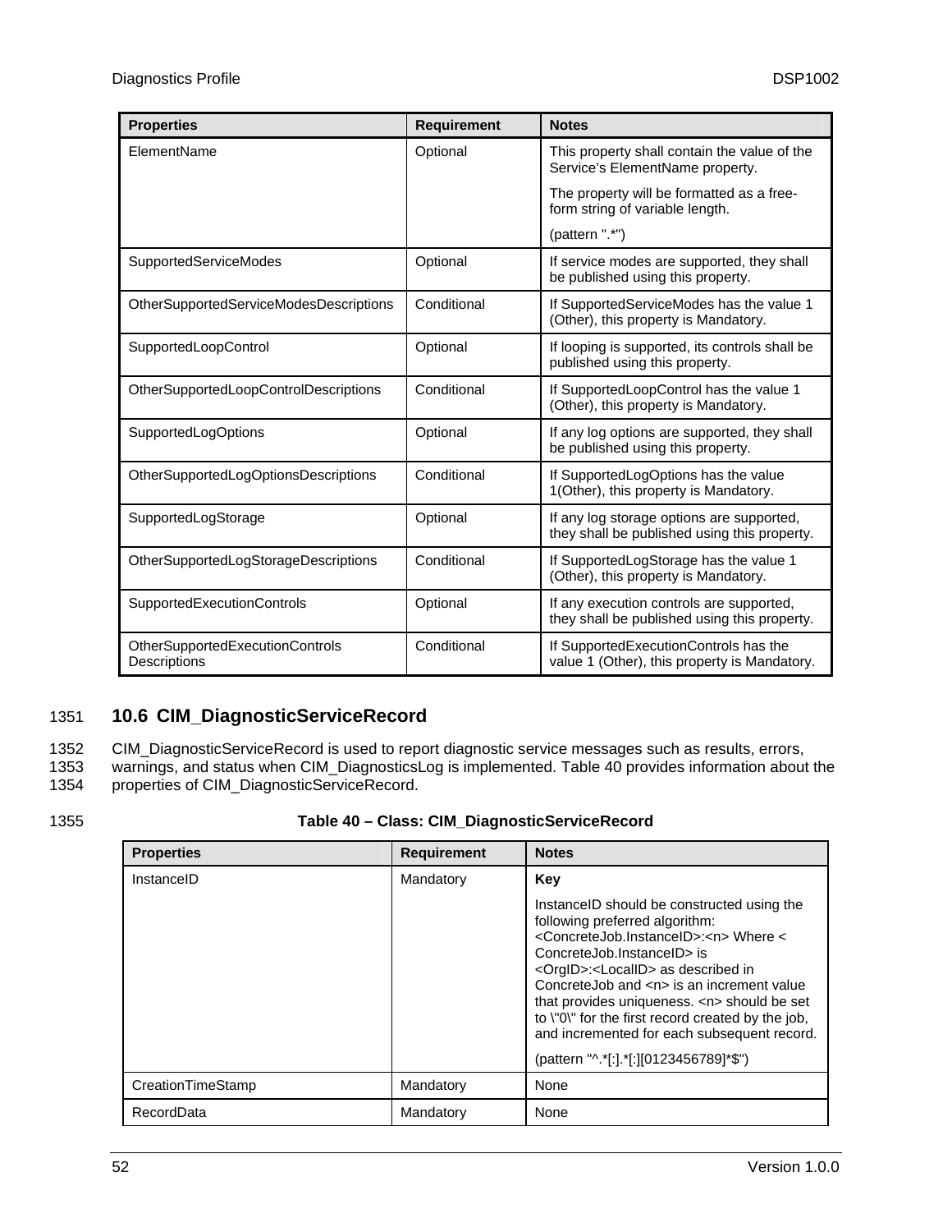| Properties | Requirement | Notes |
|---|---|---|
| ElementName | Optional | This property shall contain the value of the Service's ElementName property.<br><br>The property will be formatted as a free-form string of variable length.<br><br>(pattern ".*") |
| SupportedServiceModes | Optional | If service modes are supported, they shall be published using this property. |
| OtherSupportedServiceModesDescriptions | Conditional | If SupportedServiceModes has the value 1 (Other), this property is Mandatory. |
| SupportedLoopControl | Optional | If looping is supported, its controls shall be published using this property. |
| OtherSupportedLoopControlDescriptions | Conditional | If SupportedLoopControl has the value 1 (Other), this property is Mandatory. |
| SupportedLogOptions | Optional | If any log options are supported, they shall be published using this property. |
| OtherSupportedLogOptionsDescriptions | Conditional | If SupportedLogOptions has the value 1(Other), this property is Mandatory. |
| SupportedLogStorage | Optional | If any log storage options are supported, they shall be published using this property. |
| OtherSupportedLogStorageDescriptions | Conditional | If SupportedLogStorage has the value 1 (Other), this property is Mandatory. |
| SupportedExecutionControls | Optional | If any execution controls are supported, they shall be published using this property. |
| OtherSupportedExecutionControls Descriptions | Conditional | If SupportedExecutionControls has the value 1 (Other), this property is Mandatory. |

1351 **10.6 CIM_DiagnosticServiceRecord**

1352 CIM_DiagnosticServiceRecord is used to report diagnostic service messages such as results, errors,
1353 warnings, and status when CIM_DiagnosticsLog is implemented. Table 40 provides information about the
1354 properties of CIM_DiagnosticServiceRecord.

1355 **Table 40 – Class: CIM_DiagnosticServiceRecord**

| Properties | Requirement | Notes |
|---|---|---|
| InstanceID | Mandatory | **Key**<br><br>InstanceID should be constructed using the following preferred algorithm: <ConcreteJob.InstanceID>:<n> Where < ConcreteJob.InstanceID> is <OrgID>:<LocalID> as described in ConcreteJob and <n> is an increment value that provides uniqueness. <n> should be set to \"0\" for the first record created by the job, and incremented for each subsequent record.<br><br>(pattern "^.*[:].*[:][0123456789]*$") |
| CreationTimeStamp | Mandatory | None |
| RecordData | Mandatory | None |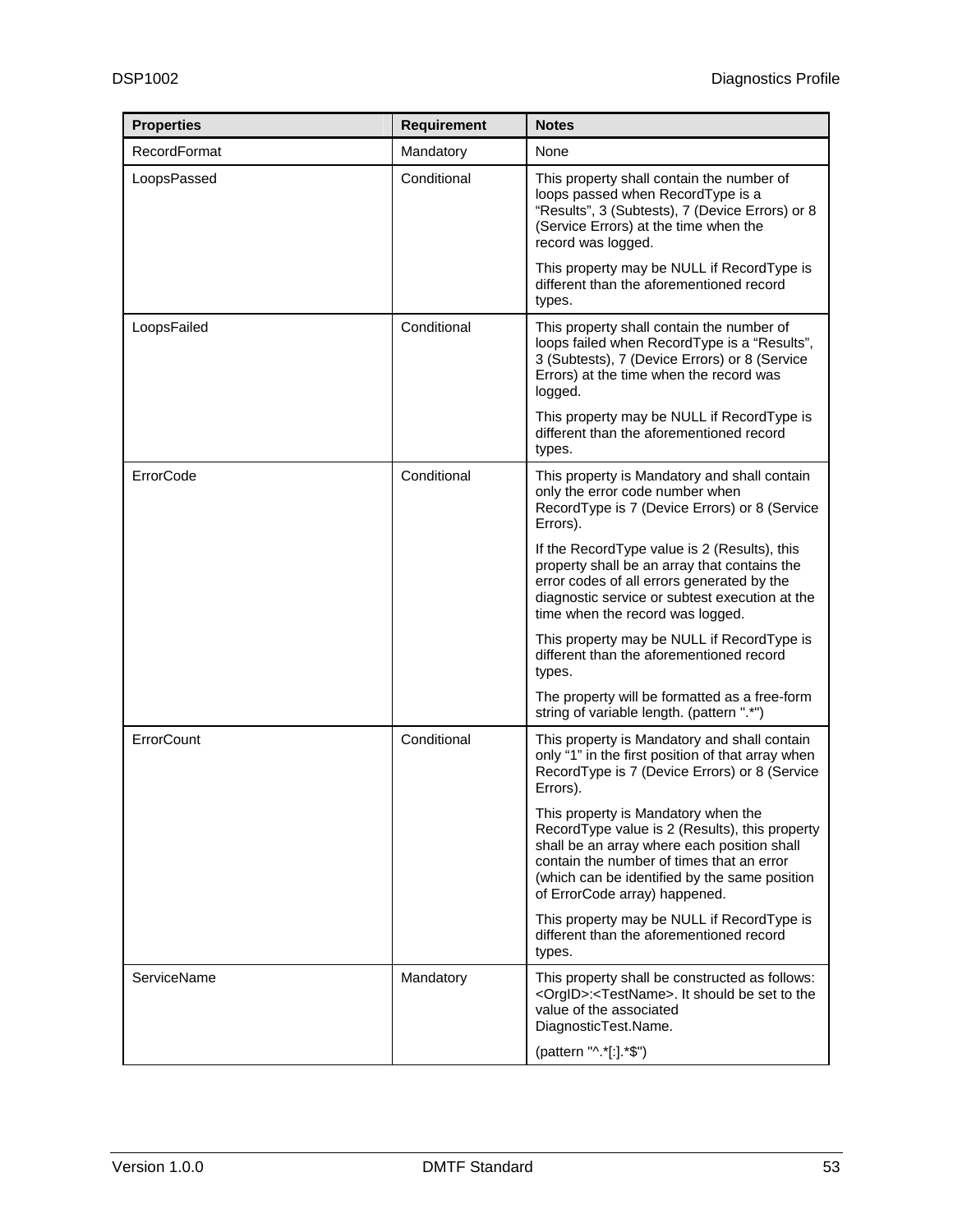| Properties | Requirement | Notes |
| --- | --- | --- |
| RecordFormat | Mandatory | None |
| LoopsPassed | Conditional | This property shall contain the number of loops passed when RecordType is a “Results”, 3 (Subtests), 7 (Device Errors) or 8 (Service Errors) at the time when the record was logged.<br><br>This property may be NULL if RecordType is different than the aforementioned record types. |
| LoopsFailed | Conditional | This property shall contain the number of loops failed when RecordType is a “Results”, 3 (Subtests), 7 (Device Errors) or 8 (Service Errors) at the time when the record was logged.<br><br>This property may be NULL if RecordType is different than the aforementioned record types. |
| ErrorCode | Conditional | This property is Mandatory and shall contain only the error code number when RecordType is 7 (Device Errors) or 8 (Service Errors).<br><br>If the RecordType value is 2 (Results), this property shall be an array that contains the error codes of all errors generated by the diagnostic service or subtest execution at the time when the record was logged.<br><br>This property may be NULL if RecordType is different than the aforementioned record types.<br><br>The property will be formatted as a free-form string of variable length. (pattern ".*") |
| ErrorCount | Conditional | This property is Mandatory and shall contain only “1” in the first position of that array when RecordType is 7 (Device Errors) or 8 (Service Errors).<br><br>This property is Mandatory when the RecordType value is 2 (Results), this property shall be an array where each position shall contain the number of times that an error (which can be identified by the same position of ErrorCode array) happened.<br><br>This property may be NULL if RecordType is different than the aforementioned record types. |
| ServiceName | Mandatory | This property shall be constructed as follows: <OrgID>:<TestName>. It should be set to the value of the associated DiagnosticTest.Name.<br><br>(pattern "^.*[:].*$") |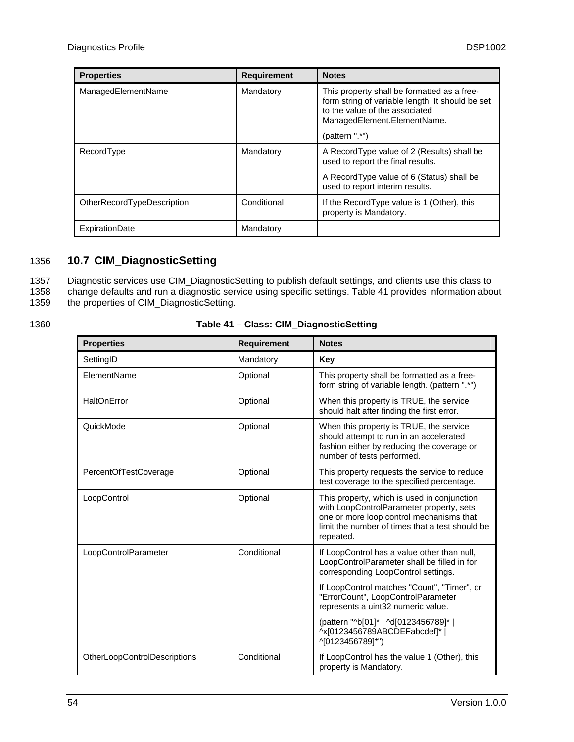| Properties | Requirement | Notes |
| --- | --- | --- |
| ManagedElementName | Mandatory | This property shall be formatted as a free-form string of variable length. It should be set to the value of the associated ManagedElement.ElementName. (pattern ".*") |
| RecordType | Mandatory | A RecordType value of 2 (Results) shall be used to report the final results. A RecordType value of 6 (Status) shall be used to report interim results. |
| OtherRecordTypeDescription | Conditional | If the RecordType value is 1 (Other), this property is Mandatory. |
| ExpirationDate | Mandatory | |

## 10.7 CIM_DiagnosticSetting

Diagnostic services use CIM_DiagnosticSetting to publish default settings, and clients use this class to change defaults and run a diagnostic service using specific settings. Table 41 provides information about the properties of CIM_DiagnosticSetting.

**Table 41 – Class: CIM_DiagnosticSetting**

| Properties | Requirement | Notes |
| --- | --- | --- |
| SettingID | Mandatory | **Key** |
| ElementName | Optional | This property shall be formatted as a free-form string of variable length. (pattern ".*") |
| HaltOnError | Optional | When this property is TRUE, the service should halt after finding the first error. |
| QuickMode | Optional | When this property is TRUE, the service should attempt to run in an accelerated fashion either by reducing the coverage or number of tests performed. |
| PercentOfTestCoverage | Optional | This property requests the service to reduce test coverage to the specified percentage. |
| LoopControl | Optional | This property, which is used in conjunction with LoopControlParameter property, sets one or more loop control mechanisms that limit the number of times that a test should be repeated. |
| LoopControlParameter | Conditional | If LoopControl has a value other than null, LoopControlParameter shall be filled in for corresponding LoopControl settings. If LoopControl matches "Count", "Timer", or "ErrorCount", LoopControlParameter represents a uint32 numeric value. (pattern "^b[01]* \| ^d[0123456789]* \| ^x[0123456789ABCDEFabcdef]* \| ^[0123456789]*") |
| OtherLoopControlDescriptions | Conditional | If LoopControl has the value 1 (Other), this property is Mandatory. |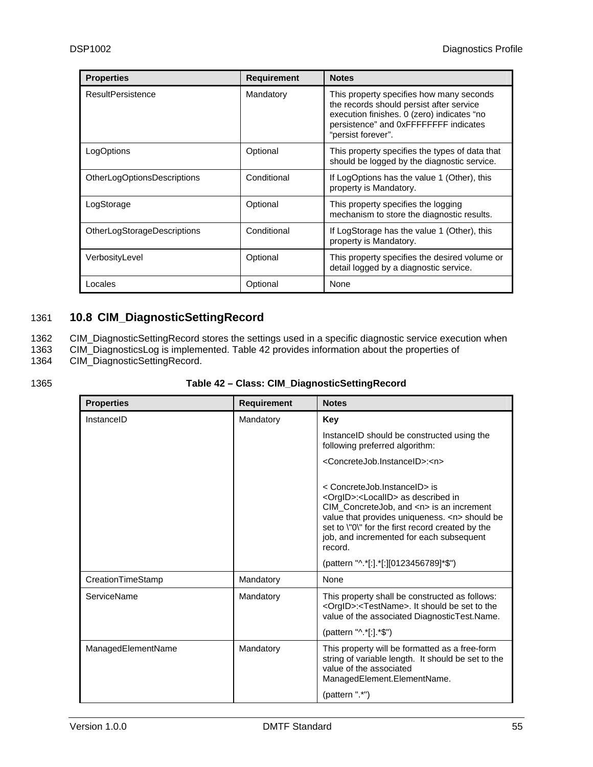| Properties | Requirement | Notes |
| --- | --- | --- |
| ResultPersistence | Mandatory | This property specifies how many seconds the records should persist after service execution finishes. 0 (zero) indicates "no persistence" and 0xFFFFFFFF indicates "persist forever". |
| LogOptions | Optional | This property specifies the types of data that should be logged by the diagnostic service. |
| OtherLogOptionsDescriptions | Conditional | If LogOptions has the value 1 (Other), this property is Mandatory. |
| LogStorage | Optional | This property specifies the logging mechanism to store the diagnostic results. |
| OtherLogStorageDescriptions | Conditional | If LogStorage has the value 1 (Other), this property is Mandatory. |
| VerbosityLevel | Optional | This property specifies the desired volume or detail logged by a diagnostic service. |
| Locales | Optional | None |

## 10.8 CIM_DiagnosticSettingRecord

CIM_DiagnosticSettingRecord stores the settings used in a specific diagnostic service execution when CIM_DiagnosticsLog is implemented. Table 42 provides information about the properties of CIM_DiagnosticSettingRecord.

**Table 42 – Class: CIM_DiagnosticSettingRecord**

| Properties | Requirement | Notes |
| --- | --- | --- |
| InstanceID | Mandatory | **Key**<br>InstanceID should be constructed using the following preferred algorithm:<br><ConcreteJob.InstanceID>:<n><br><br>< ConcreteJob.InstanceID> is <OrgID>:<LocalID> as described in CIM_ConcreteJob, and <n> is an increment value that provides uniqueness. <n> should be set to \"0\" for the first record created by the job, and incremented for each subsequent record.<br>(pattern "^.*[:].*[:][0123456789]*$") |
| CreationTimeStamp | Mandatory | None |
| ServiceName | Mandatory | This property shall be constructed as follows: <OrgID>:<TestName>. It should be set to the value of the associated DiagnosticTest.Name.<br>(pattern "^.*[:].*$") |
| ManagedElementName | Mandatory | This property will be formatted as a free-form string of variable length. It should be set to the value of the associated ManagedElement.ElementName.<br>(pattern ".*") |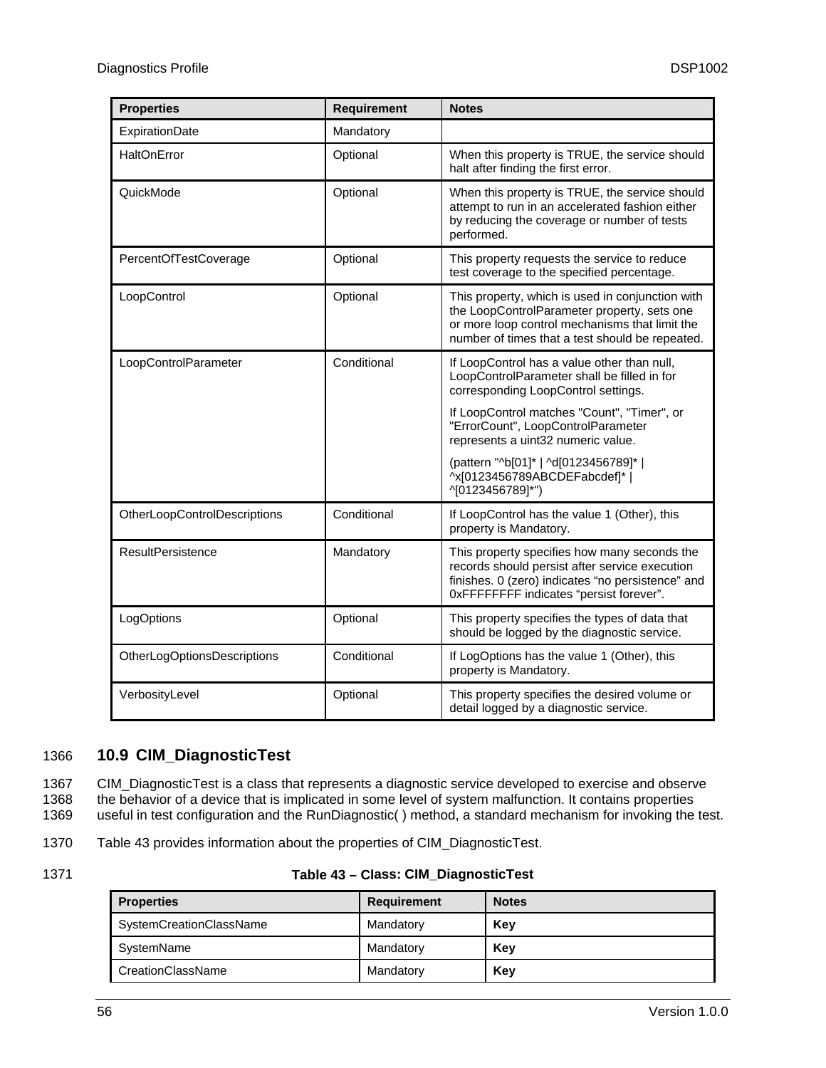| Properties | Requirement | Notes |
| --- | --- | --- |
| ExpirationDate | Mandatory | |
| HaltOnError | Optional | When this property is TRUE, the service should halt after finding the first error. |
| QuickMode | Optional | When this property is TRUE, the service should attempt to run in an accelerated fashion either by reducing the coverage or number of tests performed. |
| PercentOfTestCoverage | Optional | This property requests the service to reduce test coverage to the specified percentage. |
| LoopControl | Optional | This property, which is used in conjunction with the LoopControlParameter property, sets one or more loop control mechanisms that limit the number of times that a test should be repeated. |
| LoopControlParameter | Conditional | If LoopControl has a value other than null, LoopControlParameter shall be filled in for corresponding LoopControl settings.<br><br>If LoopControl matches "Count", "Timer", or "ErrorCount", LoopControlParameter represents a uint32 numeric value.<br><br>(pattern "^b[01]* \| ^d[0123456789]* \| ^x[0123456789ABCDEFabcdef]* \| ^[0123456789]*") |
| OtherLoopControlDescriptions | Conditional | If LoopControl has the value 1 (Other), this property is Mandatory. |
| ResultPersistence | Mandatory | This property specifies how many seconds the records should persist after service execution finishes. 0 (zero) indicates "no persistence" and 0xFFFFFFFF indicates "persist forever". |
| LogOptions | Optional | This property specifies the types of data that should be logged by the diagnostic service. |
| OtherLogOptionsDescriptions | Conditional | If LogOptions has the value 1 (Other), this property is Mandatory. |
| VerbosityLevel | Optional | This property specifies the desired volume or detail logged by a diagnostic service. |

1366 ## 10.9 CIM_DiagnosticTest

1367 CIM_DiagnosticTest is a class that represents a diagnostic service developed to exercise and observe
1368 the behavior of a device that is implicated in some level of system malfunction. It contains properties
1369 useful in test configuration and the RunDiagnostic( ) method, a standard mechanism for invoking the test.

1370 Table 43 provides information about the properties of CIM_DiagnosticTest.

1371 **Table 43 – Class: CIM_DiagnosticTest**

| Properties | Requirement | Notes |
| --- | --- | --- |
| SystemCreationClassName | Mandatory | **Key** |
| SystemName | Mandatory | **Key** |
| CreationClassName | Mandatory | **Key** |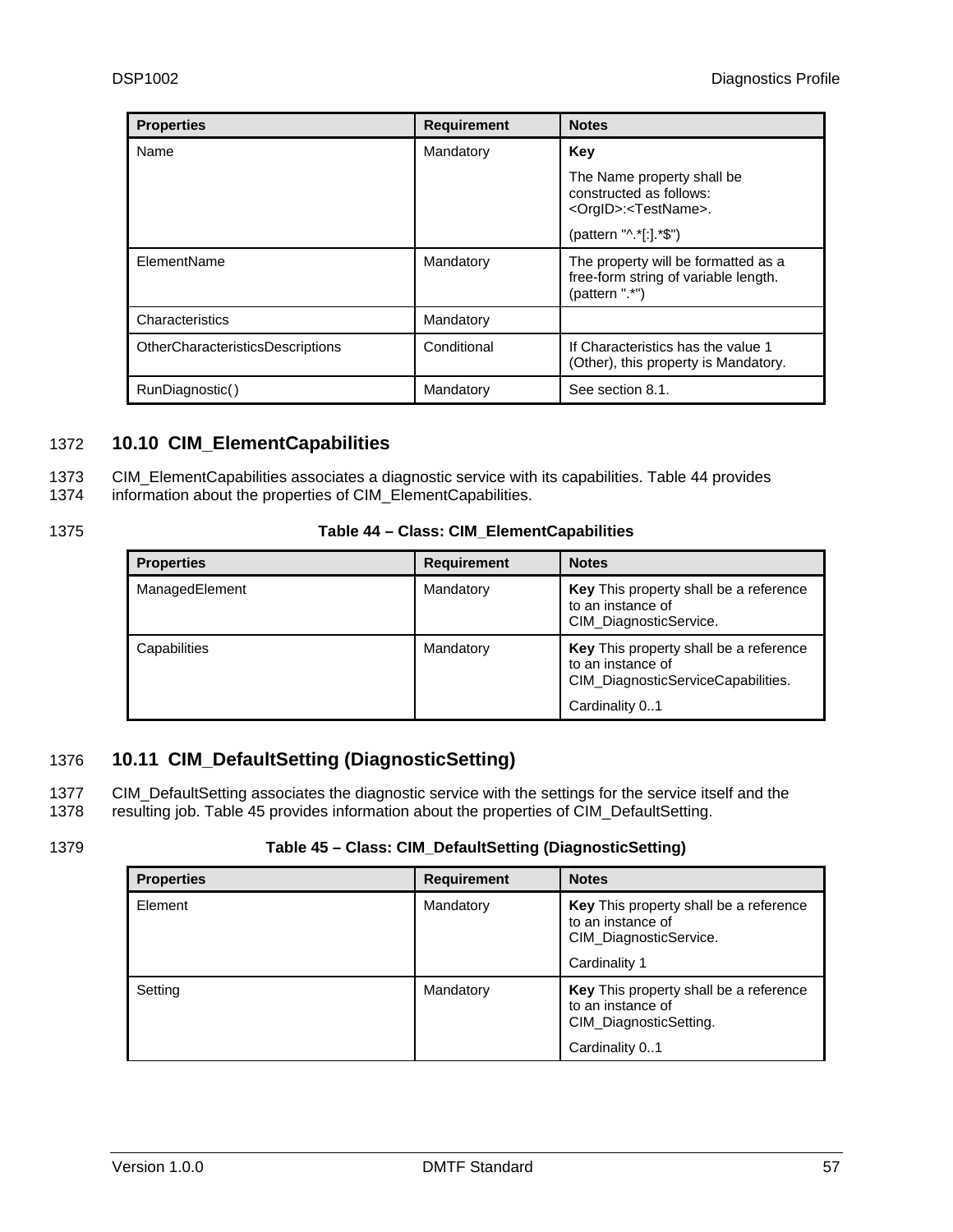| Properties | Requirement | Notes |
|---|---|---|
| Name | Mandatory | **Key** The Name property shall be constructed as follows: <OrgID>:<TestName>. (pattern "^.*[:].*$") |
| ElementName | Mandatory | The property will be formatted as a free-form string of variable length. (pattern ".*") |
| Characteristics | Mandatory | |
| OtherCharacteristicsDescriptions | Conditional | If Characteristics has the value 1 (Other), this property is Mandatory. |
| RunDiagnostic( ) | Mandatory | See section 8.1. |

## 10.10 CIM_ElementCapabilities

CIM_ElementCapabilities associates a diagnostic service with its capabilities. Table 44 provides information about the properties of CIM_ElementCapabilities.

**Table 44 – Class: CIM_ElementCapabilities**

| Properties | Requirement | Notes |
|---|---|---|
| ManagedElement | Mandatory | **Key** This property shall be a reference to an instance of CIM_DiagnosticService. |
| Capabilities | Mandatory | **Key** This property shall be a reference to an instance of CIM_DiagnosticServiceCapabilities. Cardinality 0..1 |

## 10.11 CIM_DefaultSetting (DiagnosticSetting)

CIM_DefaultSetting associates the diagnostic service with the settings for the service itself and the resulting job. Table 45 provides information about the properties of CIM_DefaultSetting.

**Table 45 – Class: CIM_DefaultSetting (DiagnosticSetting)**

| Properties | Requirement | Notes |
|---|---|---|
| Element | Mandatory | **Key** This property shall be a reference to an instance of CIM_DiagnosticService. Cardinality 1 |
| Setting | Mandatory | **Key** This property shall be a reference to an instance of CIM_DiagnosticSetting. Cardinality 0..1 |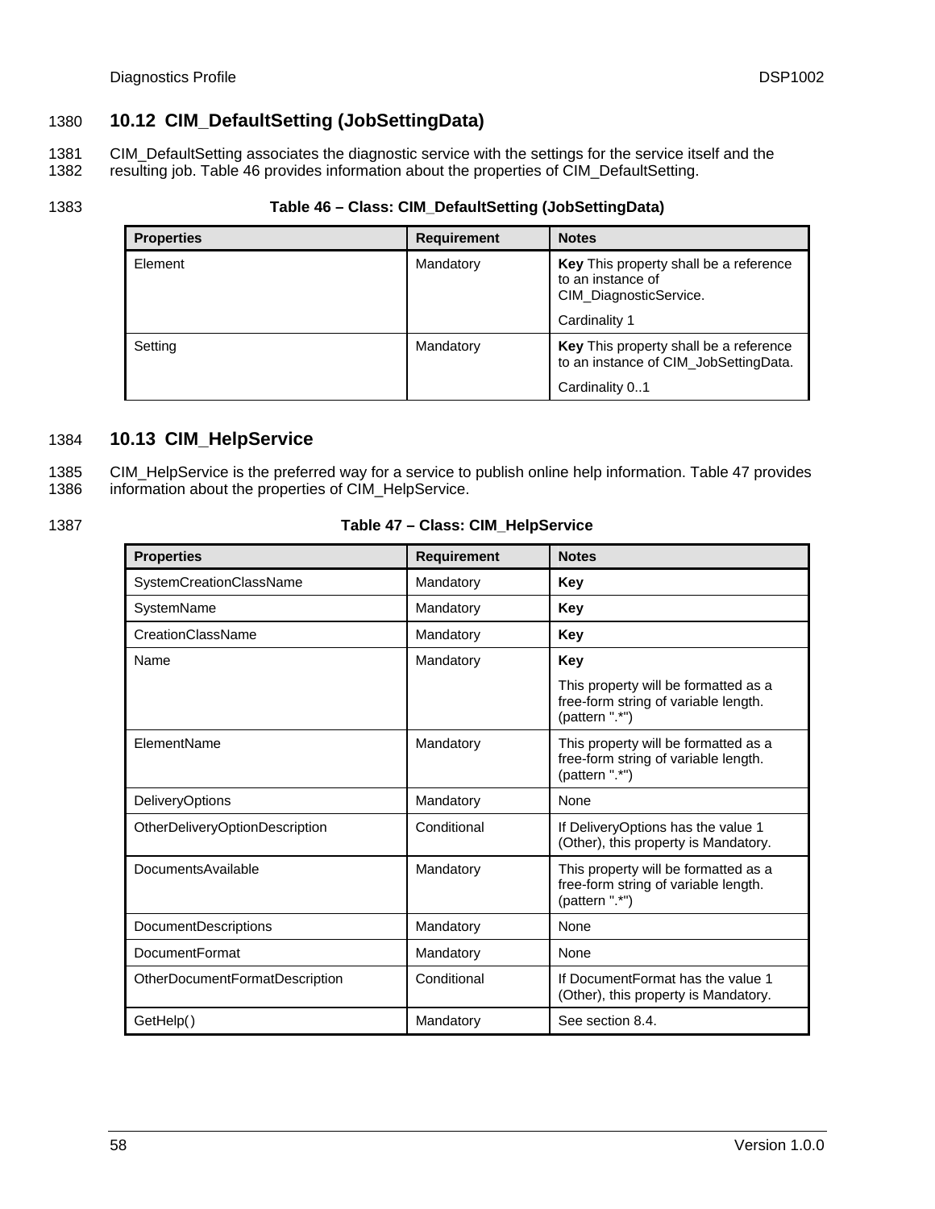## 10.12 CIM_DefaultSetting (JobSettingData)

CIM_DefaultSetting associates the diagnostic service with the settings for the service itself and the resulting job. Table 46 provides information about the properties of CIM_DefaultSetting.

**Table 46 – Class: CIM_DefaultSetting (JobSettingData)**

| Properties | Requirement | Notes |
|---|---|---|
| Element | Mandatory | **Key** This property shall be a reference to an instance of CIM_DiagnosticService.<br><br>Cardinality 1 |
| Setting | Mandatory | **Key** This property shall be a reference to an instance of CIM_JobSettingData.<br><br>Cardinality 0..1 |

## 10.13 CIM_HelpService

CIM_HelpService is the preferred way for a service to publish online help information. Table 47 provides information about the properties of CIM_HelpService.

**Table 47 – Class: CIM_HelpService**

| Properties | Requirement | Notes |
|---|---|---|
| SystemCreationClassName | Mandatory | **Key** |
| SystemName | Mandatory | **Key** |
| CreationClassName | Mandatory | **Key** |
| Name | Mandatory | **Key**<br><br>This property will be formatted as a free-form string of variable length. (pattern ".*") |
| ElementName | Mandatory | This property will be formatted as a free-form string of variable length. (pattern ".*") |
| DeliveryOptions | Mandatory | None |
| OtherDeliveryOptionDescription | Conditional | If DeliveryOptions has the value 1 (Other), this property is Mandatory. |
| DocumentsAvailable | Mandatory | This property will be formatted as a free-form string of variable length. (pattern ".*") |
| DocumentDescriptions | Mandatory | None |
| DocumentFormat | Mandatory | None |
| OtherDocumentFormatDescription | Conditional | If DocumentFormat has the value 1 (Other), this property is Mandatory. |
| GetHelp( ) | Mandatory | See section 8.4. |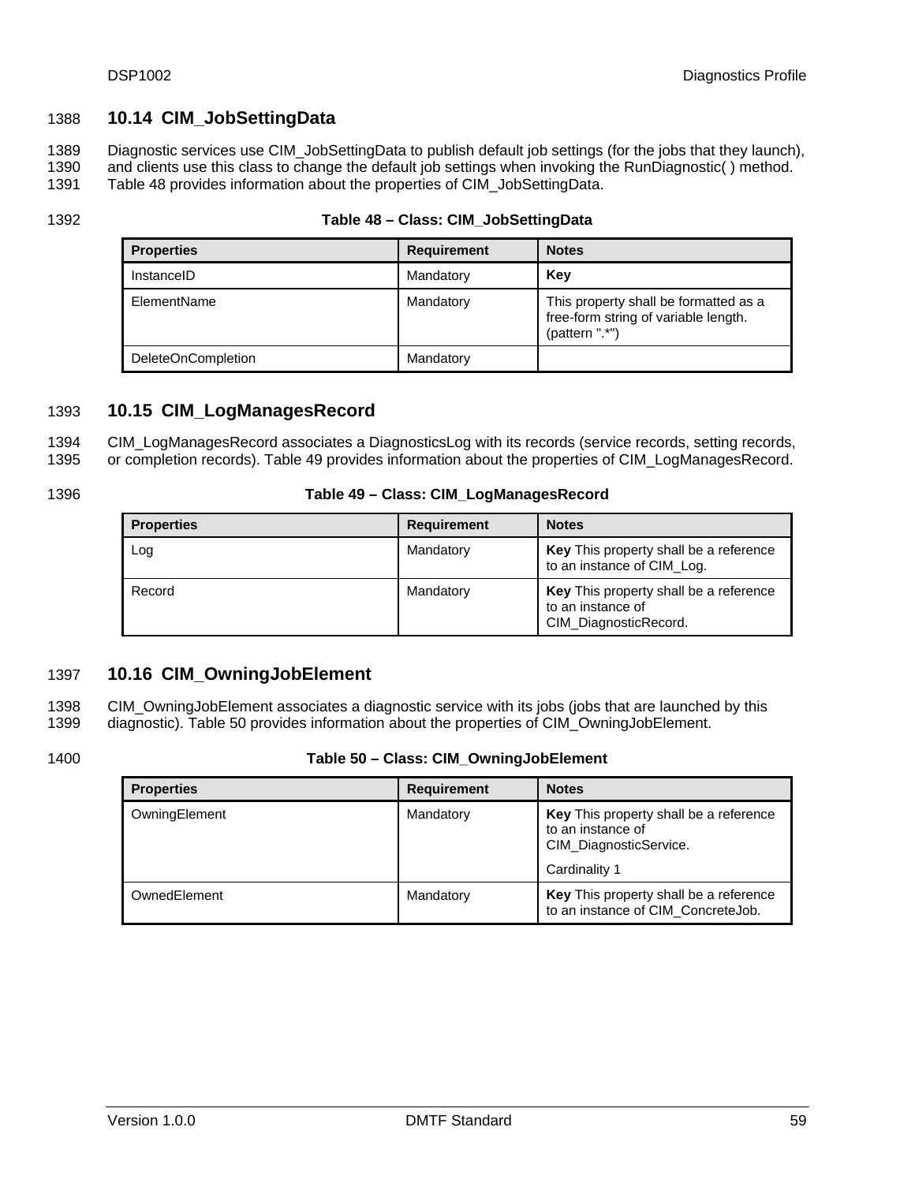## 10.14 CIM_JobSettingData

Diagnostic services use CIM_JobSettingData to publish default job settings (for the jobs that they launch), and clients use this class to change the default job settings when invoking the RunDiagnostic( ) method. Table 48 provides information about the properties of CIM_JobSettingData.

**Table 48 – Class: CIM_JobSettingData**

| Properties | Requirement | Notes |
|---|---|---|
| InstanceID | Mandatory | **Key** |
| ElementName | Mandatory | This property shall be formatted as a free-form string of variable length. (pattern ".*") |
| DeleteOnCompletion | Mandatory | |

## 10.15 CIM_LogManagesRecord

CIM_LogManagesRecord associates a DiagnosticsLog with its records (service records, setting records, or completion records). Table 49 provides information about the properties of CIM_LogManagesRecord.

**Table 49 – Class: CIM_LogManagesRecord**

| Properties | Requirement | Notes |
|---|---|---|
| Log | Mandatory | **Key** This property shall be a reference to an instance of CIM_Log. |
| Record | Mandatory | **Key** This property shall be a reference to an instance of CIM_DiagnosticRecord. |

## 10.16 CIM_OwningJobElement

CIM_OwningJobElement associates a diagnostic service with its jobs (jobs that are launched by this diagnostic). Table 50 provides information about the properties of CIM_OwningJobElement.

**Table 50 – Class: CIM_OwningJobElement**

| Properties | Requirement | Notes |
|---|---|---|
| OwningElement | Mandatory | **Key** This property shall be a reference to an instance of CIM_DiagnosticService. Cardinality 1 |
| OwnedElement | Mandatory | **Key** This property shall be a reference to an instance of CIM_ConcreteJob. |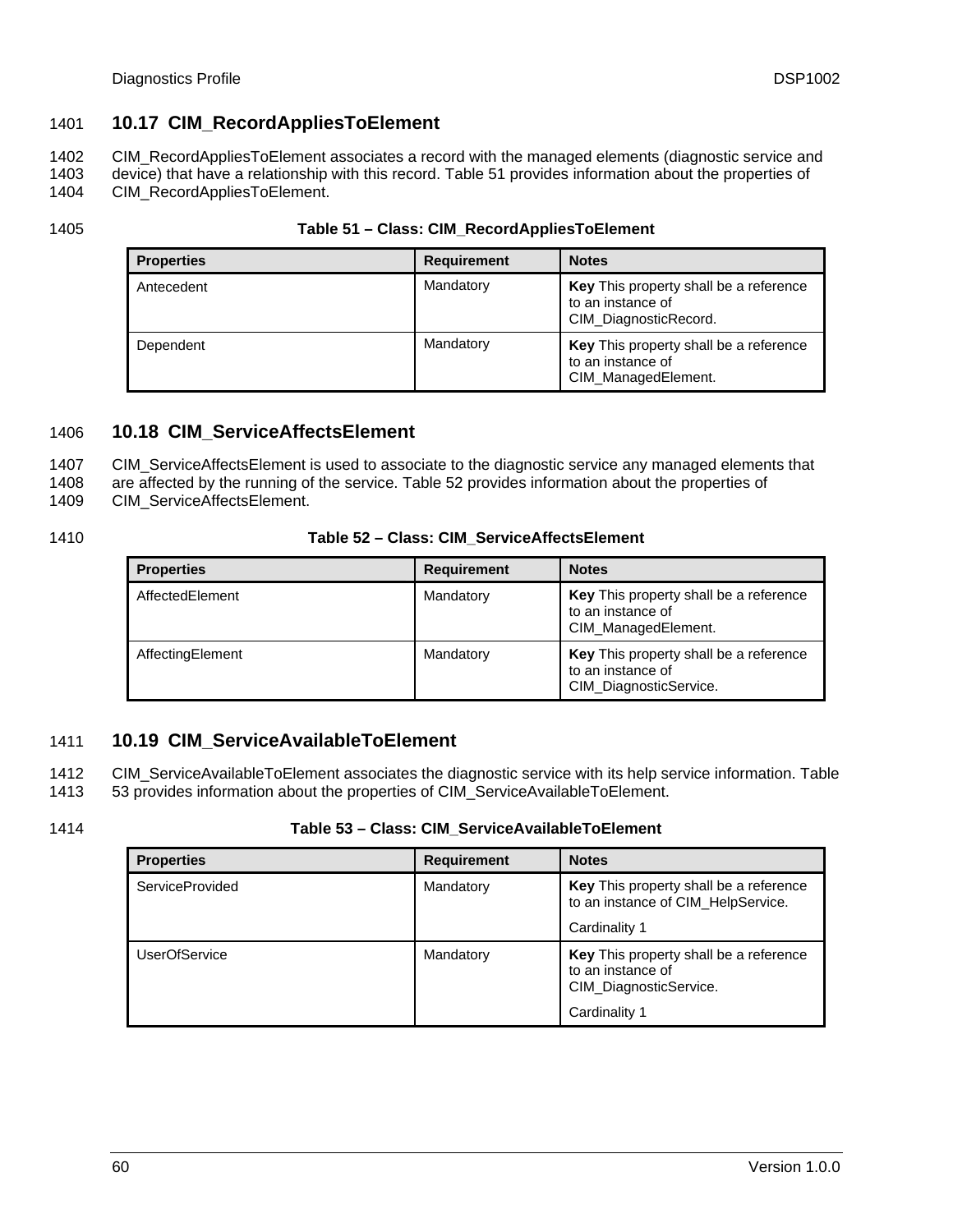## 10.17 CIM_RecordAppliesToElement

CIM_RecordAppliesToElement associates a record with the managed elements (diagnostic service and device) that have a relationship with this record. Table 51 provides information about the properties of CIM_RecordAppliesToElement.

**Table 51 – Class: CIM_RecordAppliesToElement**

| Properties | Requirement | Notes |
| --- | --- | --- |
| Antecedent | Mandatory | **Key** This property shall be a reference to an instance of CIM_DiagnosticRecord. |
| Dependent | Mandatory | **Key** This property shall be a reference to an instance of CIM_ManagedElement. |

## 10.18 CIM_ServiceAffectsElement

CIM_ServiceAffectsElement is used to associate to the diagnostic service any managed elements that are affected by the running of the service. Table 52 provides information about the properties of CIM_ServiceAffectsElement.

**Table 52 – Class: CIM_ServiceAffectsElement**

| Properties | Requirement | Notes |
| --- | --- | --- |
| AffectedElement | Mandatory | **Key** This property shall be a reference to an instance of CIM_ManagedElement. |
| AffectingElement | Mandatory | **Key** This property shall be a reference to an instance of CIM_DiagnosticService. |

## 10.19 CIM_ServiceAvailableToElement

CIM_ServiceAvailableToElement associates the diagnostic service with its help service information. Table 53 provides information about the properties of CIM_ServiceAvailableToElement.

**Table 53 – Class: CIM_ServiceAvailableToElement**

| Properties | Requirement | Notes |
| --- | --- | --- |
| ServiceProvided | Mandatory | **Key** This property shall be a reference to an instance of CIM_HelpService.<br>Cardinality 1 |
| UserOfService | Mandatory | **Key** This property shall be a reference to an instance of CIM_DiagnosticService.<br>Cardinality 1 |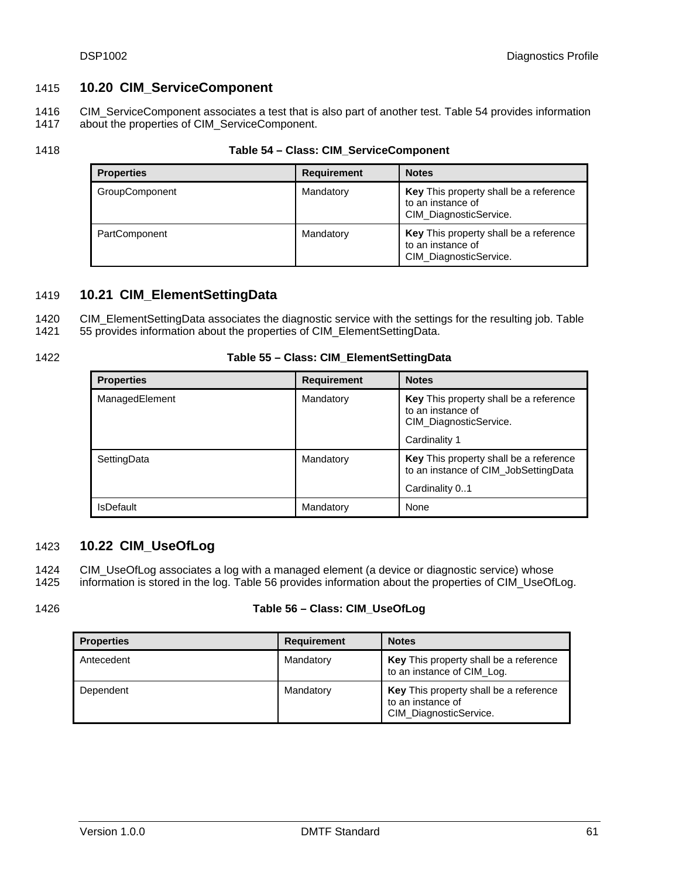## 10.20 CIM_ServiceComponent

CIM_ServiceComponent associates a test that is also part of another test. Table 54 provides information about the properties of CIM_ServiceComponent.

**Table 54 – Class: CIM_ServiceComponent**

| Properties | Requirement | Notes |
|---|---|---|
| GroupComponent | Mandatory | **Key** This property shall be a reference to an instance of CIM_DiagnosticService. |
| PartComponent | Mandatory | **Key** This property shall be a reference to an instance of CIM_DiagnosticService. |

## 10.21 CIM_ElementSettingData

CIM_ElementSettingData associates the diagnostic service with the settings for the resulting job. Table 55 provides information about the properties of CIM_ElementSettingData.

**Table 55 – Class: CIM_ElementSettingData**

| Properties | Requirement | Notes |
|---|---|---|
| ManagedElement | Mandatory | **Key** This property shall be a reference to an instance of CIM_DiagnosticService.<br>Cardinality 1 |
| SettingData | Mandatory | **Key** This property shall be a reference to an instance of CIM_JobSettingData<br>Cardinality 0..1 |
| IsDefault | Mandatory | None |

## 10.22 CIM_UseOfLog

CIM_UseOfLog associates a log with a managed element (a device or diagnostic service) whose information is stored in the log. Table 56 provides information about the properties of CIM_UseOfLog.

**Table 56 – Class: CIM_UseOfLog**

| Properties | Requirement | Notes |
|---|---|---|
| Antecedent | Mandatory | **Key** This property shall be a reference to an instance of CIM_Log. |
| Dependent | Mandatory | **Key** This property shall be a reference to an instance of CIM_DiagnosticService. |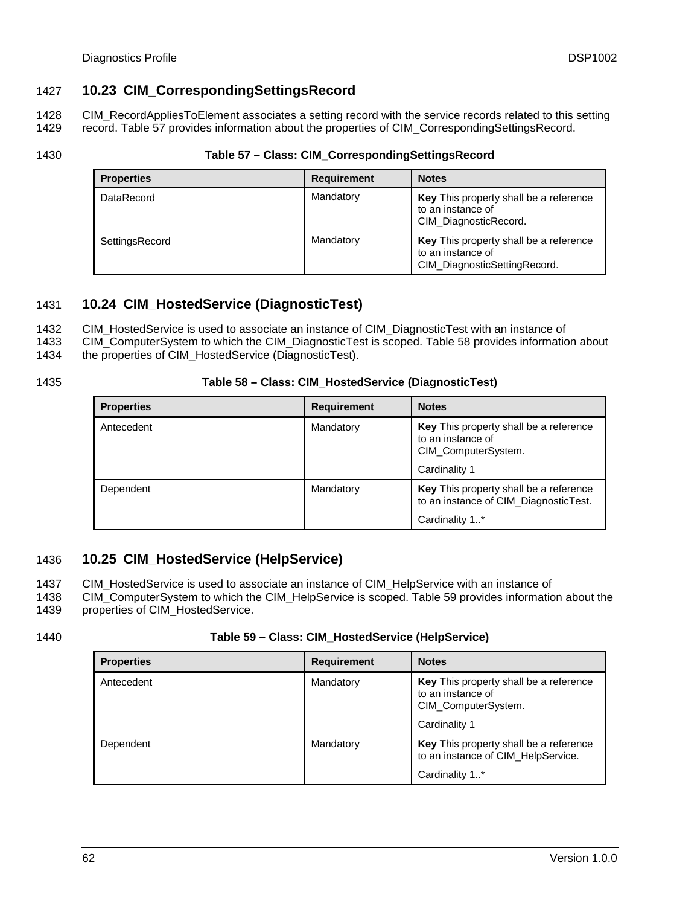## 10.23 CIM_CorrespondingSettingsRecord

CIM_RecordAppliesToElement associates a setting record with the service records related to this setting record. Table 57 provides information about the properties of CIM_CorrespondingSettingsRecord.

**Table 57 – Class: CIM_CorrespondingSettingsRecord**

| Properties | Requirement | Notes |
|---|---|---|
| DataRecord | Mandatory | **Key** This property shall be a reference to an instance of CIM_DiagnosticRecord. |
| SettingsRecord | Mandatory | **Key** This property shall be a reference to an instance of CIM_DiagnosticSettingRecord. |

## 10.24 CIM_HostedService (DiagnosticTest)

CIM_HostedService is used to associate an instance of CIM_DiagnosticTest with an instance of CIM_ComputerSystem to which the CIM_DiagnosticTest is scoped. Table 58 provides information about the properties of CIM_HostedService (DiagnosticTest).

**Table 58 – Class: CIM_HostedService (DiagnosticTest)**

| Properties | Requirement | Notes |
|---|---|---|
| Antecedent | Mandatory | **Key** This property shall be a reference to an instance of CIM_ComputerSystem.<br><br>Cardinality 1 |
| Dependent | Mandatory | **Key** This property shall be a reference to an instance of CIM_DiagnosticTest.<br><br>Cardinality 1..* |

## 10.25 CIM_HostedService (HelpService)

CIM_HostedService is used to associate an instance of CIM_HelpService with an instance of CIM_ComputerSystem to which the CIM_HelpService is scoped. Table 59 provides information about the properties of CIM_HostedService.

**Table 59 – Class: CIM_HostedService (HelpService)**

| Properties | Requirement | Notes |
|---|---|---|
| Antecedent | Mandatory | **Key** This property shall be a reference to an instance of CIM_ComputerSystem.<br><br>Cardinality 1 |
| Dependent | Mandatory | **Key** This property shall be a reference to an instance of CIM_HelpService.<br><br>Cardinality 1..* |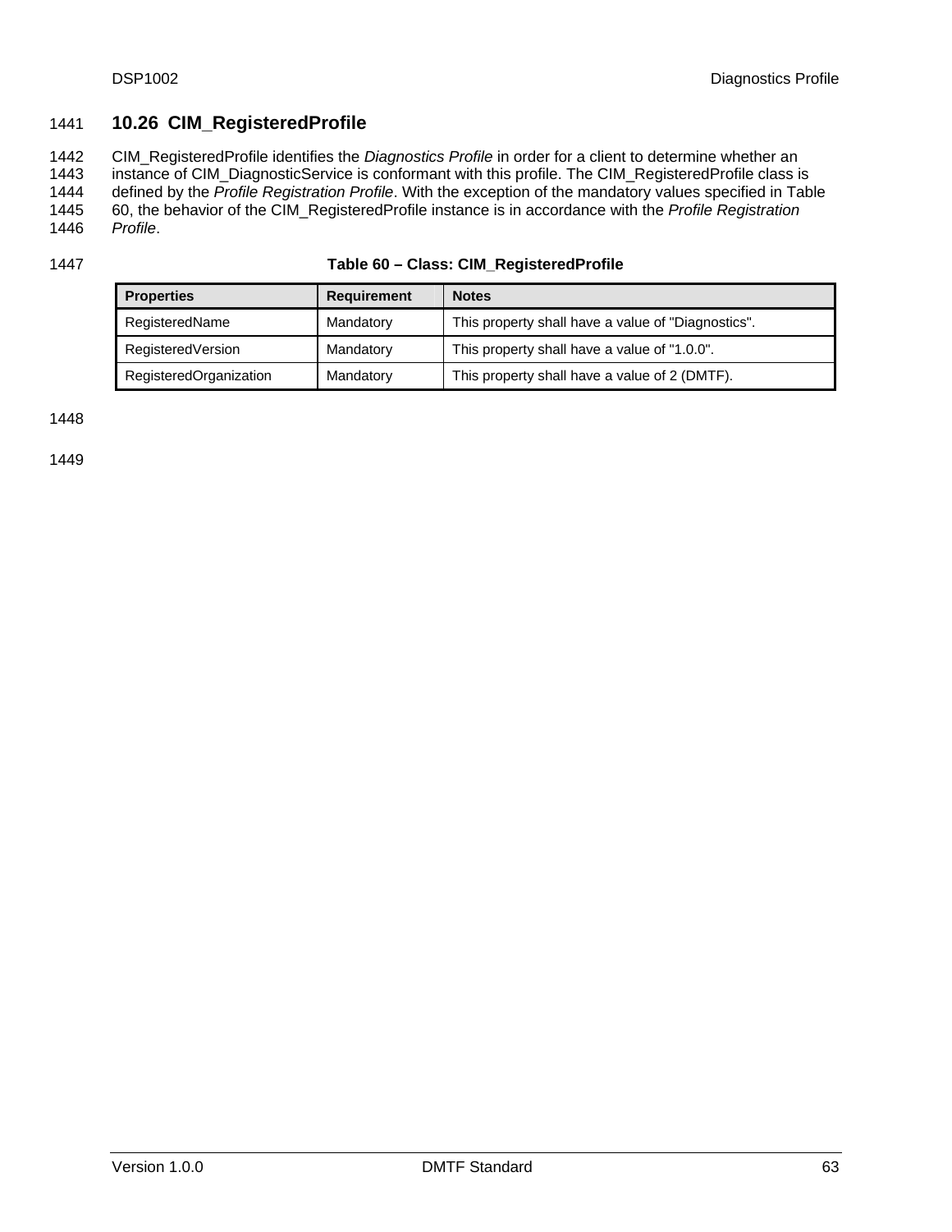## 10.26 CIM_RegisteredProfile

CIM_RegisteredProfile identifies the *Diagnostics Profile* in order for a client to determine whether an instance of CIM_DiagnosticService is conformant with this profile. The CIM_RegisteredProfile class is defined by the *Profile Registration Profile*. With the exception of the mandatory values specified in Table 60, the behavior of the CIM_RegisteredProfile instance is in accordance with the *Profile Registration Profile*.

**Table 60 – Class: CIM_RegisteredProfile**

| Properties | Requirement | Notes |
|---|---|---|
| RegisteredName | Mandatory | This property shall have a value of "Diagnostics". |
| RegisteredVersion | Mandatory | This property shall have a value of "1.0.0". |
| RegisteredOrganization | Mandatory | This property shall have a value of 2 (DMTF). |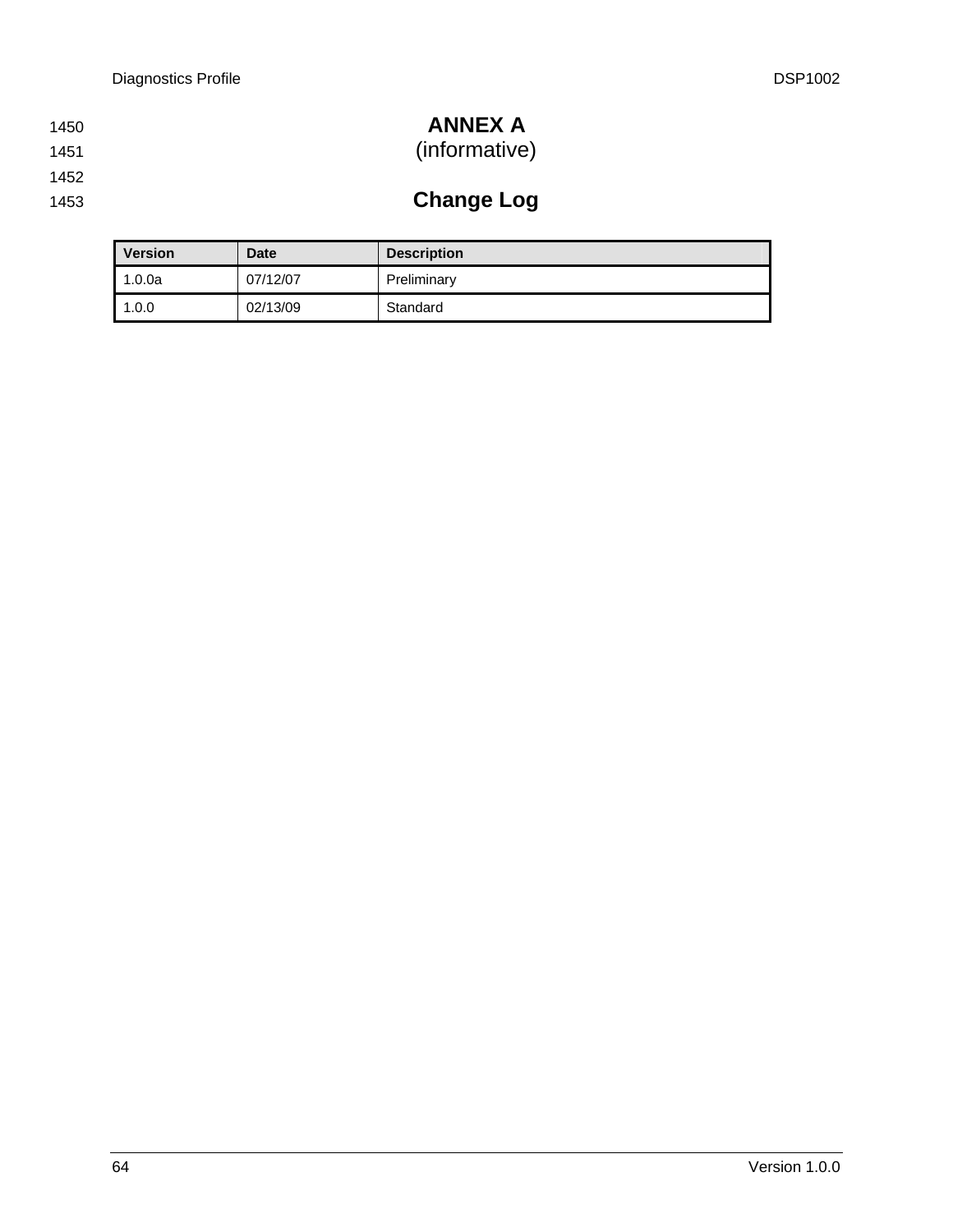# ANNEX A
(informative)

## Change Log

| Version | Date | Description |
| --- | --- | --- |
| 1.0.0a | 07/12/07 | Preliminary |
| 1.0.0 | 02/13/09 | Standard |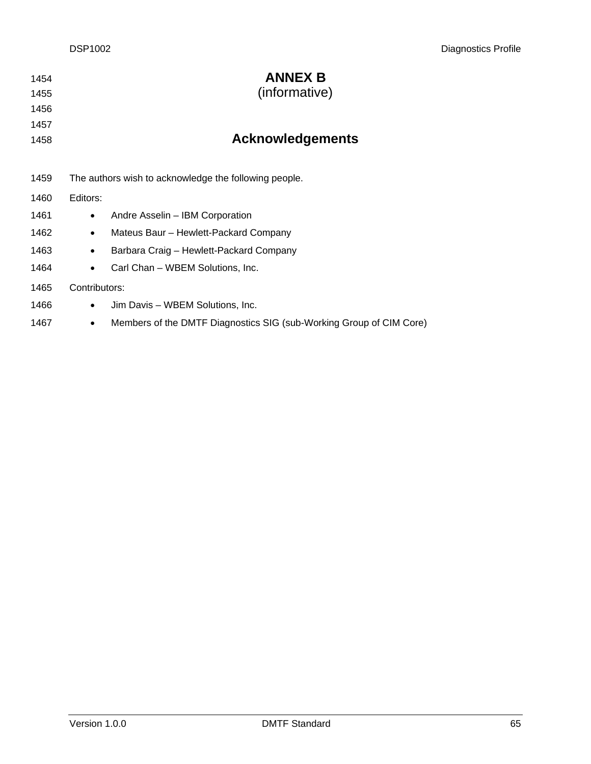# ANNEX B
(informative)

## Acknowledgements

The authors wish to acknowledge the following people.

Editors:

- Andre Asselin – IBM Corporation
- Mateus Baur – Hewlett-Packard Company
- Barbara Craig – Hewlett-Packard Company
- Carl Chan – WBEM Solutions, Inc.

Contributors:

- Jim Davis – WBEM Solutions, Inc.
- Members of the DMTF Diagnostics SIG (sub-Working Group of CIM Core)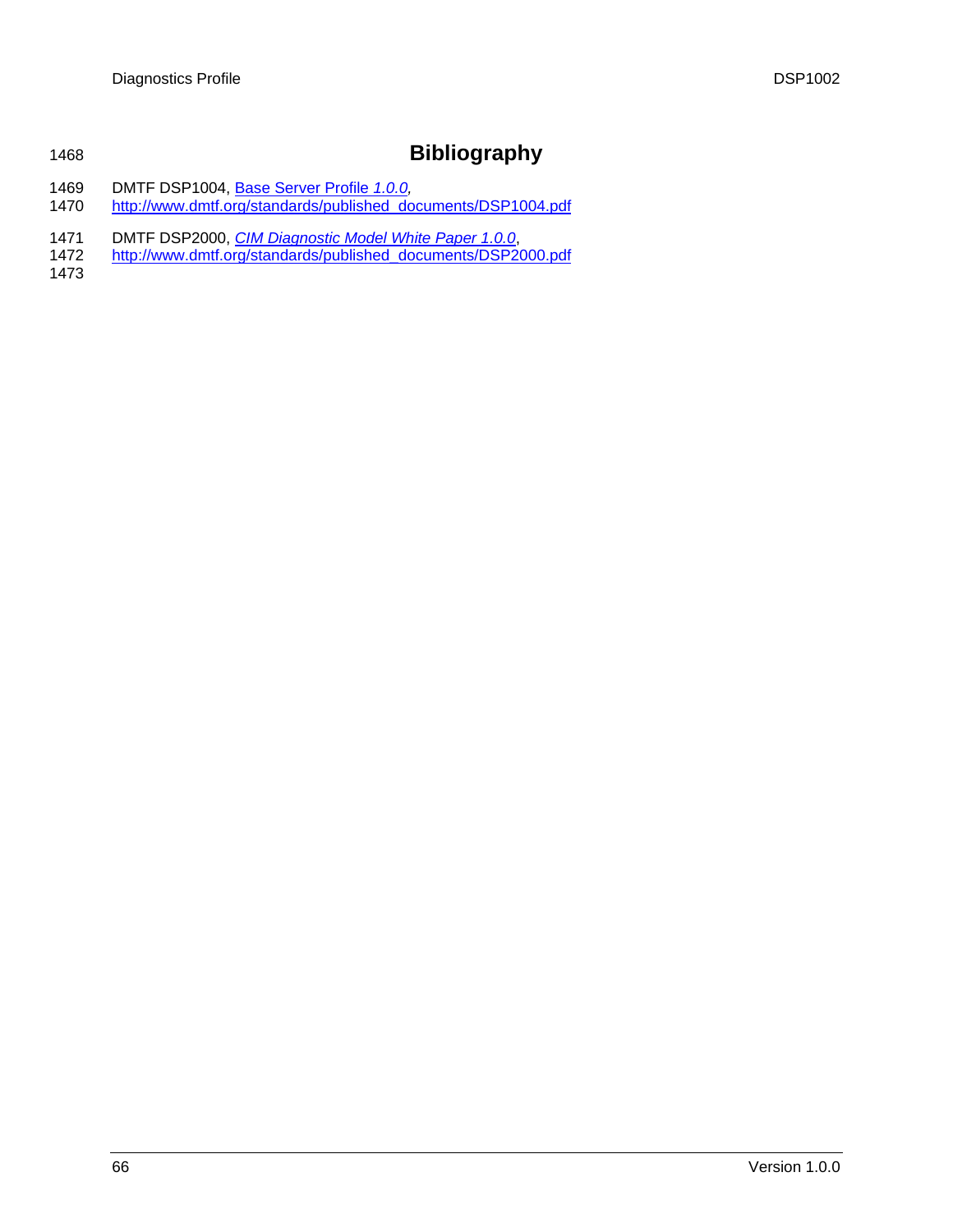# Bibliography

DMTF DSP1004, Base Server Profile *1.0.0*,
http://www.dmtf.org/standards/published_documents/DSP1004.pdf

DMTF DSP2000, *CIM Diagnostic Model White Paper 1.0.0*,
http://www.dmtf.org/standards/published_documents/DSP2000.pdf